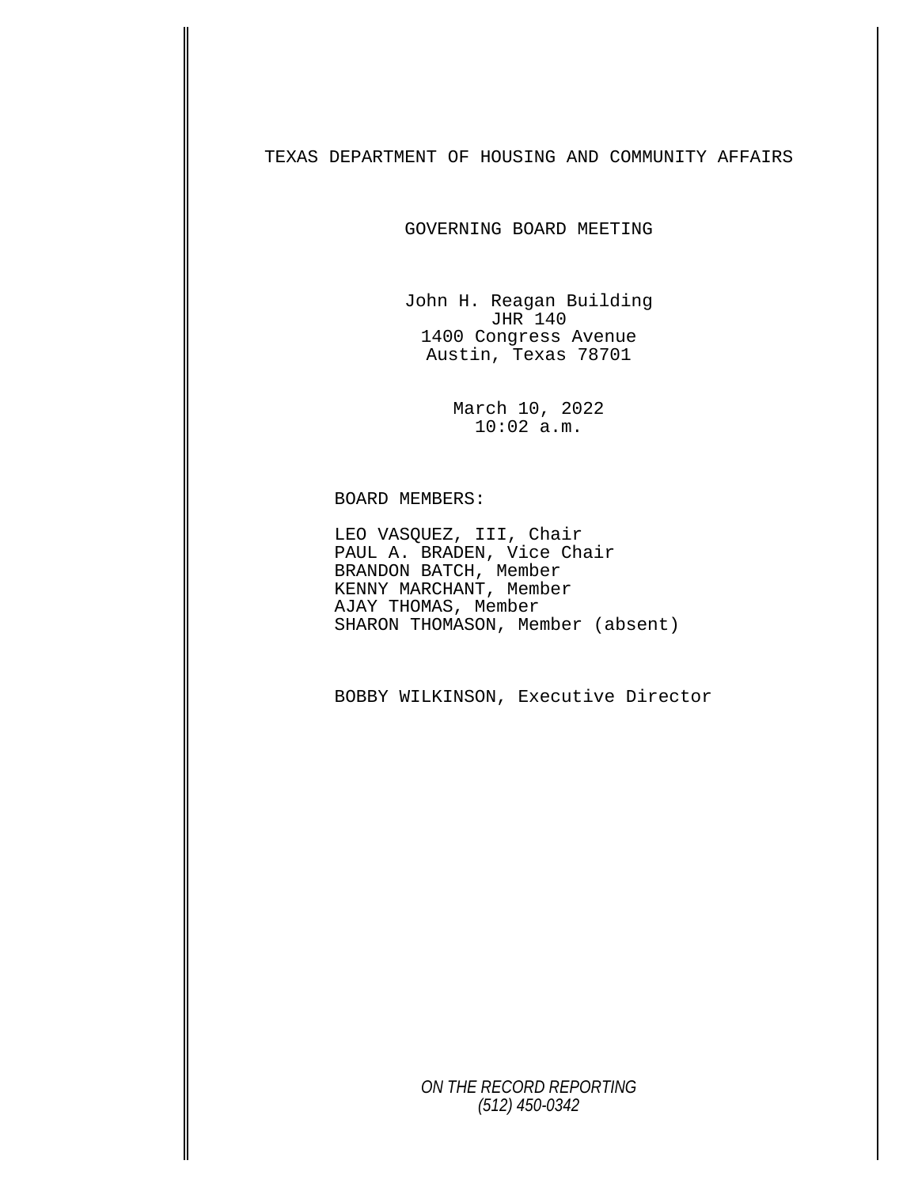# TEXAS DEPARTMENT OF HOUSING AND COMMUNITY AFFAIRS

## GOVERNING BOARD MEETING

John H. Reagan Building
JHR 140
1400 Congress Avenue
Austin, Texas 78701

March 10, 2022
10:02 a.m.

BOARD MEMBERS:

LEO VASQUEZ, III, Chair
PAUL A. BRADEN, Vice Chair
BRANDON BATCH, Member
KENNY MARCHANT, Member
AJAY THOMAS, Member
SHARON THOMASON, Member (absent)

BOBBY WILKINSON, Executive Director

*ON THE RECORD REPORTING*
*(512) 450-0342*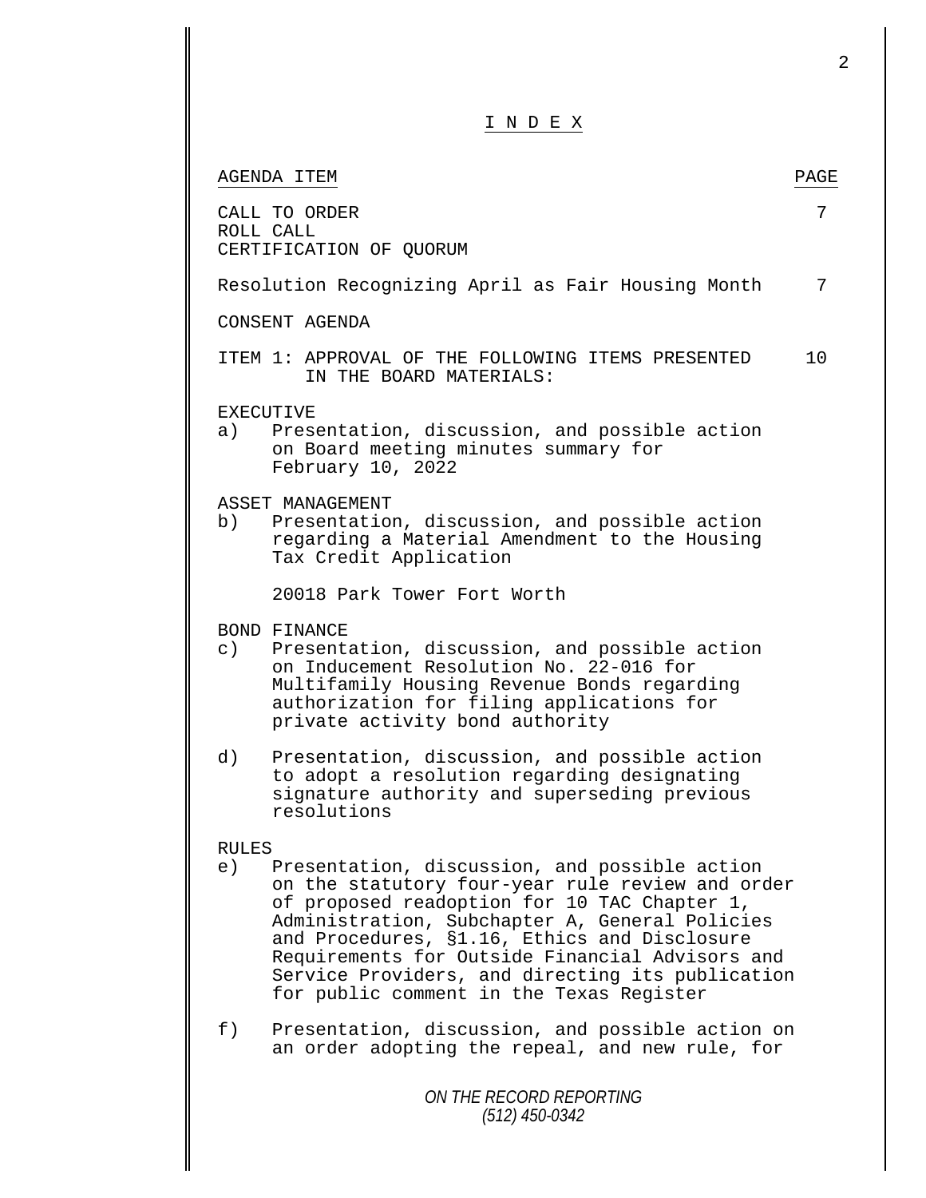# I N D E X

| AGENDA ITEM | PAGE |
|---|---|
| CALL TO ORDER<br>ROLL CALL<br>CERTIFICATION OF QUORUM | 7 |
| Resolution Recognizing April as Fair Housing Month | 7 |
| CONSENT AGENDA | |
| ITEM 1: APPROVAL OF THE FOLLOWING ITEMS PRESENTED IN THE BOARD MATERIALS: | 10 |

EXECUTIVE

a) Presentation, discussion, and possible action on Board meeting minutes summary for February 10, 2022

ASSET MANAGEMENT

b) Presentation, discussion, and possible action regarding a Material Amendment to the Housing Tax Credit Application

20018 Park Tower Fort Worth

BOND FINANCE

c) Presentation, discussion, and possible action on Inducement Resolution No. 22-016 for Multifamily Housing Revenue Bonds regarding authorization for filing applications for private activity bond authority

d) Presentation, discussion, and possible action to adopt a resolution regarding designating signature authority and superseding previous resolutions

RULES

e) Presentation, discussion, and possible action on the statutory four-year rule review and order of proposed readoption for 10 TAC Chapter 1, Administration, Subchapter A, General Policies and Procedures, §1.16, Ethics and Disclosure Requirements for Outside Financial Advisors and Service Providers, and directing its publication for public comment in the Texas Register

f) Presentation, discussion, and possible action on an order adopting the repeal, and new rule, for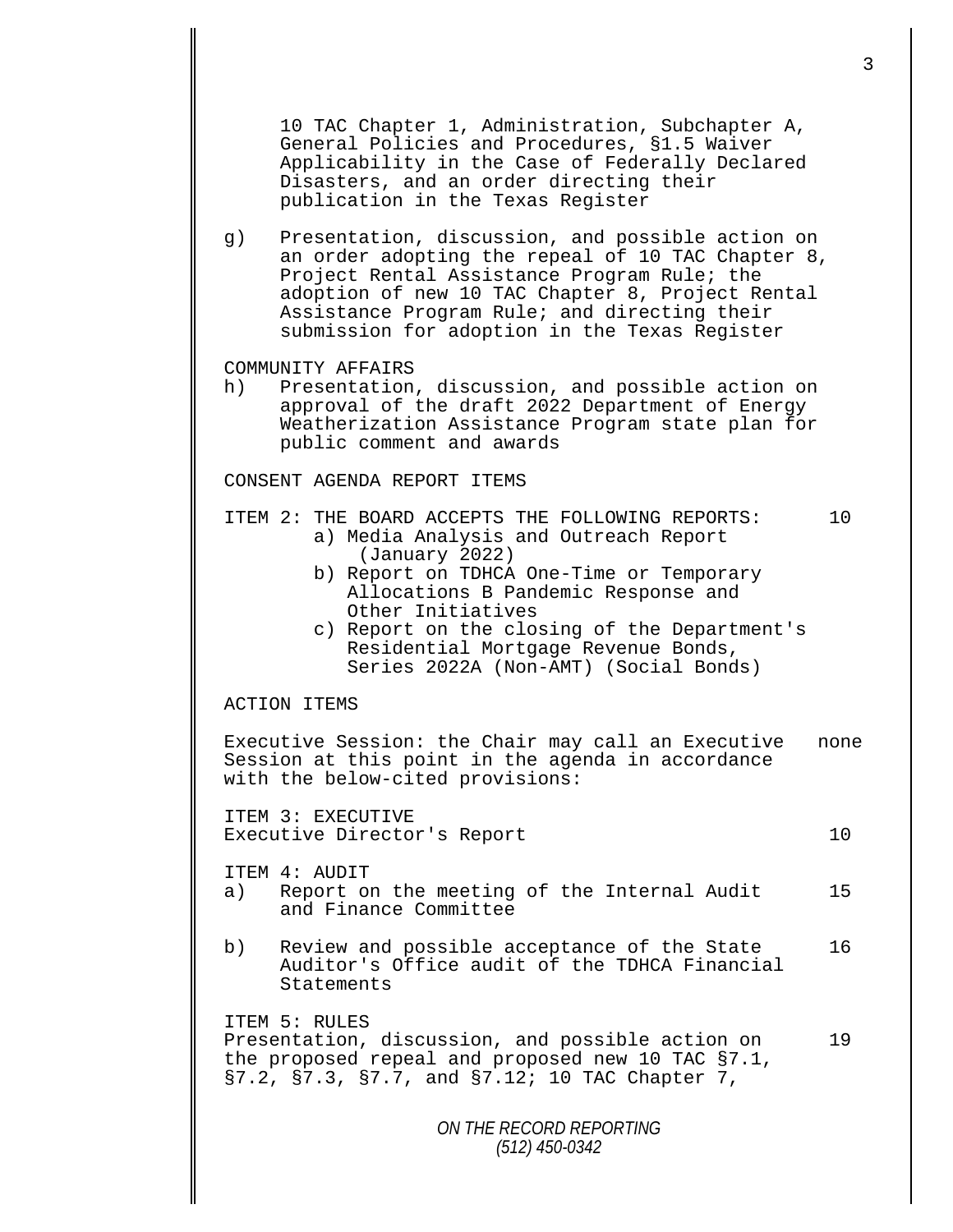10 TAC Chapter 1, Administration, Subchapter A, General Policies and Procedures, §1.5 Waiver Applicability in the Case of Federally Declared Disasters, and an order directing their publication in the Texas Register

g) Presentation, discussion, and possible action on an order adopting the repeal of 10 TAC Chapter 8, Project Rental Assistance Program Rule; the adoption of new 10 TAC Chapter 8, Project Rental Assistance Program Rule; and directing their submission for adoption in the Texas Register

COMMUNITY AFFAIRS

h) Presentation, discussion, and possible action on approval of the draft 2022 Department of Energy Weatherization Assistance Program state plan for public comment and awards

CONSENT AGENDA REPORT ITEMS

ITEM 2: THE BOARD ACCEPTS THE FOLLOWING REPORTS: — 10

- a) Media Analysis and Outreach Report (January 2022)
- b) Report on TDHCA One-Time or Temporary Allocations B Pandemic Response and Other Initiatives
- c) Report on the closing of the Department's Residential Mortgage Revenue Bonds, Series 2022A (Non-AMT) (Social Bonds)

ACTION ITEMS

Executive Session: the Chair may call an Executive Session at this point in the agenda in accordance with the below-cited provisions: — none

ITEM 3: EXECUTIVE

Executive Director's Report — 10

ITEM 4: AUDIT

a) Report on the meeting of the Internal Audit and Finance Committee — 15

b) Review and possible acceptance of the State Auditor's Office audit of the TDHCA Financial Statements — 16

ITEM 5: RULES

Presentation, discussion, and possible action on the proposed repeal and proposed new 10 TAC §7.1, §7.2, §7.3, §7.7, and §7.12; 10 TAC Chapter 7, — 19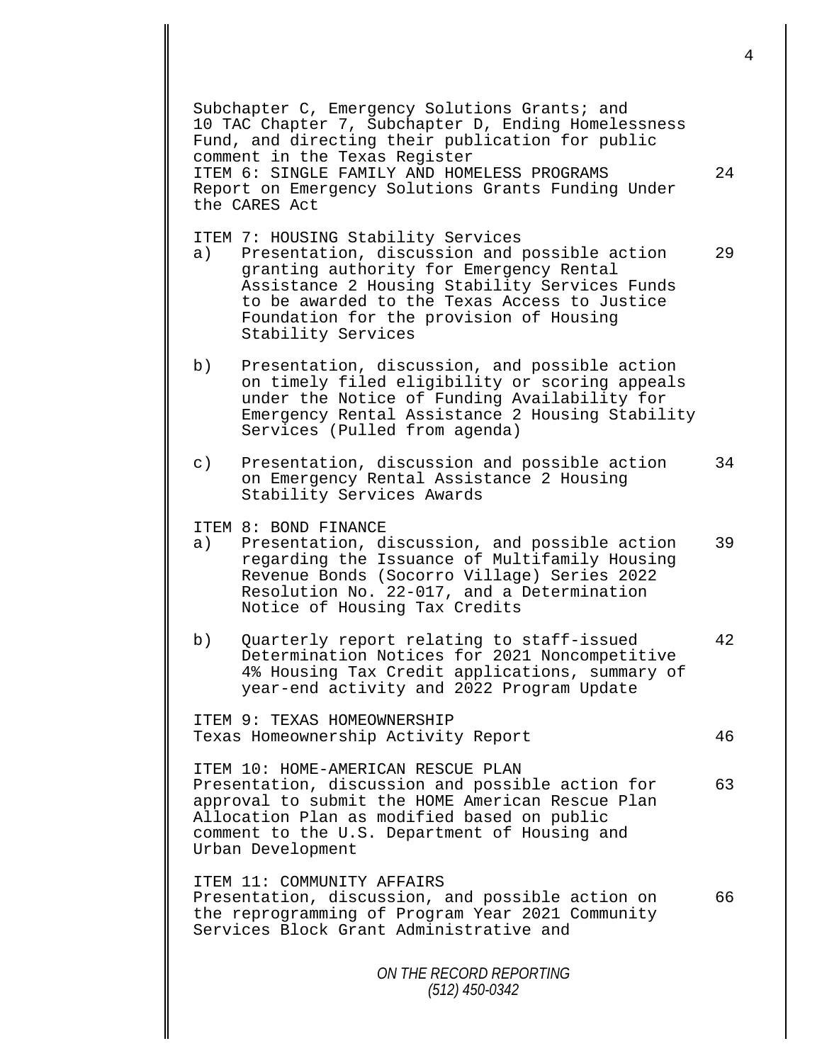Subchapter C, Emergency Solutions Grants; and 10 TAC Chapter 7, Subchapter D, Ending Homelessness Fund, and directing their publication for public comment in the Texas Register

ITEM 6: SINGLE FAMILY AND HOMELESS PROGRAMS — 24
Report on Emergency Solutions Grants Funding Under the CARES Act

ITEM 7: HOUSING Stability Services

a) Presentation, discussion and possible action granting authority for Emergency Rental Assistance 2 Housing Stability Services Funds to be awarded to the Texas Access to Justice Foundation for the provision of Housing Stability Services — 29

b) Presentation, discussion, and possible action on timely filed eligibility or scoring appeals under the Notice of Funding Availability for Emergency Rental Assistance 2 Housing Stability Services (Pulled from agenda)

c) Presentation, discussion and possible action on Emergency Rental Assistance 2 Housing Stability Services Awards — 34

ITEM 8: BOND FINANCE

a) Presentation, discussion, and possible action regarding the Issuance of Multifamily Housing Revenue Bonds (Socorro Village) Series 2022 Resolution No. 22-017, and a Determination Notice of Housing Tax Credits — 39

b) Quarterly report relating to staff-issued Determination Notices for 2021 Noncompetitive 4% Housing Tax Credit applications, summary of year-end activity and 2022 Program Update — 42

ITEM 9: TEXAS HOMEOWNERSHIP
Texas Homeownership Activity Report — 46

ITEM 10: HOME-AMERICAN RESCUE PLAN
Presentation, discussion and possible action for approval to submit the HOME American Rescue Plan Allocation Plan as modified based on public comment to the U.S. Department of Housing and Urban Development — 63

ITEM 11: COMMUNITY AFFAIRS
Presentation, discussion, and possible action on the reprogramming of Program Year 2021 Community Services Block Grant Administrative and — 66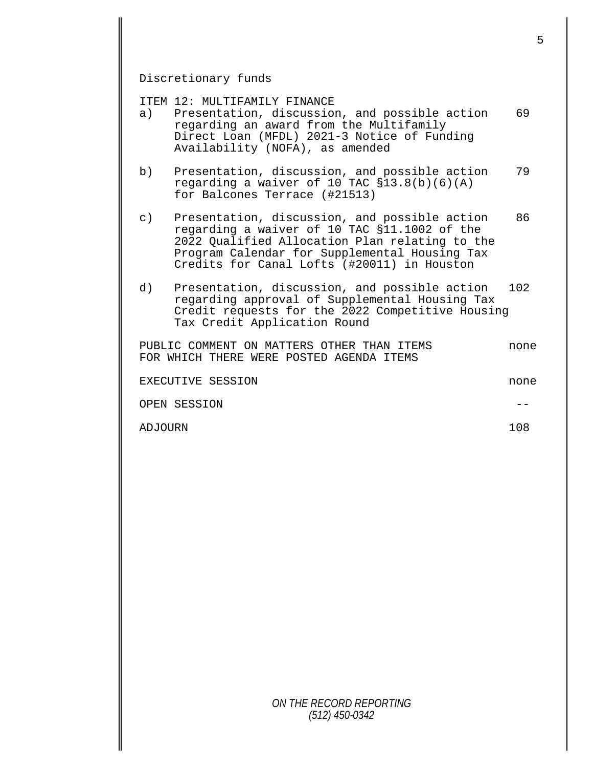Discretionary funds

ITEM 12: MULTIFAMILY FINANCE

| | | |
|---|---|---|
| a) | Presentation, discussion, and possible action regarding an award from the Multifamily Direct Loan (MFDL) 2021-3 Notice of Funding Availability (NOFA), as amended | 69 |
| b) | Presentation, discussion, and possible action regarding a waiver of 10 TAC §13.8(b)(6)(A) for Balcones Terrace (#21513) | 79 |
| c) | Presentation, discussion, and possible action regarding a waiver of 10 TAC §11.1002 of the 2022 Qualified Allocation Plan relating to the Program Calendar for Supplemental Housing Tax Credits for Canal Lofts (#20011) in Houston | 86 |
| d) | Presentation, discussion, and possible action regarding approval of Supplemental Housing Tax Credit requests for the 2022 Competitive Housing Tax Credit Application Round | 102 |

| | |
|---|---|
| PUBLIC COMMENT ON MATTERS OTHER THAN ITEMS FOR WHICH THERE WERE POSTED AGENDA ITEMS | none |
| EXECUTIVE SESSION | none |
| OPEN SESSION | -- |
| ADJOURN | 108 |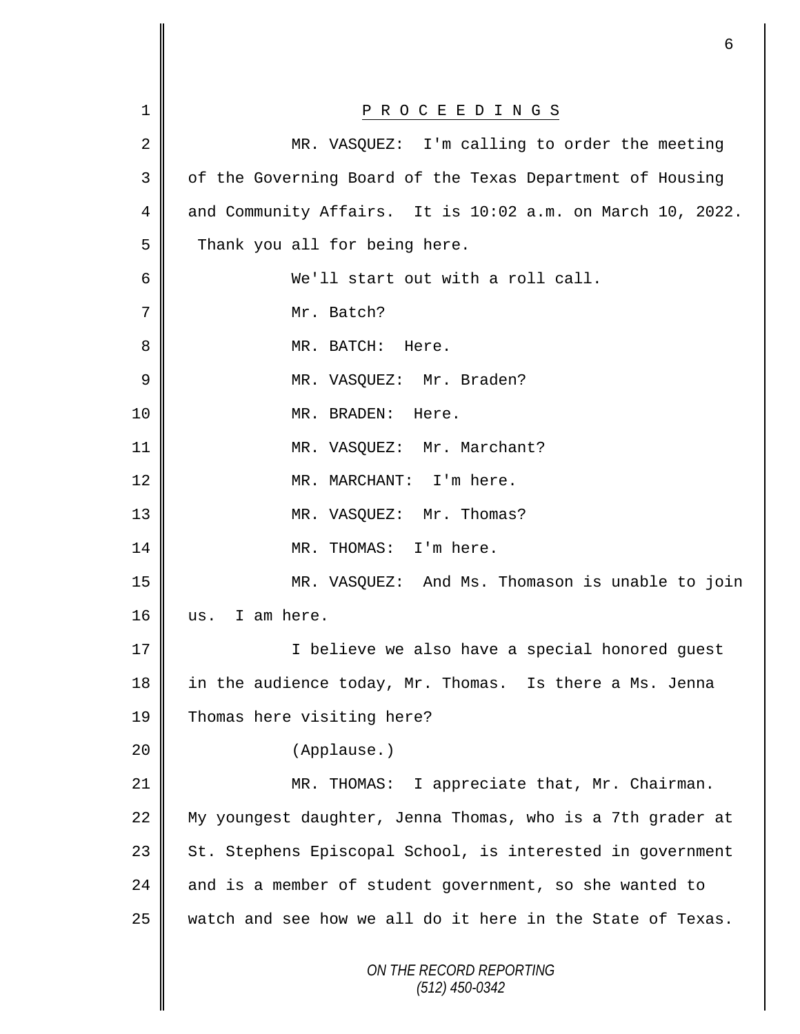# P R O C E E D I N G S

MR. VASQUEZ: I'm calling to order the meeting of the Governing Board of the Texas Department of Housing and Community Affairs. It is 10:02 a.m. on March 10, 2022. Thank you all for being here.

We'll start out with a roll call.

Mr. Batch?

MR. BATCH: Here.

MR. VASQUEZ: Mr. Braden?

MR. BRADEN: Here.

MR. VASQUEZ: Mr. Marchant?

MR. MARCHANT: I'm here.

MR. VASQUEZ: Mr. Thomas?

MR. THOMAS: I'm here.

MR. VASQUEZ: And Ms. Thomason is unable to join us. I am here.

I believe we also have a special honored guest in the audience today, Mr. Thomas. Is there a Ms. Jenna Thomas here visiting here?

(Applause.)

MR. THOMAS: I appreciate that, Mr. Chairman. My youngest daughter, Jenna Thomas, who is a 7th grader at St. Stephens Episcopal School, is interested in government and is a member of student government, so she wanted to watch and see how we all do it here in the State of Texas.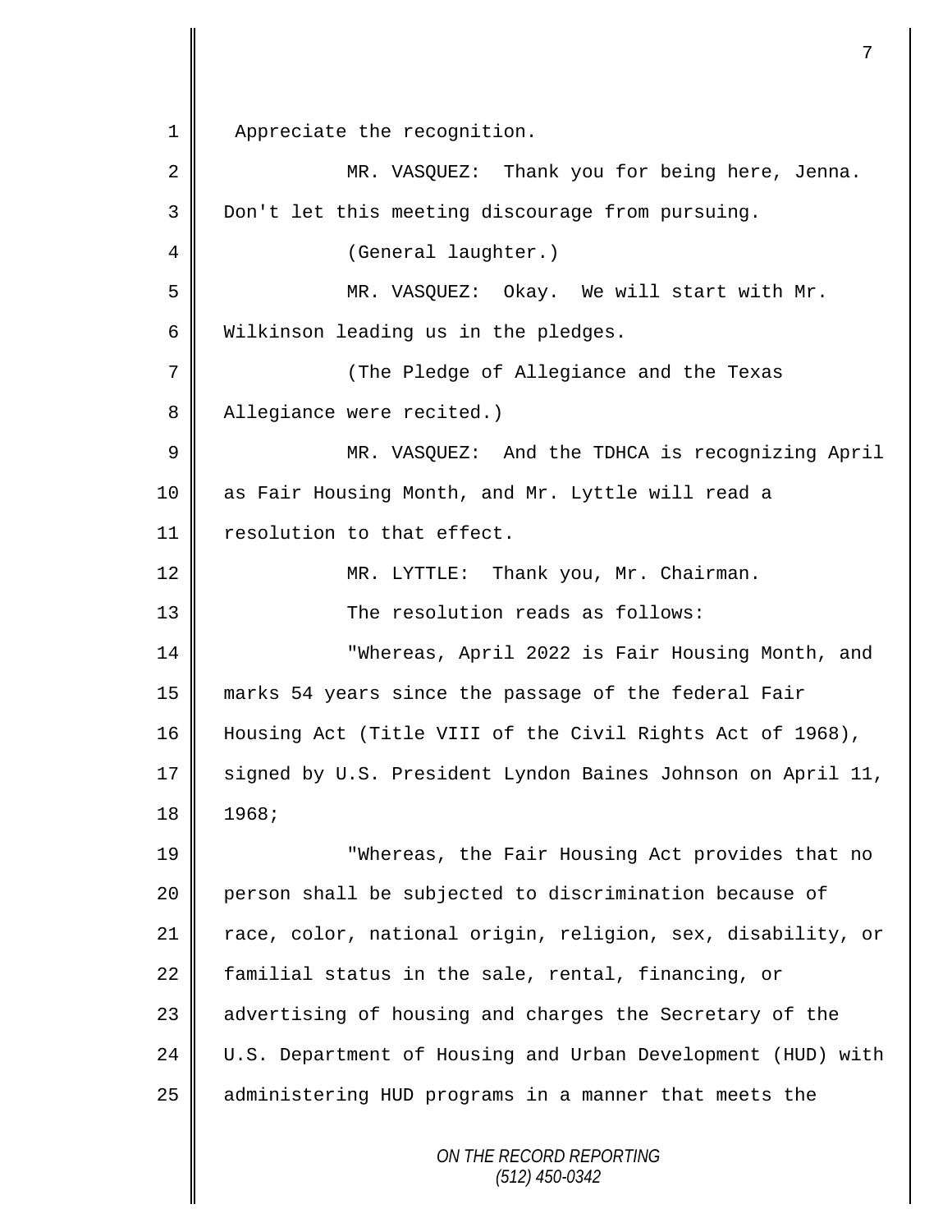Appreciate the recognition.

MR. VASQUEZ: Thank you for being here, Jenna. Don't let this meeting discourage from pursuing.

(General laughter.)

MR. VASQUEZ: Okay. We will start with Mr. Wilkinson leading us in the pledges.

(The Pledge of Allegiance and the Texas Allegiance were recited.)

MR. VASQUEZ: And the TDHCA is recognizing April as Fair Housing Month, and Mr. Lyttle will read a resolution to that effect.

MR. LYTTLE: Thank you, Mr. Chairman.

The resolution reads as follows:

"Whereas, April 2022 is Fair Housing Month, and marks 54 years since the passage of the federal Fair Housing Act (Title VIII of the Civil Rights Act of 1968), signed by U.S. President Lyndon Baines Johnson on April 11, 1968;

"Whereas, the Fair Housing Act provides that no person shall be subjected to discrimination because of race, color, national origin, religion, sex, disability, or familial status in the sale, rental, financing, or advertising of housing and charges the Secretary of the U.S. Department of Housing and Urban Development (HUD) with administering HUD programs in a manner that meets the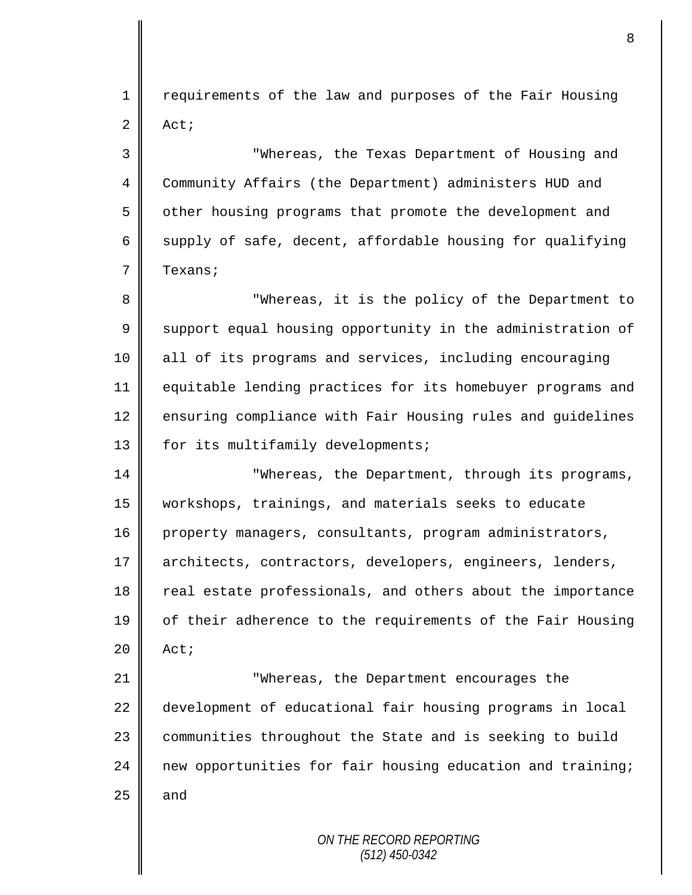requirements of the law and purposes of the Fair Housing Act;

"Whereas, the Texas Department of Housing and Community Affairs (the Department) administers HUD and other housing programs that promote the development and supply of safe, decent, affordable housing for qualifying Texans;

"Whereas, it is the policy of the Department to support equal housing opportunity in the administration of all of its programs and services, including encouraging equitable lending practices for its homebuyer programs and ensuring compliance with Fair Housing rules and guidelines for its multifamily developments;

"Whereas, the Department, through its programs, workshops, trainings, and materials seeks to educate property managers, consultants, program administrators, architects, contractors, developers, engineers, lenders, real estate professionals, and others about the importance of their adherence to the requirements of the Fair Housing Act;

"Whereas, the Department encourages the development of educational fair housing programs in local communities throughout the State and is seeking to build new opportunities for fair housing education and training; and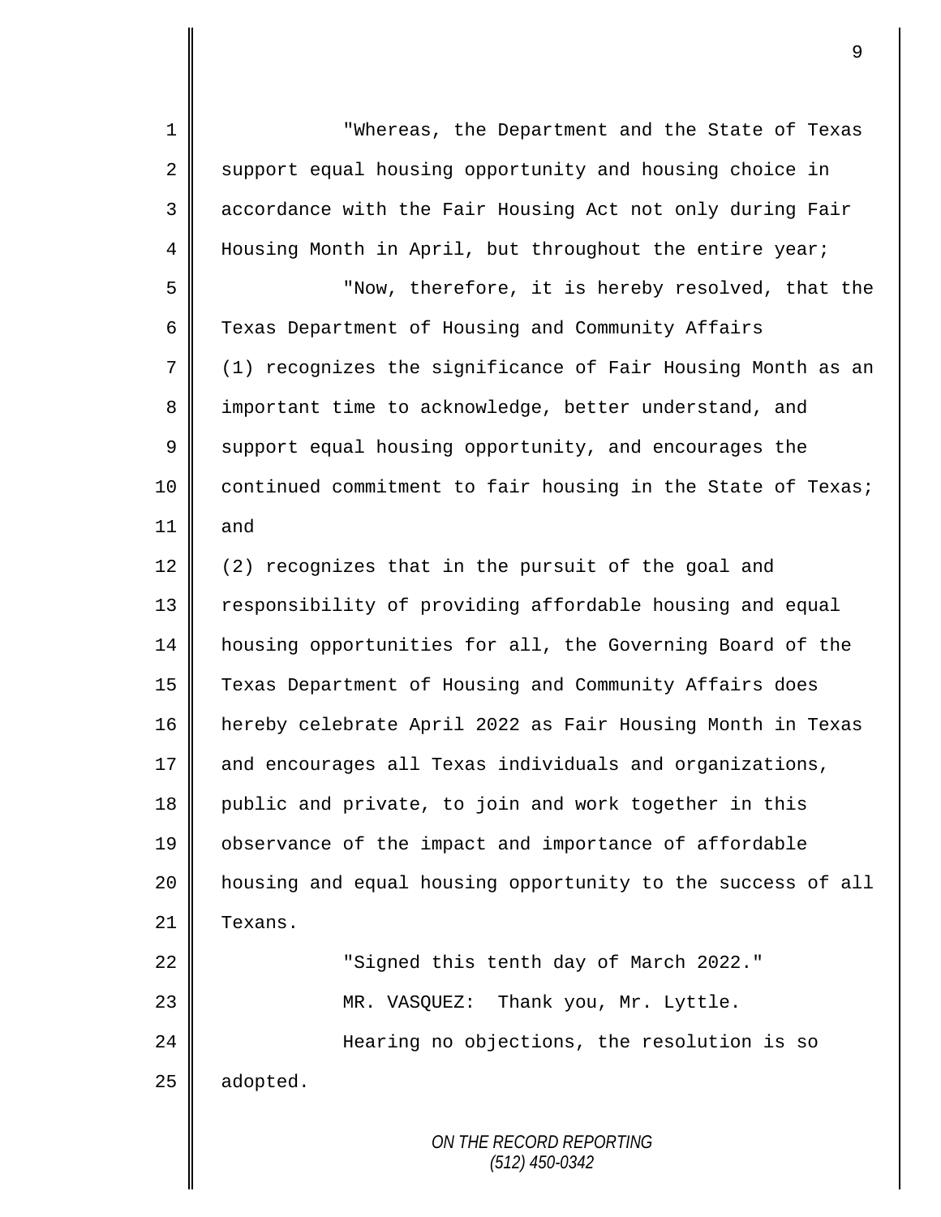"Whereas, the Department and the State of Texas support equal housing opportunity and housing choice in accordance with the Fair Housing Act not only during Fair Housing Month in April, but throughout the entire year;

"Now, therefore, it is hereby resolved, that the Texas Department of Housing and Community Affairs (1) recognizes the significance of Fair Housing Month as an important time to acknowledge, better understand, and support equal housing opportunity, and encourages the continued commitment to fair housing in the State of Texas; and

(2) recognizes that in the pursuit of the goal and responsibility of providing affordable housing and equal housing opportunities for all, the Governing Board of the Texas Department of Housing and Community Affairs does hereby celebrate April 2022 as Fair Housing Month in Texas and encourages all Texas individuals and organizations, public and private, to join and work together in this observance of the impact and importance of affordable housing and equal housing opportunity to the success of all Texans.

"Signed this tenth day of March 2022."

MR. VASQUEZ: Thank you, Mr. Lyttle.

Hearing no objections, the resolution is so adopted.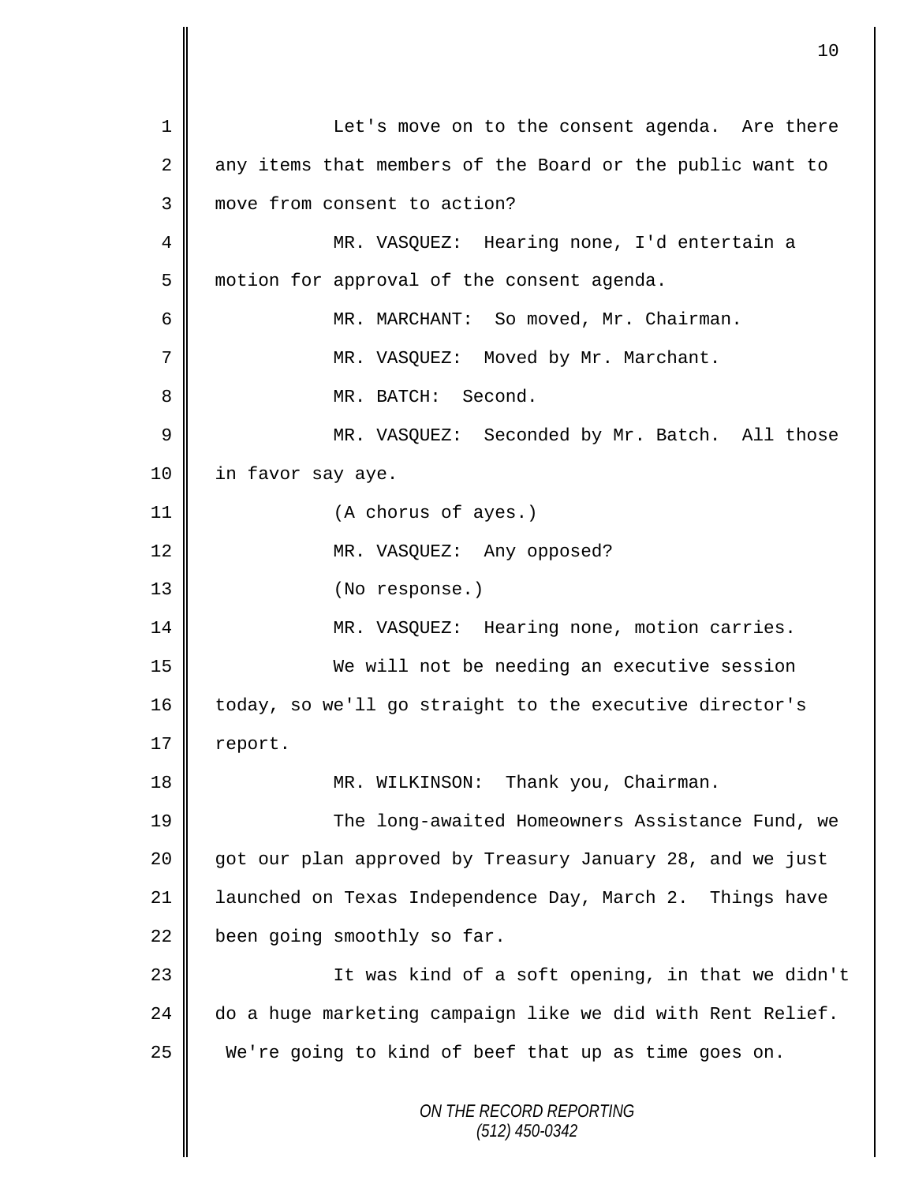Let's move on to the consent agenda. Are there any items that members of the Board or the public want to move from consent to action?

MR. VASQUEZ: Hearing none, I'd entertain a motion for approval of the consent agenda.

MR. MARCHANT: So moved, Mr. Chairman.

MR. VASQUEZ: Moved by Mr. Marchant.

MR. BATCH: Second.

MR. VASQUEZ: Seconded by Mr. Batch. All those in favor say aye.

(A chorus of ayes.)

MR. VASQUEZ: Any opposed?

(No response.)

MR. VASQUEZ: Hearing none, motion carries.

We will not be needing an executive session today, so we'll go straight to the executive director's report.

MR. WILKINSON: Thank you, Chairman.

The long-awaited Homeowners Assistance Fund, we got our plan approved by Treasury January 28, and we just launched on Texas Independence Day, March 2. Things have been going smoothly so far.

It was kind of a soft opening, in that we didn't do a huge marketing campaign like we did with Rent Relief. We're going to kind of beef that up as time goes on.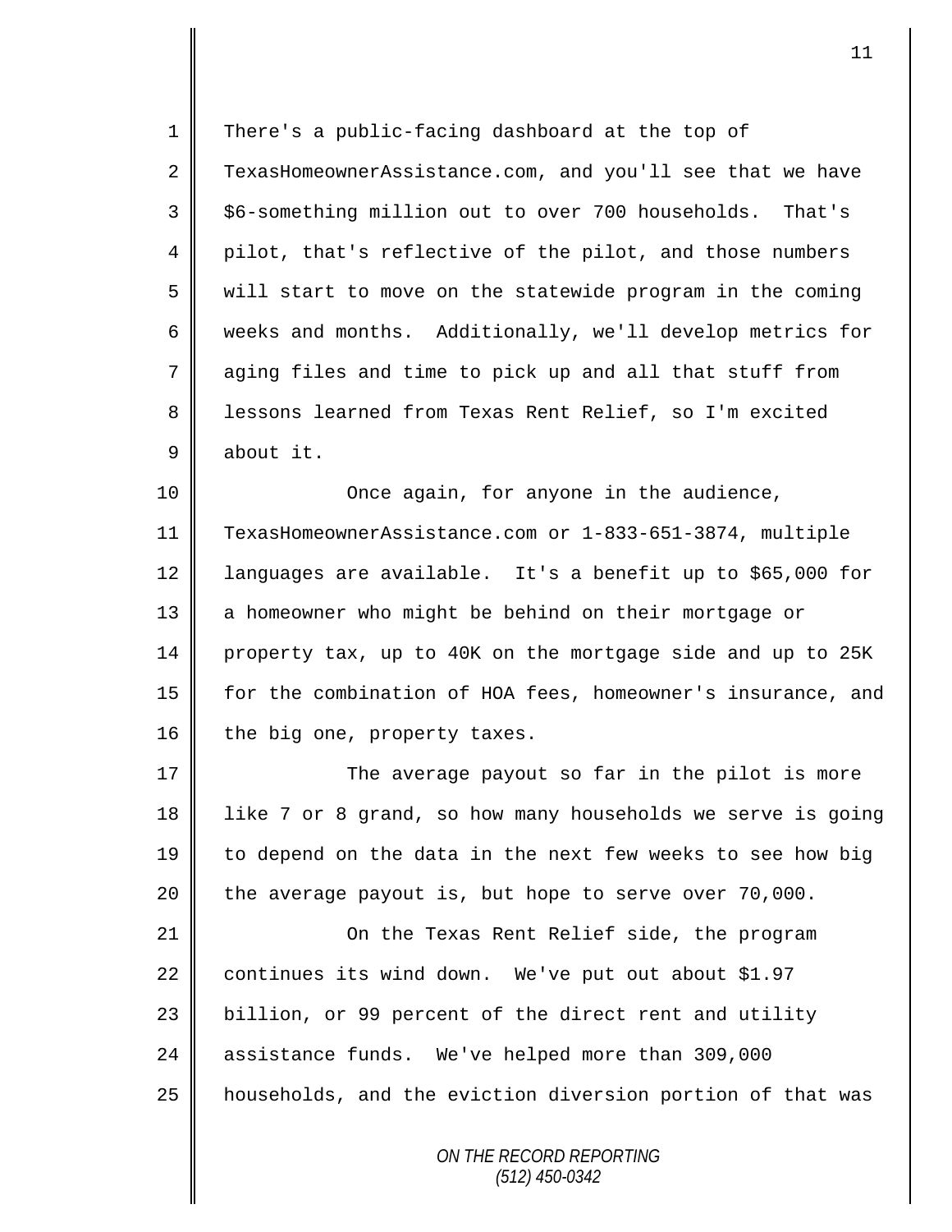There's a public-facing dashboard at the top of TexasHomeownerAssistance.com, and you'll see that we have $6-something million out to over 700 households. That's pilot, that's reflective of the pilot, and those numbers will start to move on the statewide program in the coming weeks and months. Additionally, we'll develop metrics for aging files and time to pick up and all that stuff from lessons learned from Texas Rent Relief, so I'm excited about it.

Once again, for anyone in the audience, TexasHomeownerAssistance.com or 1-833-651-3874, multiple languages are available. It's a benefit up to $65,000 for a homeowner who might be behind on their mortgage or property tax, up to 40K on the mortgage side and up to 25K for the combination of HOA fees, homeowner's insurance, and the big one, property taxes.

The average payout so far in the pilot is more like 7 or 8 grand, so how many households we serve is going to depend on the data in the next few weeks to see how big the average payout is, but hope to serve over 70,000.

On the Texas Rent Relief side, the program continues its wind down. We've put out about $1.97 billion, or 99 percent of the direct rent and utility assistance funds. We've helped more than 309,000 households, and the eviction diversion portion of that was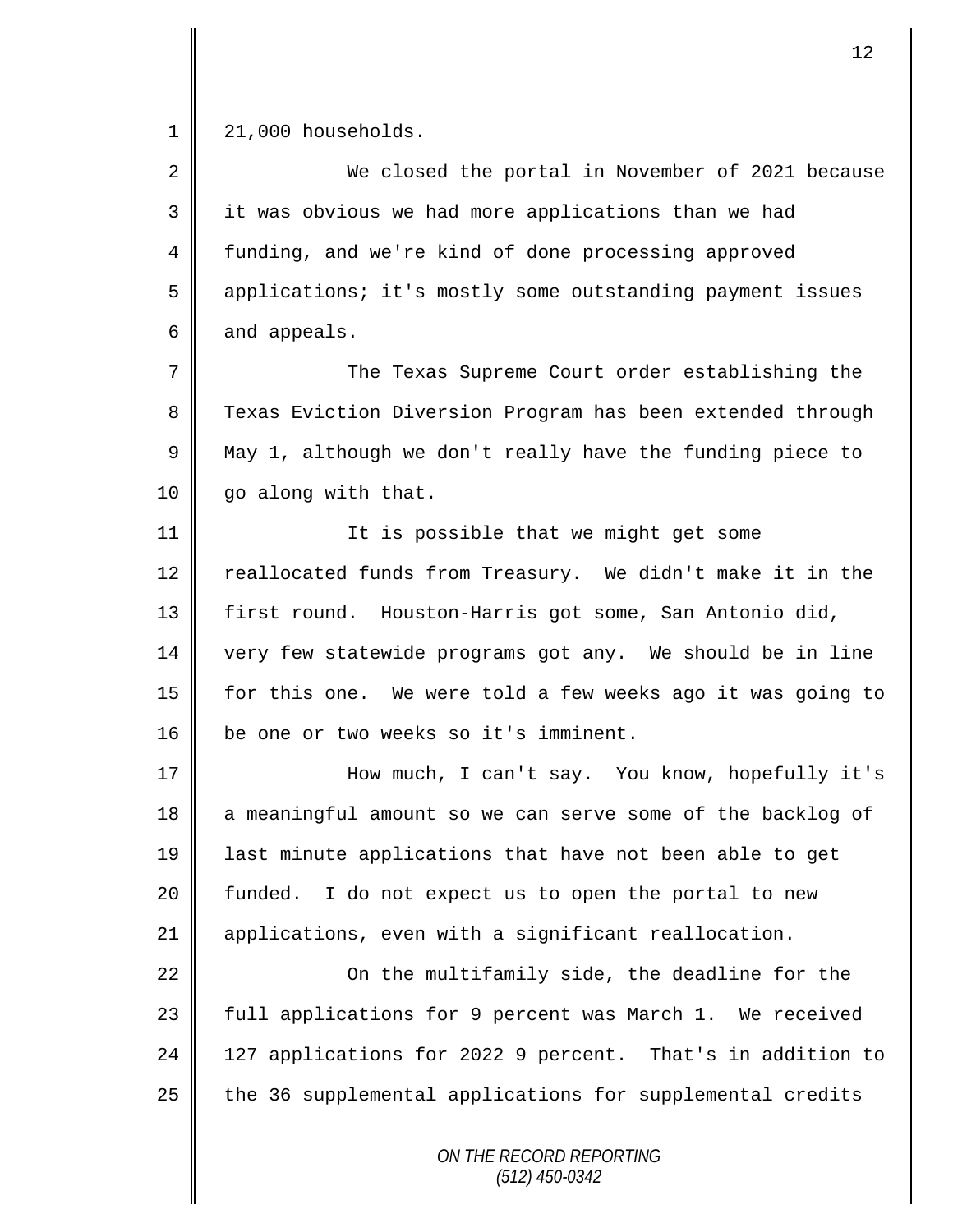21,000 households.

We closed the portal in November of 2021 because it was obvious we had more applications than we had funding, and we're kind of done processing approved applications; it's mostly some outstanding payment issues and appeals.

The Texas Supreme Court order establishing the Texas Eviction Diversion Program has been extended through May 1, although we don't really have the funding piece to go along with that.

It is possible that we might get some reallocated funds from Treasury. We didn't make it in the first round. Houston-Harris got some, San Antonio did, very few statewide programs got any. We should be in line for this one. We were told a few weeks ago it was going to be one or two weeks so it's imminent.

How much, I can't say. You know, hopefully it's a meaningful amount so we can serve some of the backlog of last minute applications that have not been able to get funded. I do not expect us to open the portal to new applications, even with a significant reallocation.

On the multifamily side, the deadline for the full applications for 9 percent was March 1. We received 127 applications for 2022 9 percent. That's in addition to the 36 supplemental applications for supplemental credits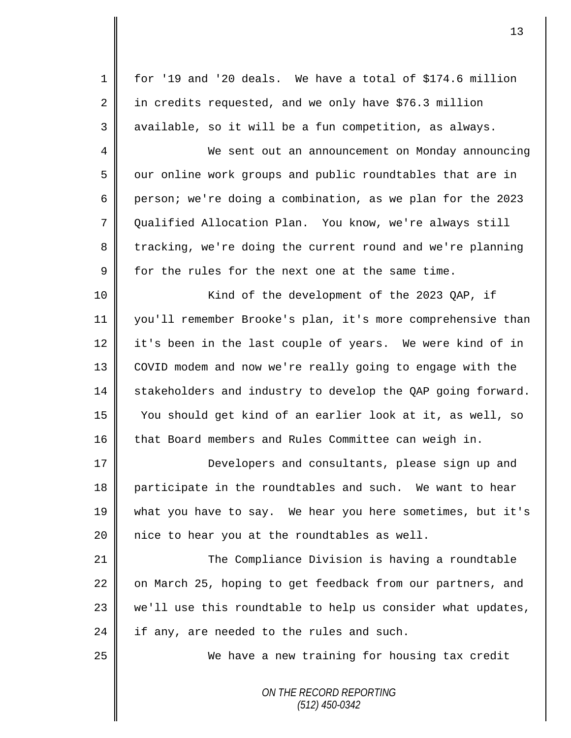for '19 and '20 deals. We have a total of $174.6 million in credits requested, and we only have $76.3 million available, so it will be a fun competition, as always.

We sent out an announcement on Monday announcing our online work groups and public roundtables that are in person; we're doing a combination, as we plan for the 2023 Qualified Allocation Plan. You know, we're always still tracking, we're doing the current round and we're planning for the rules for the next one at the same time.

Kind of the development of the 2023 QAP, if you'll remember Brooke's plan, it's more comprehensive than it's been in the last couple of years. We were kind of in COVID modem and now we're really going to engage with the stakeholders and industry to develop the QAP going forward. You should get kind of an earlier look at it, as well, so that Board members and Rules Committee can weigh in.

Developers and consultants, please sign up and participate in the roundtables and such. We want to hear what you have to say. We hear you here sometimes, but it's nice to hear you at the roundtables as well.

The Compliance Division is having a roundtable on March 25, hoping to get feedback from our partners, and we'll use this roundtable to help us consider what updates, if any, are needed to the rules and such.

We have a new training for housing tax credit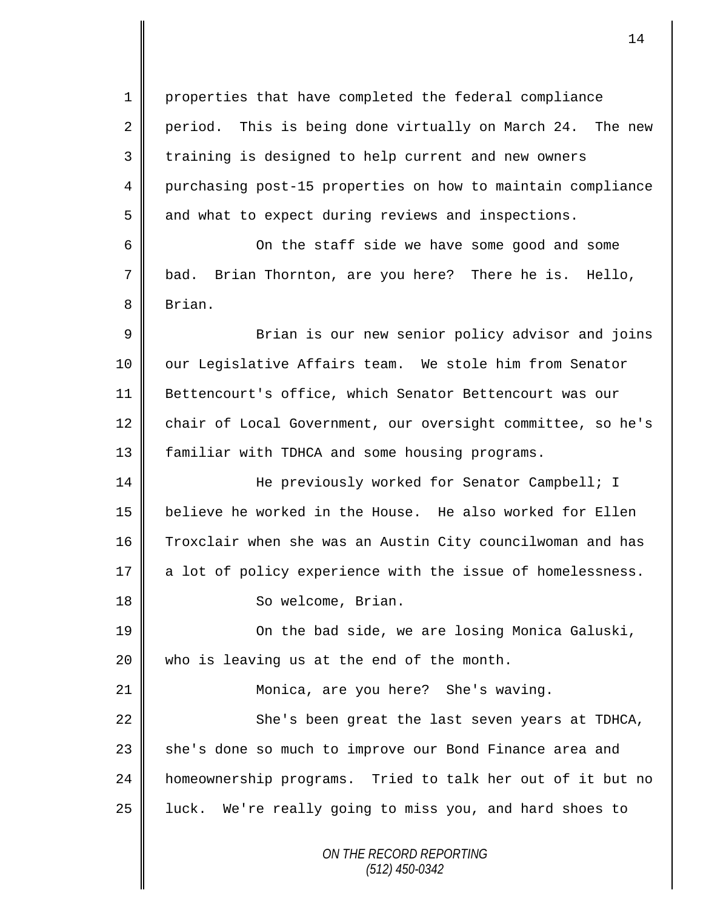properties that have completed the federal compliance period. This is being done virtually on March 24. The new training is designed to help current and new owners purchasing post-15 properties on how to maintain compliance and what to expect during reviews and inspections.

On the staff side we have some good and some bad. Brian Thornton, are you here? There he is. Hello, Brian.

Brian is our new senior policy advisor and joins our Legislative Affairs team. We stole him from Senator Bettencourt's office, which Senator Bettencourt was our chair of Local Government, our oversight committee, so he's familiar with TDHCA and some housing programs.

He previously worked for Senator Campbell; I believe he worked in the House. He also worked for Ellen Troxclair when she was an Austin City councilwoman and has a lot of policy experience with the issue of homelessness.

So welcome, Brian.

On the bad side, we are losing Monica Galuski, who is leaving us at the end of the month.

Monica, are you here? She's waving.

She's been great the last seven years at TDHCA, she's done so much to improve our Bond Finance area and homeownership programs. Tried to talk her out of it but no luck. We're really going to miss you, and hard shoes to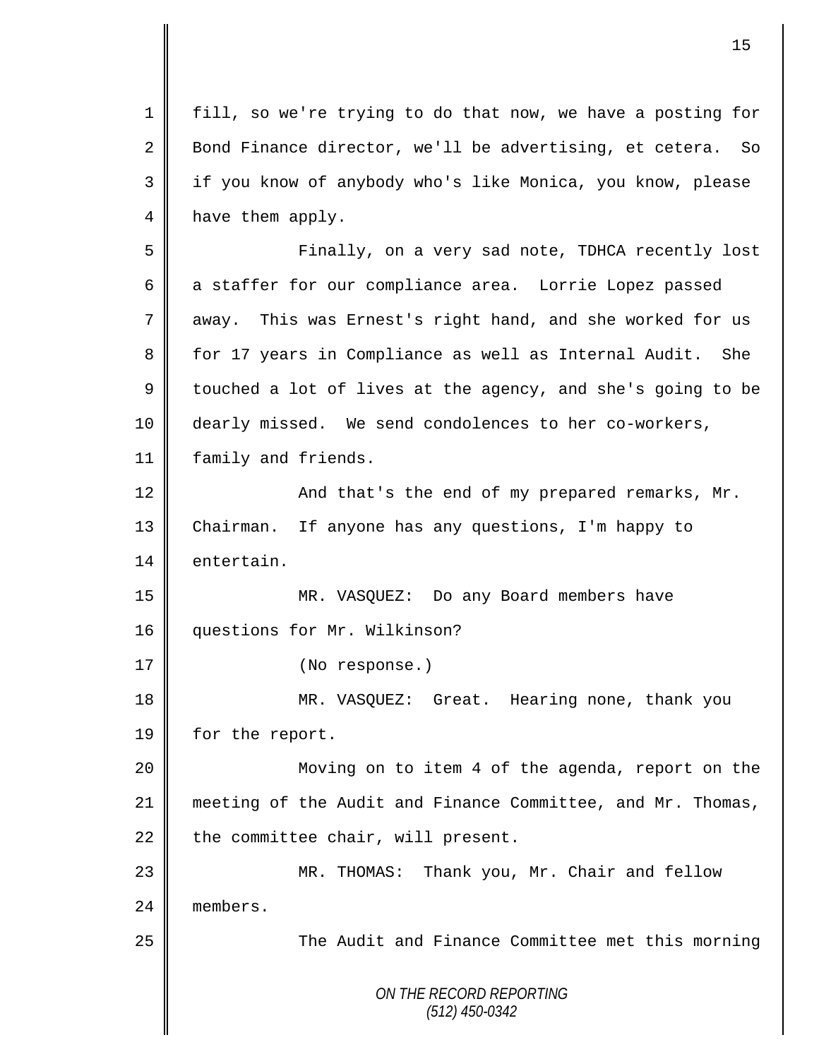fill, so we're trying to do that now, we have a posting for Bond Finance director, we'll be advertising, et cetera. So if you know of anybody who's like Monica, you know, please have them apply.

Finally, on a very sad note, TDHCA recently lost a staffer for our compliance area. Lorrie Lopez passed away. This was Ernest's right hand, and she worked for us for 17 years in Compliance as well as Internal Audit. She touched a lot of lives at the agency, and she's going to be dearly missed. We send condolences to her co-workers, family and friends.

And that's the end of my prepared remarks, Mr. Chairman. If anyone has any questions, I'm happy to entertain.

MR. VASQUEZ: Do any Board members have questions for Mr. Wilkinson?

(No response.)

MR. VASQUEZ: Great. Hearing none, thank you for the report.

Moving on to item 4 of the agenda, report on the meeting of the Audit and Finance Committee, and Mr. Thomas, the committee chair, will present.

MR. THOMAS: Thank you, Mr. Chair and fellow members.

The Audit and Finance Committee met this morning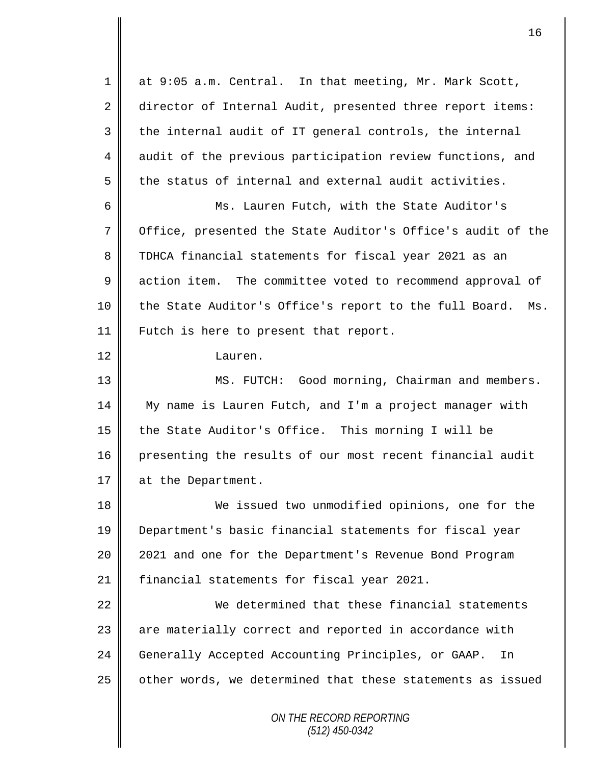at 9:05 a.m. Central. In that meeting, Mr. Mark Scott, director of Internal Audit, presented three report items: the internal audit of IT general controls, the internal audit of the previous participation review functions, and the status of internal and external audit activities.

Ms. Lauren Futch, with the State Auditor's Office, presented the State Auditor's Office's audit of the TDHCA financial statements for fiscal year 2021 as an action item. The committee voted to recommend approval of the State Auditor's Office's report to the full Board. Ms. Futch is here to present that report.

Lauren.

MS. FUTCH: Good morning, Chairman and members. My name is Lauren Futch, and I'm a project manager with the State Auditor's Office. This morning I will be presenting the results of our most recent financial audit at the Department.

We issued two unmodified opinions, one for the Department's basic financial statements for fiscal year 2021 and one for the Department's Revenue Bond Program financial statements for fiscal year 2021.

We determined that these financial statements are materially correct and reported in accordance with Generally Accepted Accounting Principles, or GAAP. In other words, we determined that these statements as issued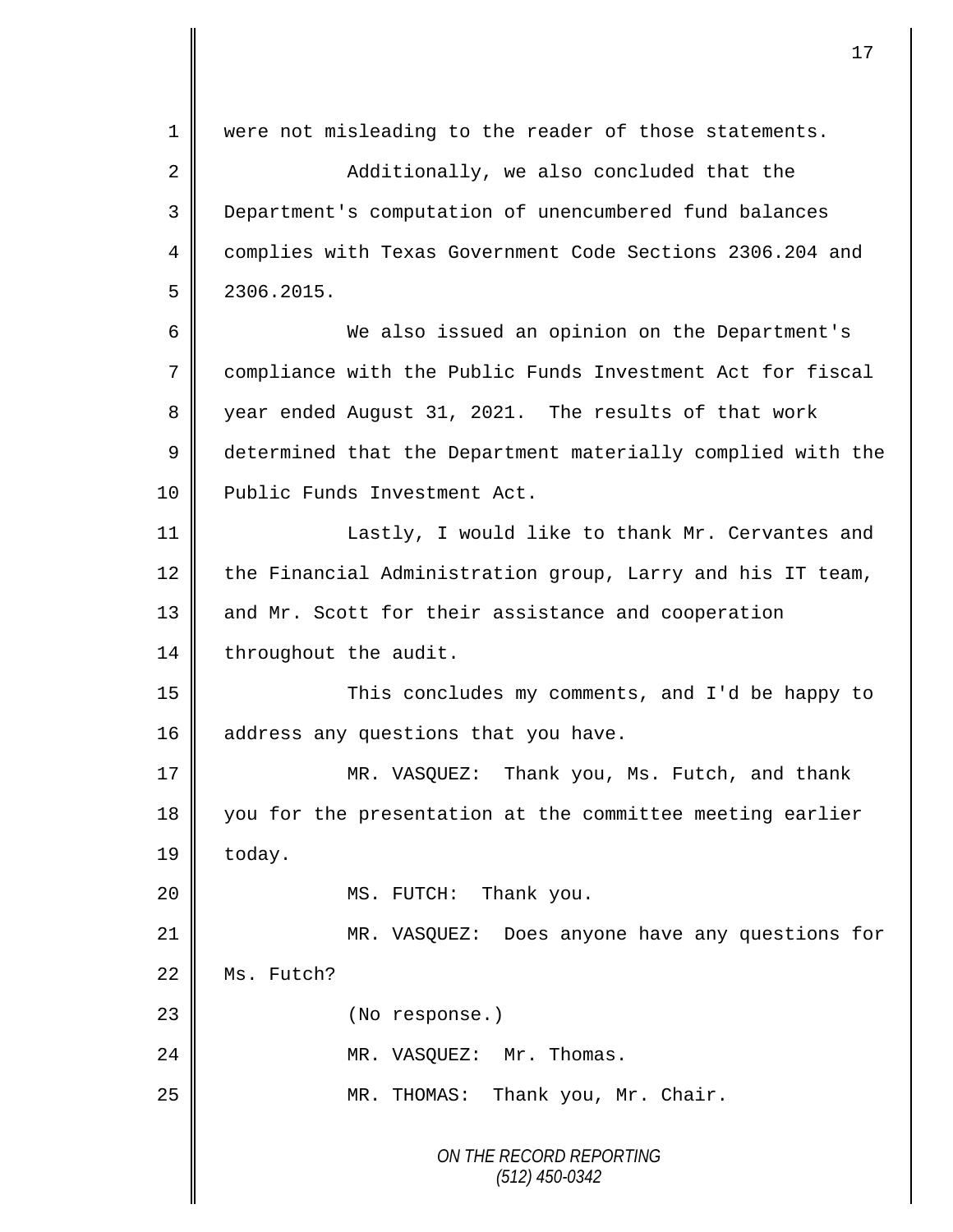were not misleading to the reader of those statements.

Additionally, we also concluded that the Department's computation of unencumbered fund balances complies with Texas Government Code Sections 2306.204 and 2306.2015.

We also issued an opinion on the Department's compliance with the Public Funds Investment Act for fiscal year ended August 31, 2021. The results of that work determined that the Department materially complied with the Public Funds Investment Act.

Lastly, I would like to thank Mr. Cervantes and the Financial Administration group, Larry and his IT team, and Mr. Scott for their assistance and cooperation throughout the audit.

This concludes my comments, and I'd be happy to address any questions that you have.

MR. VASQUEZ: Thank you, Ms. Futch, and thank you for the presentation at the committee meeting earlier today.

MS. FUTCH: Thank you.

MR. VASQUEZ: Does anyone have any questions for Ms. Futch?

(No response.)

MR. VASQUEZ: Mr. Thomas.

MR. THOMAS: Thank you, Mr. Chair.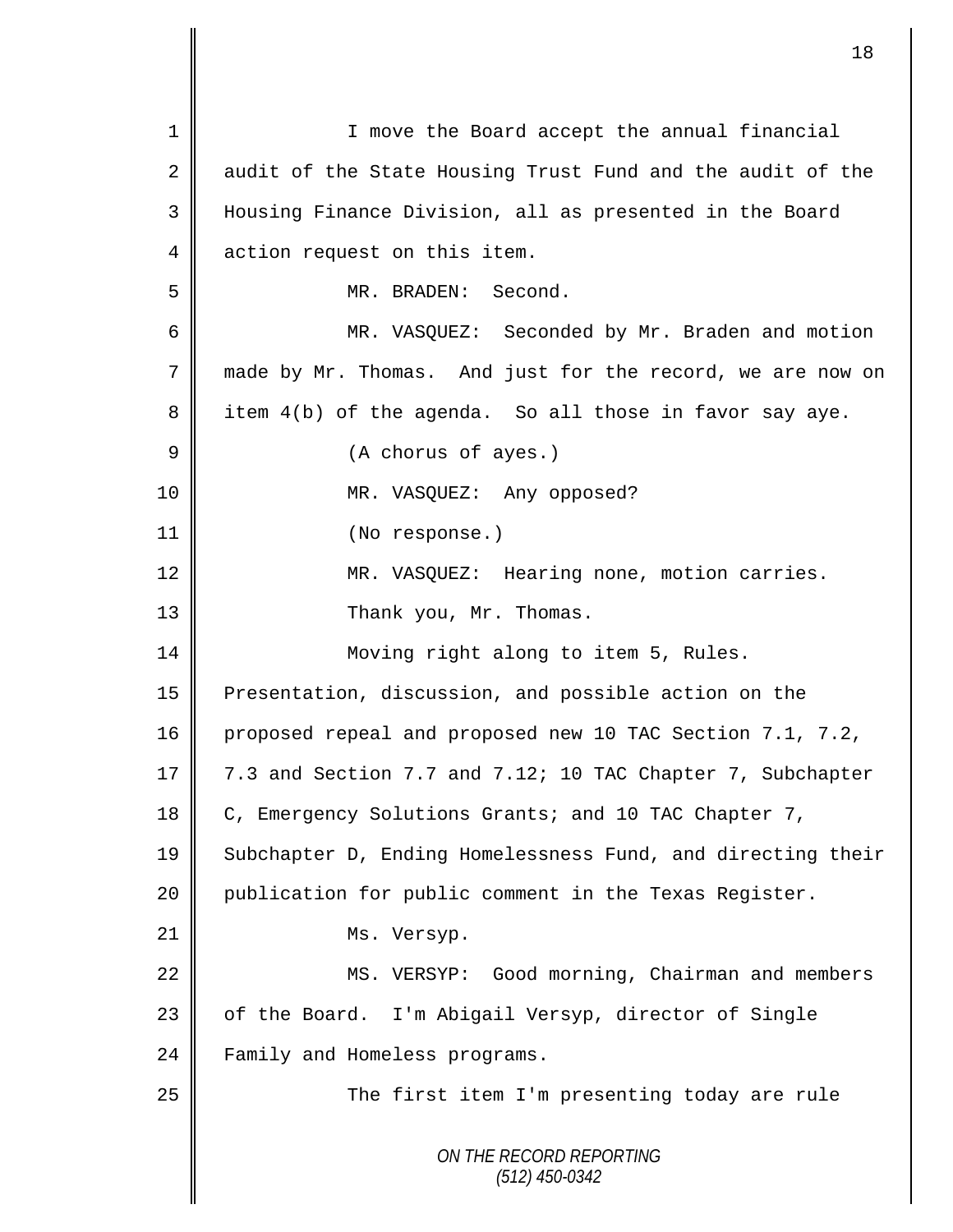I move the Board accept the annual financial audit of the State Housing Trust Fund and the audit of the Housing Finance Division, all as presented in the Board action request on this item.

MR. BRADEN: Second.

MR. VASQUEZ: Seconded by Mr. Braden and motion made by Mr. Thomas. And just for the record, we are now on item 4(b) of the agenda. So all those in favor say aye.

(A chorus of ayes.)

MR. VASQUEZ: Any opposed?

(No response.)

MR. VASQUEZ: Hearing none, motion carries.

Thank you, Mr. Thomas.

Moving right along to item 5, Rules. Presentation, discussion, and possible action on the proposed repeal and proposed new 10 TAC Section 7.1, 7.2, 7.3 and Section 7.7 and 7.12; 10 TAC Chapter 7, Subchapter C, Emergency Solutions Grants; and 10 TAC Chapter 7, Subchapter D, Ending Homelessness Fund, and directing their publication for public comment in the Texas Register.

Ms. Versyp.

MS. VERSYP: Good morning, Chairman and members of the Board. I'm Abigail Versyp, director of Single Family and Homeless programs.

The first item I'm presenting today are rule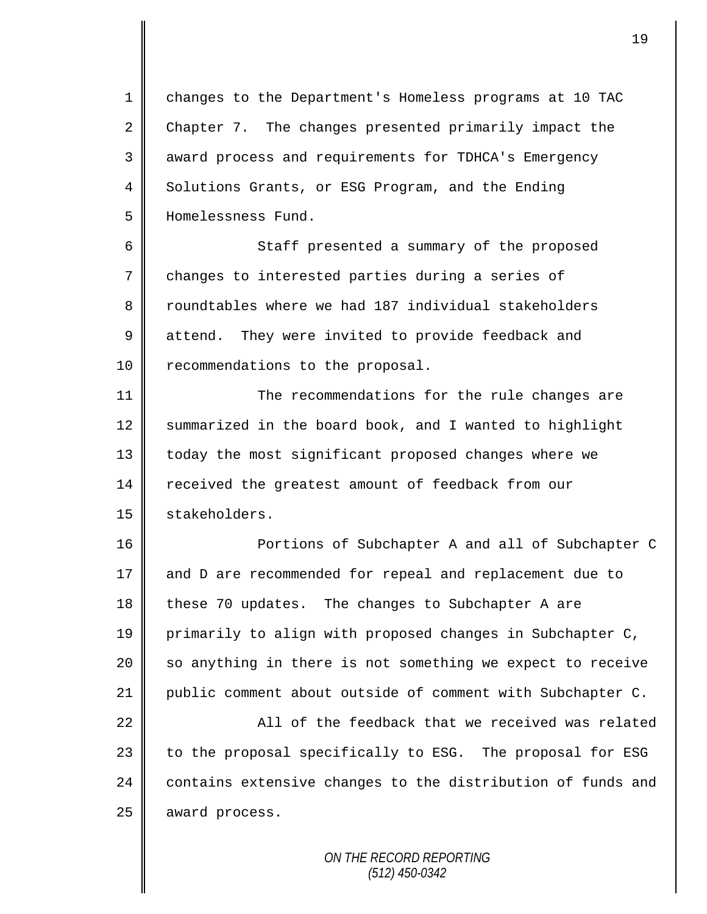changes to the Department's Homeless programs at 10 TAC Chapter 7. The changes presented primarily impact the award process and requirements for TDHCA's Emergency Solutions Grants, or ESG Program, and the Ending Homelessness Fund.

Staff presented a summary of the proposed changes to interested parties during a series of roundtables where we had 187 individual stakeholders attend. They were invited to provide feedback and recommendations to the proposal.

The recommendations for the rule changes are summarized in the board book, and I wanted to highlight today the most significant proposed changes where we received the greatest amount of feedback from our stakeholders.

Portions of Subchapter A and all of Subchapter C and D are recommended for repeal and replacement due to these 70 updates. The changes to Subchapter A are primarily to align with proposed changes in Subchapter C, so anything in there is not something we expect to receive public comment about outside of comment with Subchapter C.

All of the feedback that we received was related to the proposal specifically to ESG. The proposal for ESG contains extensive changes to the distribution of funds and award process.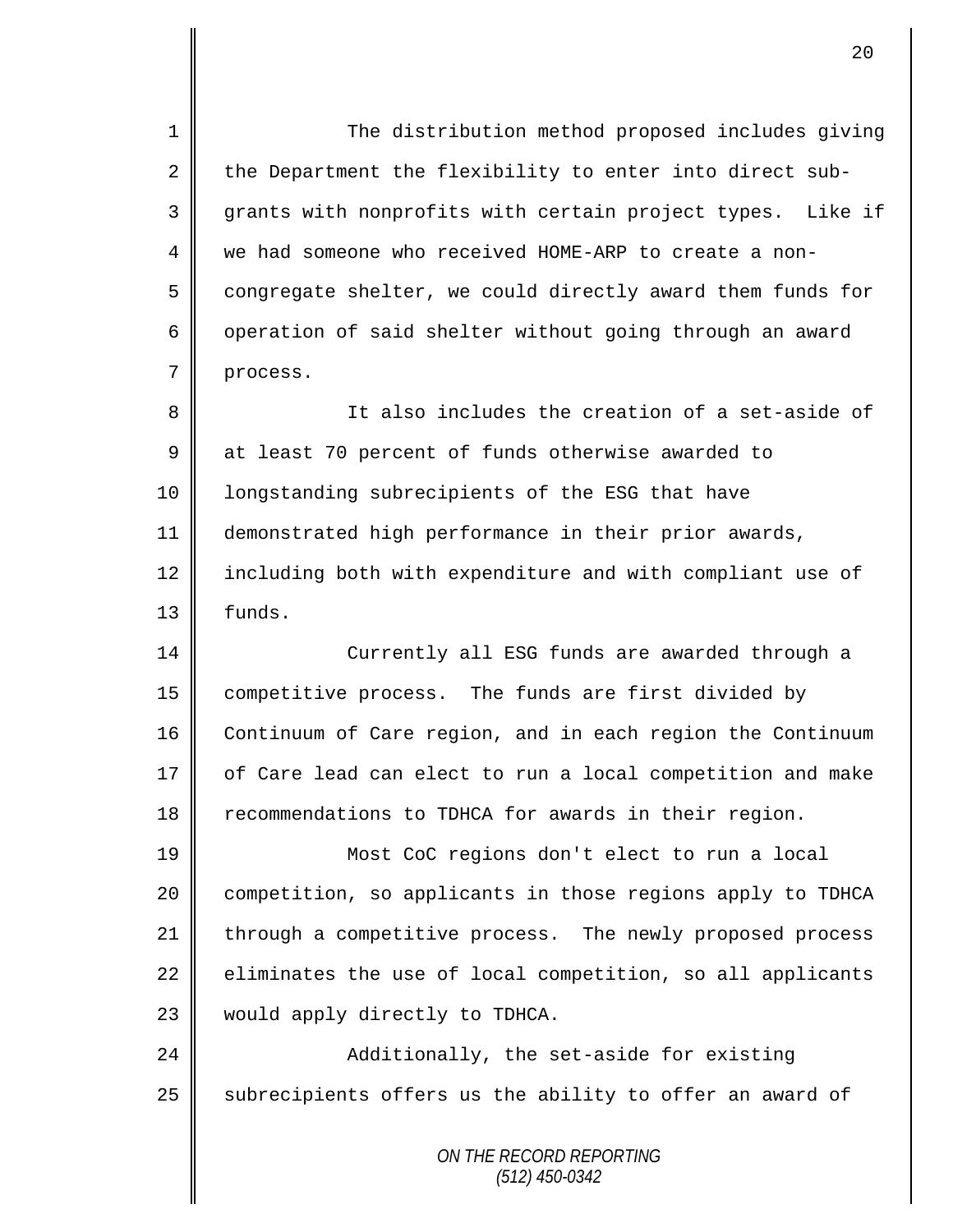The distribution method proposed includes giving the Department the flexibility to enter into direct sub-grants with nonprofits with certain project types. Like if we had someone who received HOME-ARP to create a non-congregate shelter, we could directly award them funds for operation of said shelter without going through an award process.

It also includes the creation of a set-aside of at least 70 percent of funds otherwise awarded to longstanding subrecipients of the ESG that have demonstrated high performance in their prior awards, including both with expenditure and with compliant use of funds.

Currently all ESG funds are awarded through a competitive process. The funds are first divided by Continuum of Care region, and in each region the Continuum of Care lead can elect to run a local competition and make recommendations to TDHCA for awards in their region.

Most CoC regions don't elect to run a local competition, so applicants in those regions apply to TDHCA through a competitive process. The newly proposed process eliminates the use of local competition, so all applicants would apply directly to TDHCA.

Additionally, the set-aside for existing subrecipients offers us the ability to offer an award of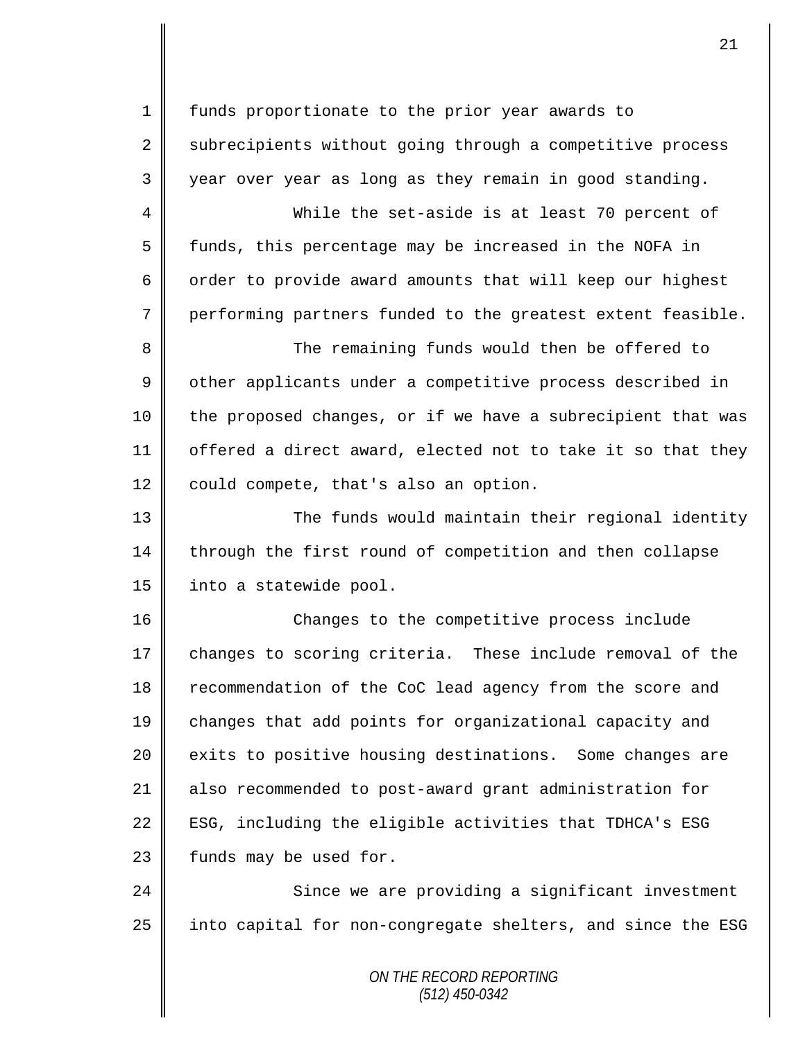funds proportionate to the prior year awards to subrecipients without going through a competitive process year over year as long as they remain in good standing.

While the set-aside is at least 70 percent of funds, this percentage may be increased in the NOFA in order to provide award amounts that will keep our highest performing partners funded to the greatest extent feasible.

The remaining funds would then be offered to other applicants under a competitive process described in the proposed changes, or if we have a subrecipient that was offered a direct award, elected not to take it so that they could compete, that's also an option.

The funds would maintain their regional identity through the first round of competition and then collapse into a statewide pool.

Changes to the competitive process include changes to scoring criteria. These include removal of the recommendation of the CoC lead agency from the score and changes that add points for organizational capacity and exits to positive housing destinations. Some changes are also recommended to post-award grant administration for ESG, including the eligible activities that TDHCA's ESG funds may be used for.

Since we are providing a significant investment into capital for non-congregate shelters, and since the ESG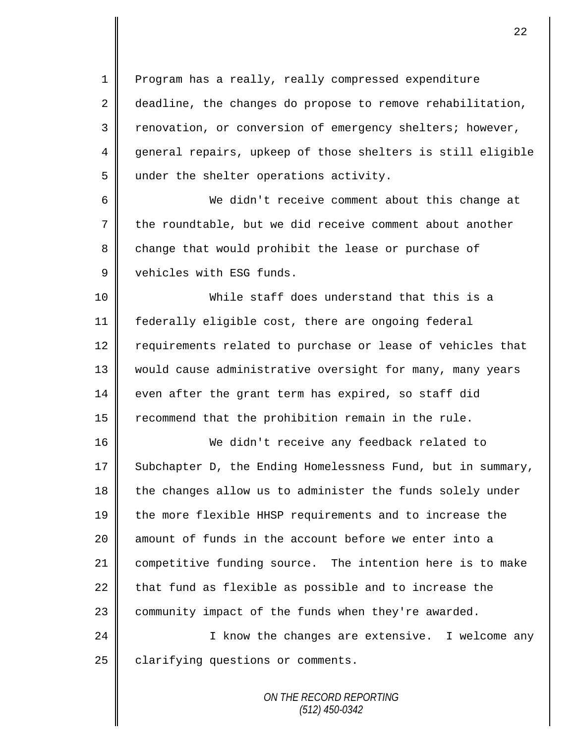Program has a really, really compressed expenditure deadline, the changes do propose to remove rehabilitation, renovation, or conversion of emergency shelters; however, general repairs, upkeep of those shelters is still eligible under the shelter operations activity.

We didn't receive comment about this change at the roundtable, but we did receive comment about another change that would prohibit the lease or purchase of vehicles with ESG funds.

While staff does understand that this is a federally eligible cost, there are ongoing federal requirements related to purchase or lease of vehicles that would cause administrative oversight for many, many years even after the grant term has expired, so staff did recommend that the prohibition remain in the rule.

We didn't receive any feedback related to Subchapter D, the Ending Homelessness Fund, but in summary, the changes allow us to administer the funds solely under the more flexible HHSP requirements and to increase the amount of funds in the account before we enter into a competitive funding source. The intention here is to make that fund as flexible as possible and to increase the community impact of the funds when they're awarded.

I know the changes are extensive. I welcome any clarifying questions or comments.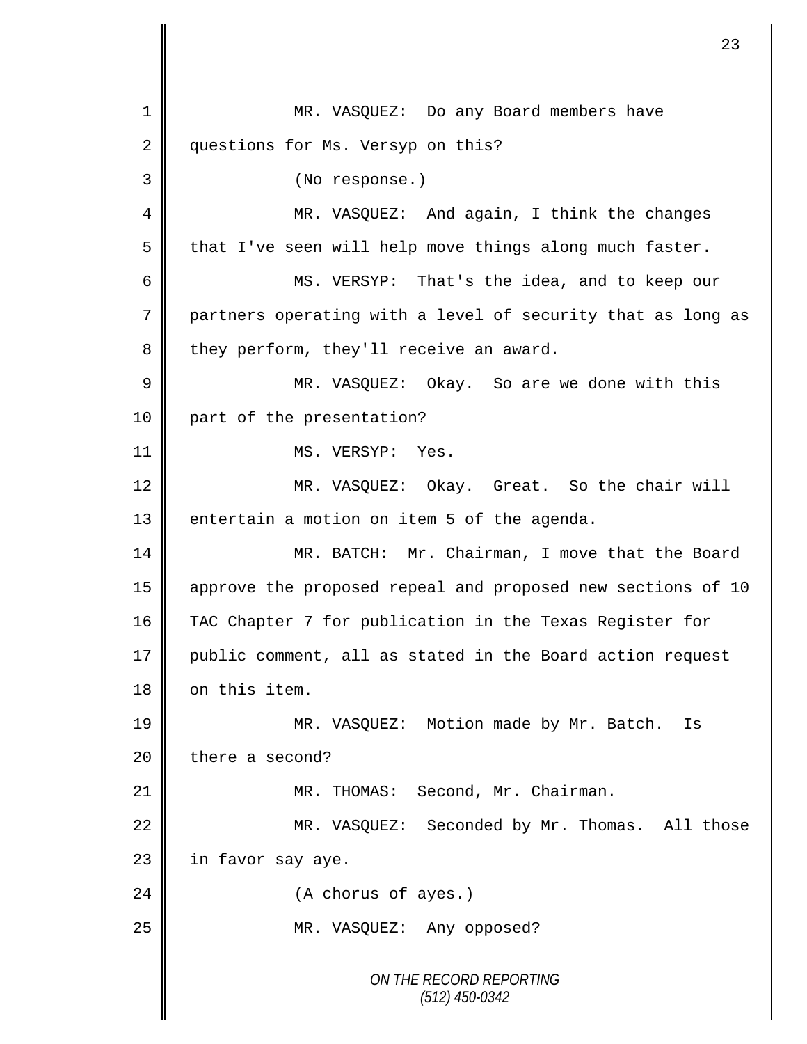MR. VASQUEZ: Do any Board members have questions for Ms. Versyp on this?

(No response.)

MR. VASQUEZ: And again, I think the changes that I've seen will help move things along much faster.

MS. VERSYP: That's the idea, and to keep our partners operating with a level of security that as long as they perform, they'll receive an award.

MR. VASQUEZ: Okay. So are we done with this part of the presentation?

MS. VERSYP: Yes.

MR. VASQUEZ: Okay. Great. So the chair will entertain a motion on item 5 of the agenda.

MR. BATCH: Mr. Chairman, I move that the Board approve the proposed repeal and proposed new sections of 10 TAC Chapter 7 for publication in the Texas Register for public comment, all as stated in the Board action request on this item.

MR. VASQUEZ: Motion made by Mr. Batch. Is there a second?

MR. THOMAS: Second, Mr. Chairman.

MR. VASQUEZ: Seconded by Mr. Thomas. All those in favor say aye.

(A chorus of ayes.)

MR. VASQUEZ: Any opposed?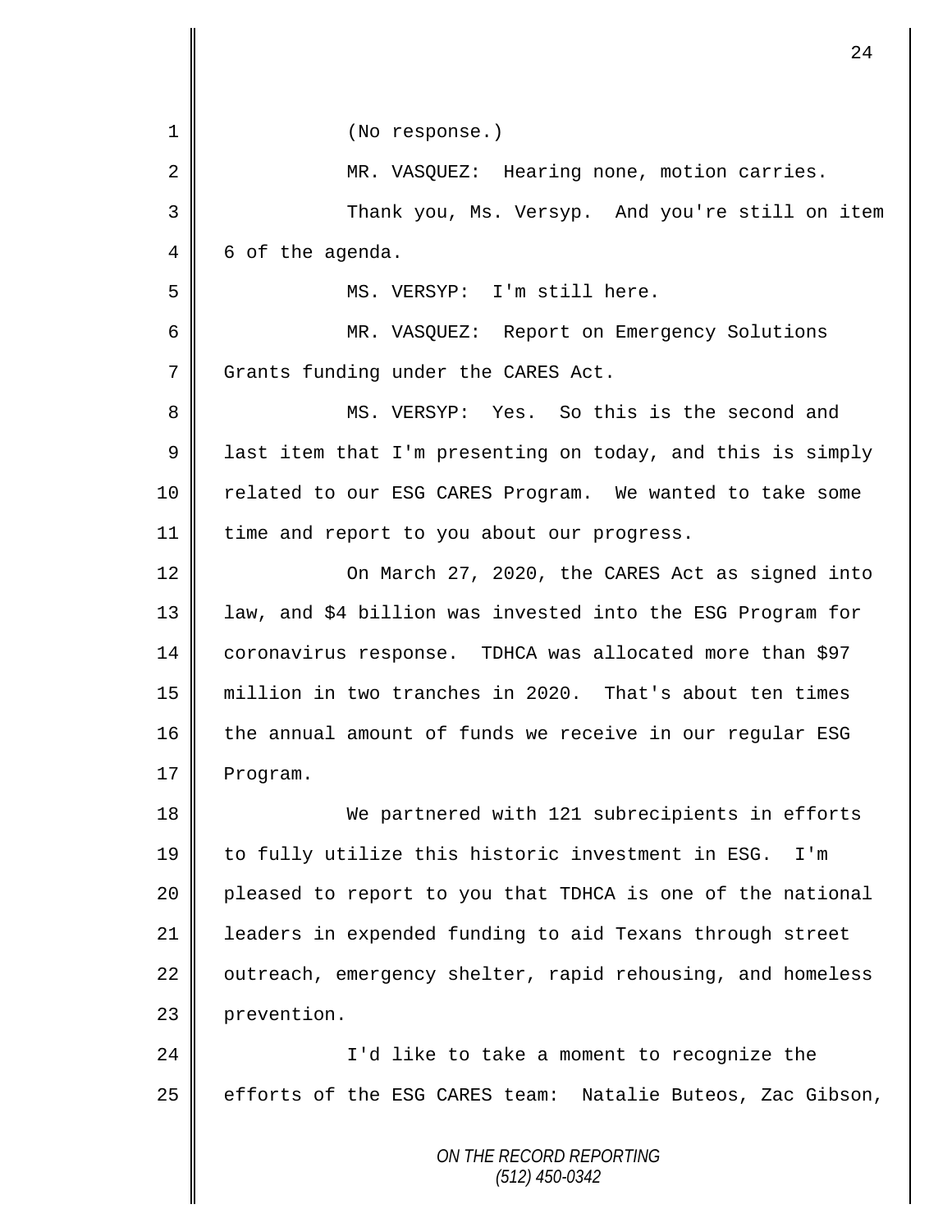(No response.)

MR. VASQUEZ: Hearing none, motion carries.

Thank you, Ms. Versyp. And you're still on item 6 of the agenda.

MS. VERSYP: I'm still here.

MR. VASQUEZ: Report on Emergency Solutions Grants funding under the CARES Act.

MS. VERSYP: Yes. So this is the second and last item that I'm presenting on today, and this is simply related to our ESG CARES Program. We wanted to take some time and report to you about our progress.

On March 27, 2020, the CARES Act as signed into law, and $4 billion was invested into the ESG Program for coronavirus response. TDHCA was allocated more than $97 million in two tranches in 2020. That's about ten times the annual amount of funds we receive in our regular ESG Program.

We partnered with 121 subrecipients in efforts to fully utilize this historic investment in ESG. I'm pleased to report to you that TDHCA is one of the national leaders in expended funding to aid Texans through street outreach, emergency shelter, rapid rehousing, and homeless prevention.

I'd like to take a moment to recognize the efforts of the ESG CARES team: Natalie Buteos, Zac Gibson,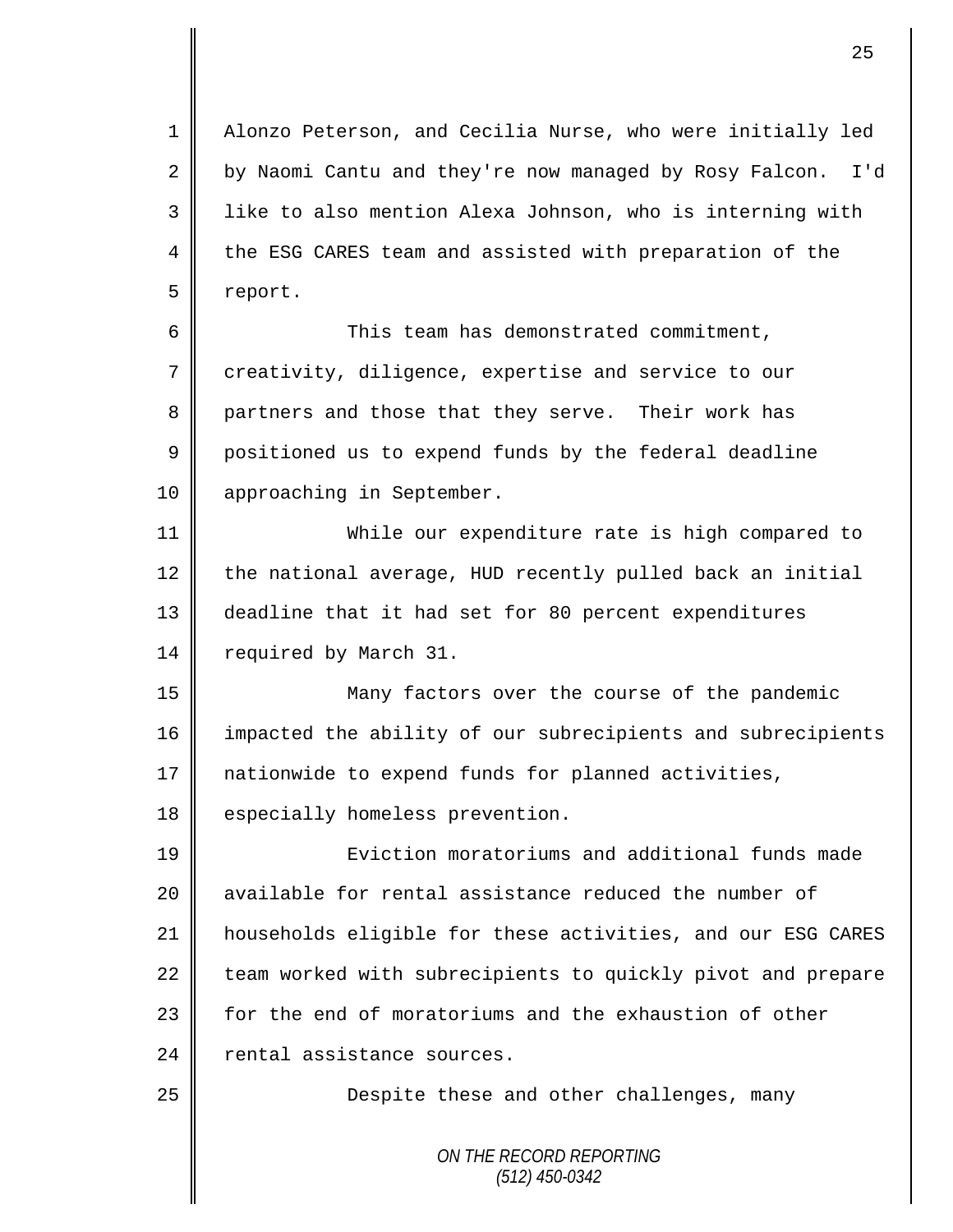Alonzo Peterson, and Cecilia Nurse, who were initially led by Naomi Cantu and they're now managed by Rosy Falcon. I'd like to also mention Alexa Johnson, who is interning with the ESG CARES team and assisted with preparation of the report.

This team has demonstrated commitment, creativity, diligence, expertise and service to our partners and those that they serve. Their work has positioned us to expend funds by the federal deadline approaching in September.

While our expenditure rate is high compared to the national average, HUD recently pulled back an initial deadline that it had set for 80 percent expenditures required by March 31.

Many factors over the course of the pandemic impacted the ability of our subrecipients and subrecipients nationwide to expend funds for planned activities, especially homeless prevention.

Eviction moratoriums and additional funds made available for rental assistance reduced the number of households eligible for these activities, and our ESG CARES team worked with subrecipients to quickly pivot and prepare for the end of moratoriums and the exhaustion of other rental assistance sources.

Despite these and other challenges, many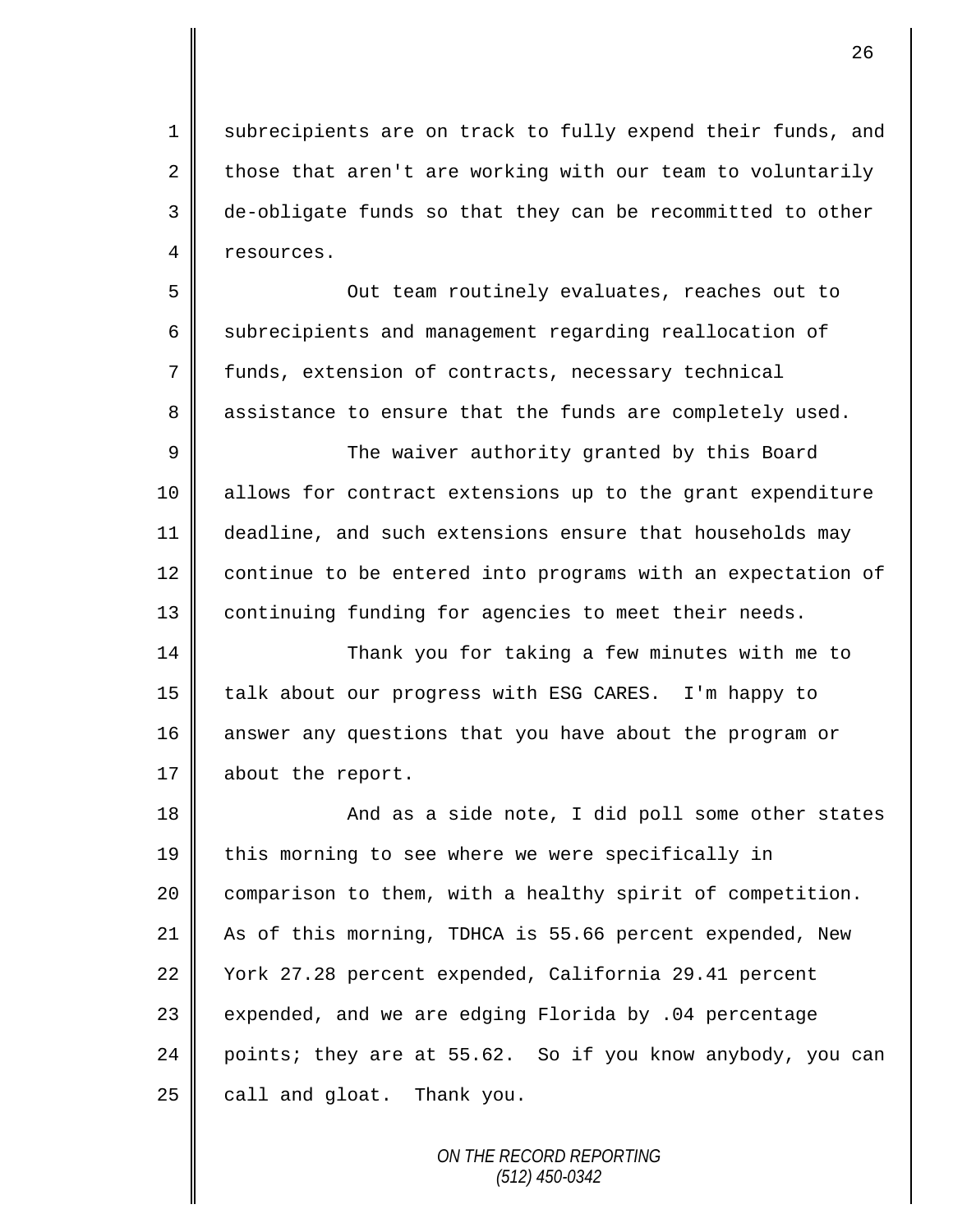subrecipients are on track to fully expend their funds, and those that aren't are working with our team to voluntarily de-obligate funds so that they can be recommitted to other resources.

Out team routinely evaluates, reaches out to subrecipients and management regarding reallocation of funds, extension of contracts, necessary technical assistance to ensure that the funds are completely used.

The waiver authority granted by this Board allows for contract extensions up to the grant expenditure deadline, and such extensions ensure that households may continue to be entered into programs with an expectation of continuing funding for agencies to meet their needs.

Thank you for taking a few minutes with me to talk about our progress with ESG CARES. I'm happy to answer any questions that you have about the program or about the report.

And as a side note, I did poll some other states this morning to see where we were specifically in comparison to them, with a healthy spirit of competition. As of this morning, TDHCA is 55.66 percent expended, New York 27.28 percent expended, California 29.41 percent expended, and we are edging Florida by .04 percentage points; they are at 55.62. So if you know anybody, you can call and gloat. Thank you.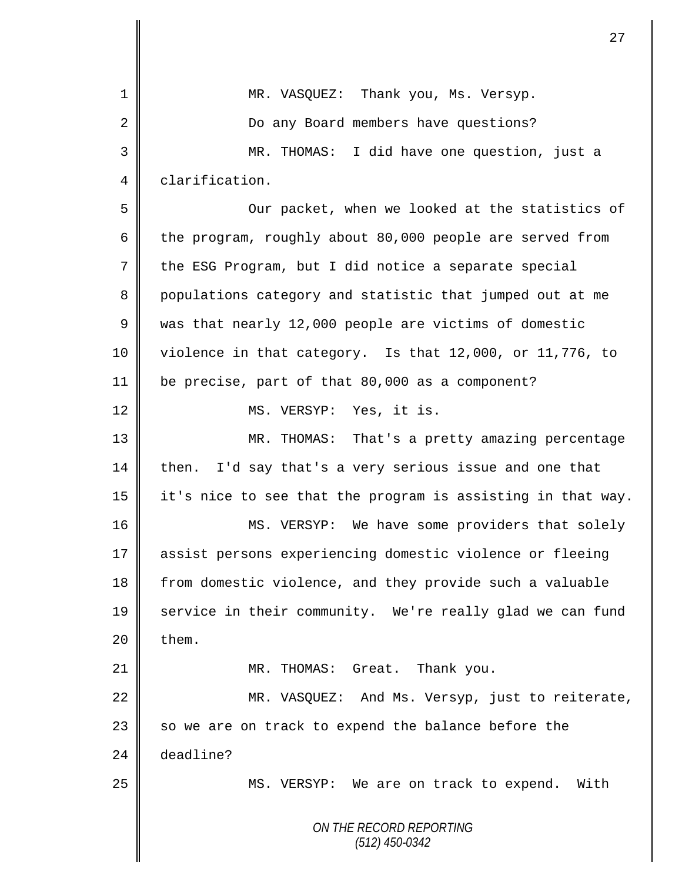MR. VASQUEZ: Thank you, Ms. Versyp.

Do any Board members have questions?

MR. THOMAS: I did have one question, just a clarification.

Our packet, when we looked at the statistics of the program, roughly about 80,000 people are served from the ESG Program, but I did notice a separate special populations category and statistic that jumped out at me was that nearly 12,000 people are victims of domestic violence in that category. Is that 12,000, or 11,776, to be precise, part of that 80,000 as a component?

MS. VERSYP: Yes, it is.

MR. THOMAS: That's a pretty amazing percentage then. I'd say that's a very serious issue and one that it's nice to see that the program is assisting in that way.

MS. VERSYP: We have some providers that solely assist persons experiencing domestic violence or fleeing from domestic violence, and they provide such a valuable service in their community. We're really glad we can fund them.

MR. THOMAS: Great. Thank you.

MR. VASQUEZ: And Ms. Versyp, just to reiterate, so we are on track to expend the balance before the deadline?

MS. VERSYP: We are on track to expend. With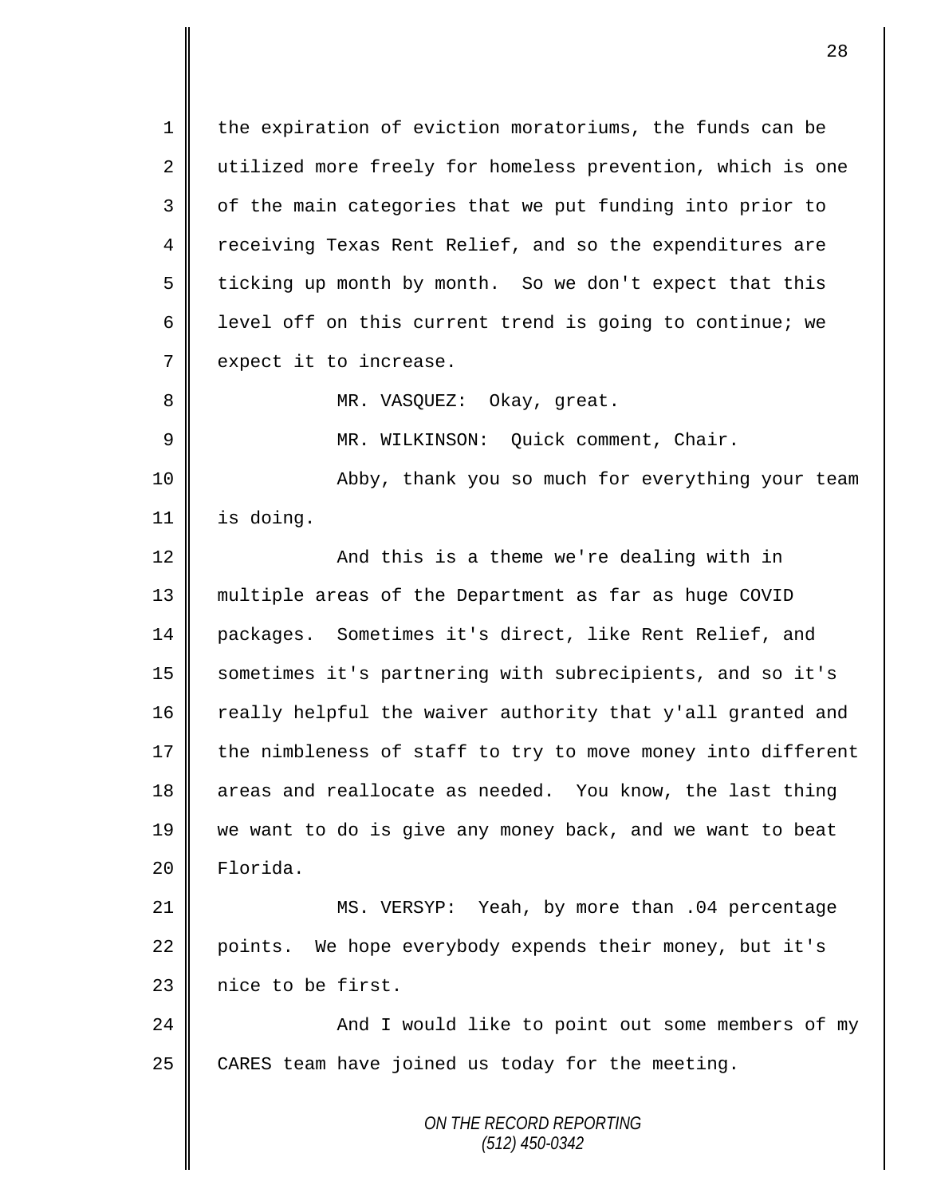the expiration of eviction moratoriums, the funds can be utilized more freely for homeless prevention, which is one of the main categories that we put funding into prior to receiving Texas Rent Relief, and so the expenditures are ticking up month by month. So we don't expect that this level off on this current trend is going to continue; we expect it to increase.

MR. VASQUEZ: Okay, great.

MR. WILKINSON: Quick comment, Chair.

Abby, thank you so much for everything your team is doing.

And this is a theme we're dealing with in multiple areas of the Department as far as huge COVID packages. Sometimes it's direct, like Rent Relief, and sometimes it's partnering with subrecipients, and so it's really helpful the waiver authority that y'all granted and the nimbleness of staff to try to move money into different areas and reallocate as needed. You know, the last thing we want to do is give any money back, and we want to beat Florida.

MS. VERSYP: Yeah, by more than .04 percentage points. We hope everybody expends their money, but it's nice to be first.

And I would like to point out some members of my CARES team have joined us today for the meeting.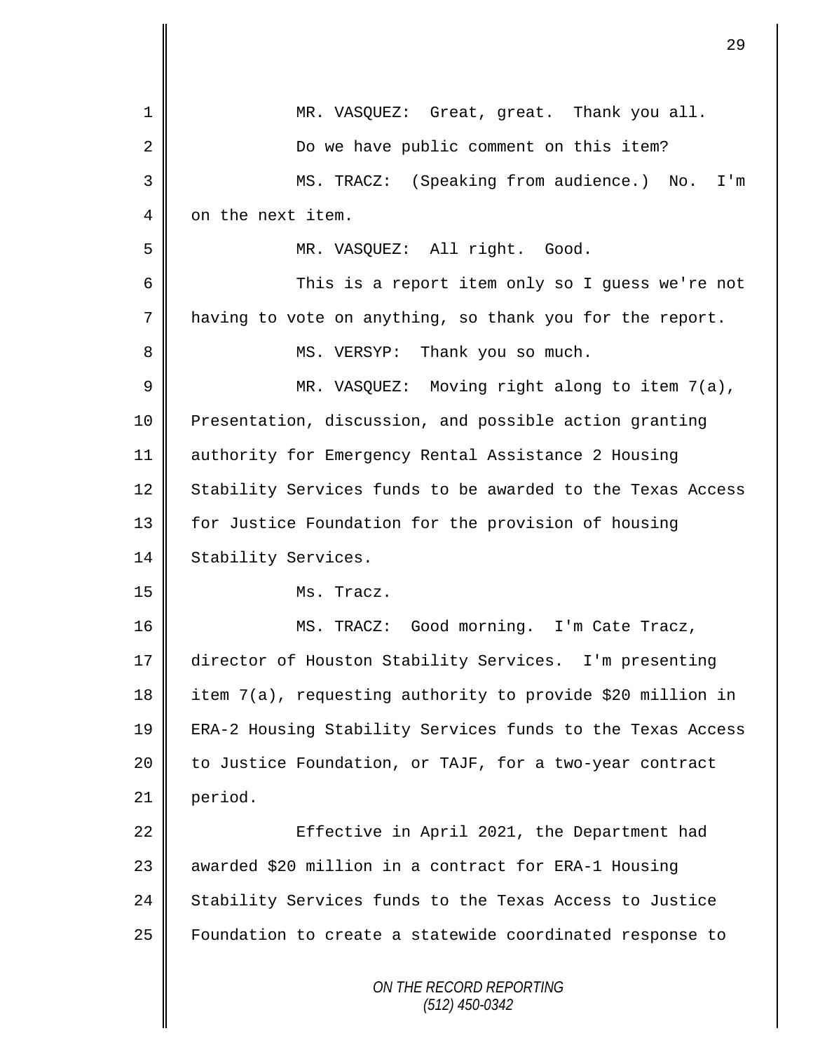MR. VASQUEZ: Great, great. Thank you all.

Do we have public comment on this item?

MS. TRACZ: (Speaking from audience.) No. I'm on the next item.

MR. VASQUEZ: All right. Good.

This is a report item only so I guess we're not having to vote on anything, so thank you for the report.

MS. VERSYP: Thank you so much.

MR. VASQUEZ: Moving right along to item 7(a), Presentation, discussion, and possible action granting authority for Emergency Rental Assistance 2 Housing Stability Services funds to be awarded to the Texas Access for Justice Foundation for the provision of housing Stability Services.

Ms. Tracz.

MS. TRACZ: Good morning. I'm Cate Tracz, director of Houston Stability Services. I'm presenting item 7(a), requesting authority to provide $20 million in ERA-2 Housing Stability Services funds to the Texas Access to Justice Foundation, or TAJF, for a two-year contract period.

Effective in April 2021, the Department had awarded $20 million in a contract for ERA-1 Housing Stability Services funds to the Texas Access to Justice Foundation to create a statewide coordinated response to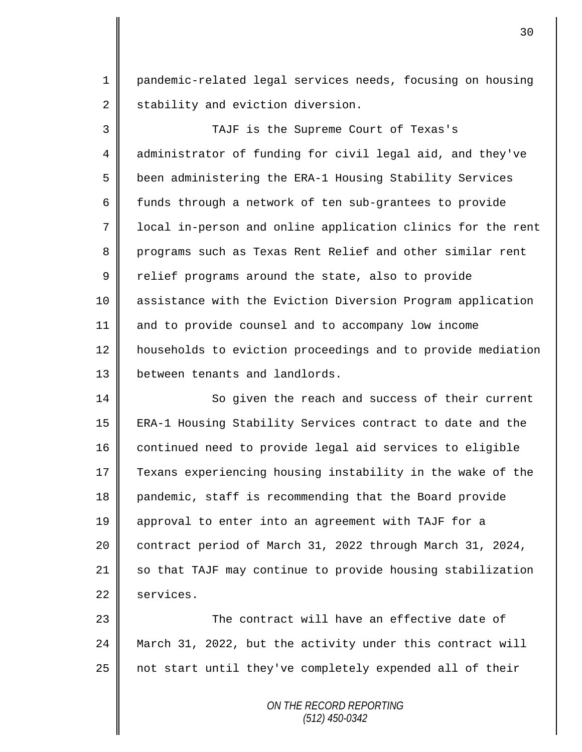pandemic-related legal services needs, focusing on housing stability and eviction diversion.

TAJF is the Supreme Court of Texas's administrator of funding for civil legal aid, and they've been administering the ERA-1 Housing Stability Services funds through a network of ten sub-grantees to provide local in-person and online application clinics for the rent programs such as Texas Rent Relief and other similar rent relief programs around the state, also to provide assistance with the Eviction Diversion Program application and to provide counsel and to accompany low income households to eviction proceedings and to provide mediation between tenants and landlords.

So given the reach and success of their current ERA-1 Housing Stability Services contract to date and the continued need to provide legal aid services to eligible Texans experiencing housing instability in the wake of the pandemic, staff is recommending that the Board provide approval to enter into an agreement with TAJF for a contract period of March 31, 2022 through March 31, 2024, so that TAJF may continue to provide housing stabilization services.

The contract will have an effective date of March 31, 2022, but the activity under this contract will not start until they've completely expended all of their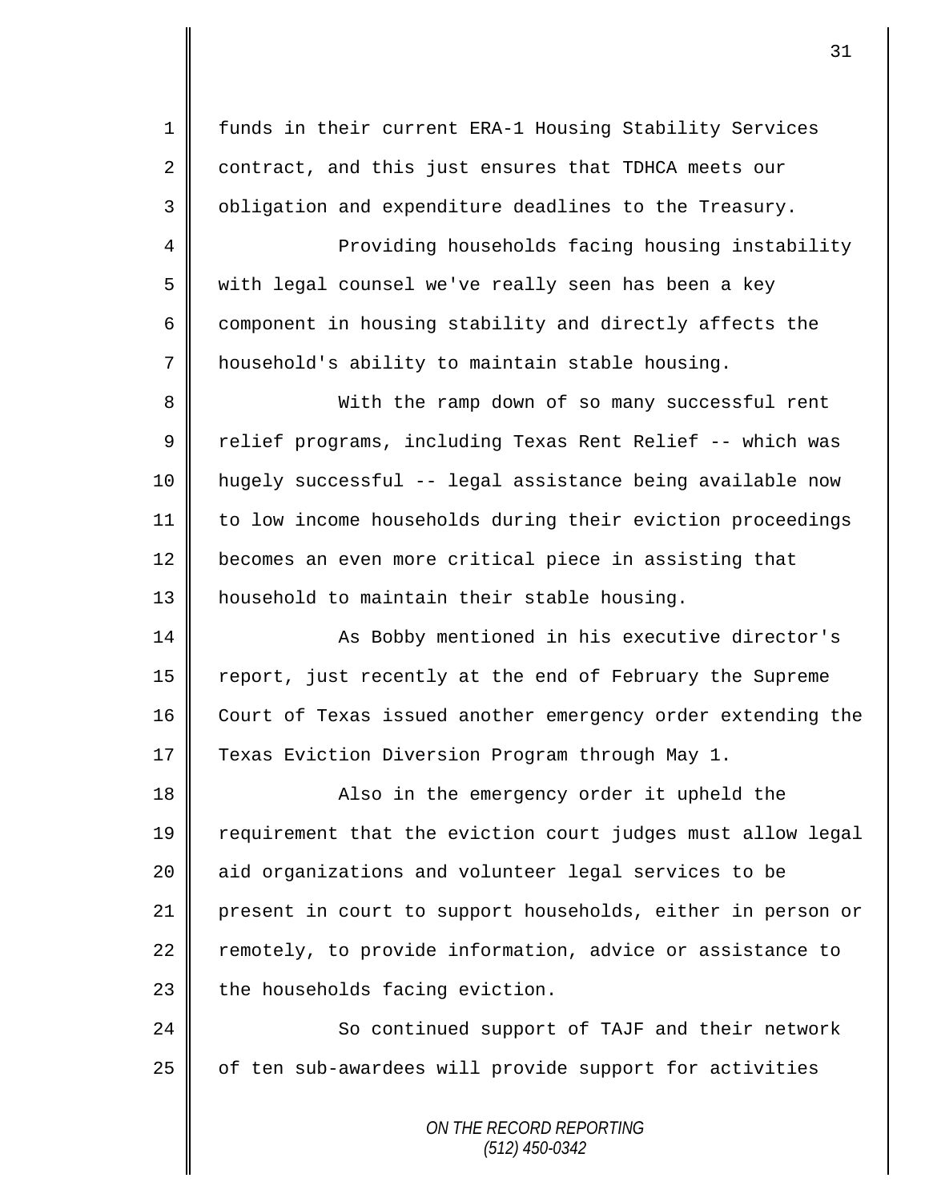funds in their current ERA-1 Housing Stability Services contract, and this just ensures that TDHCA meets our obligation and expenditure deadlines to the Treasury.

Providing households facing housing instability with legal counsel we've really seen has been a key component in housing stability and directly affects the household's ability to maintain stable housing.

With the ramp down of so many successful rent relief programs, including Texas Rent Relief -- which was hugely successful -- legal assistance being available now to low income households during their eviction proceedings becomes an even more critical piece in assisting that household to maintain their stable housing.

As Bobby mentioned in his executive director's report, just recently at the end of February the Supreme Court of Texas issued another emergency order extending the Texas Eviction Diversion Program through May 1.

Also in the emergency order it upheld the requirement that the eviction court judges must allow legal aid organizations and volunteer legal services to be present in court to support households, either in person or remotely, to provide information, advice or assistance to the households facing eviction.

So continued support of TAJF and their network of ten sub-awardees will provide support for activities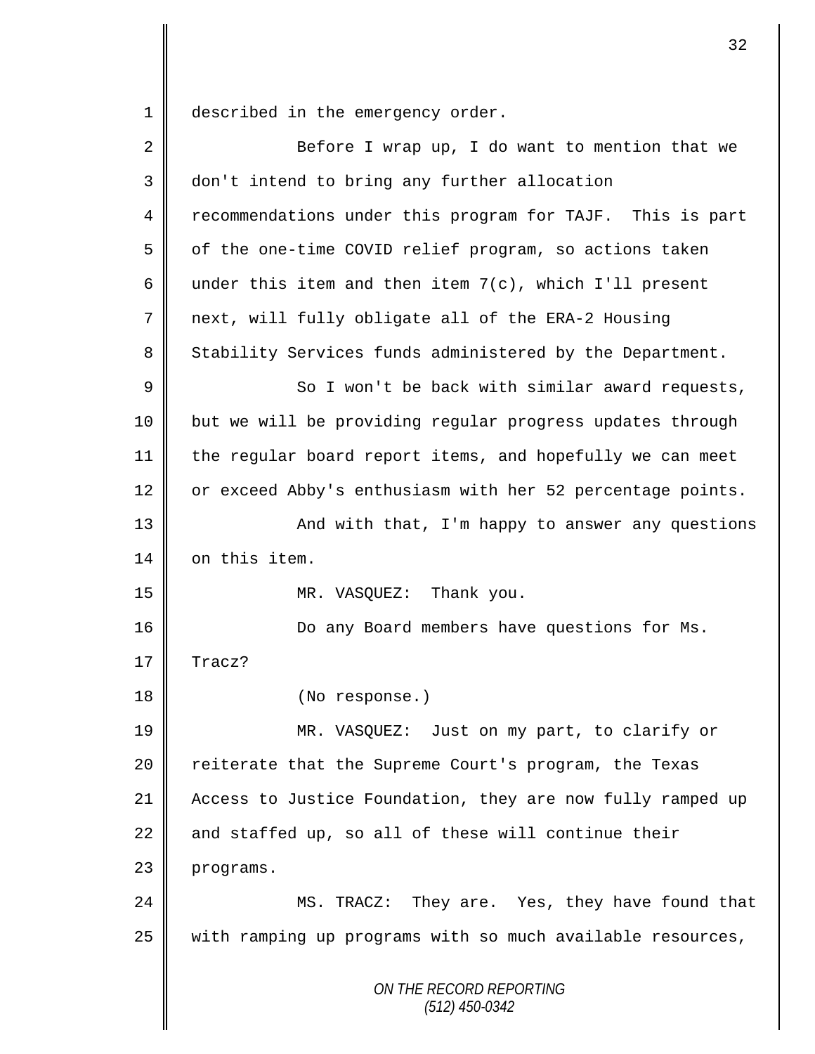described in the emergency order.

Before I wrap up, I do want to mention that we don't intend to bring any further allocation recommendations under this program for TAJF. This is part of the one-time COVID relief program, so actions taken under this item and then item 7(c), which I'll present next, will fully obligate all of the ERA-2 Housing Stability Services funds administered by the Department.

So I won't be back with similar award requests, but we will be providing regular progress updates through the regular board report items, and hopefully we can meet or exceed Abby's enthusiasm with her 52 percentage points.

And with that, I'm happy to answer any questions on this item.

MR. VASQUEZ: Thank you.

Do any Board members have questions for Ms. Tracz?

(No response.)

MR. VASQUEZ: Just on my part, to clarify or reiterate that the Supreme Court's program, the Texas Access to Justice Foundation, they are now fully ramped up and staffed up, so all of these will continue their programs.

MS. TRACZ: They are. Yes, they have found that with ramping up programs with so much available resources,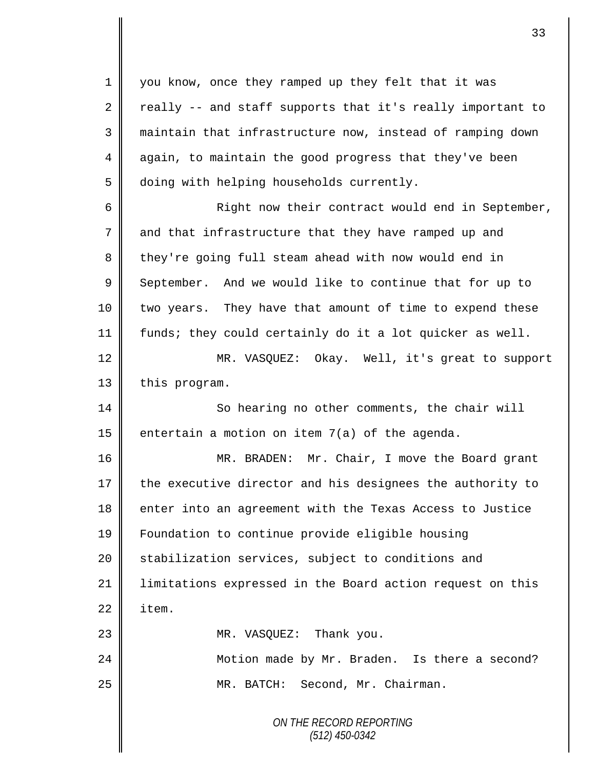you know, once they ramped up they felt that it was really -- and staff supports that it's really important to maintain that infrastructure now, instead of ramping down again, to maintain the good progress that they've been doing with helping households currently.

Right now their contract would end in September, and that infrastructure that they have ramped up and they're going full steam ahead with now would end in September. And we would like to continue that for up to two years. They have that amount of time to expend these funds; they could certainly do it a lot quicker as well.

MR. VASQUEZ: Okay. Well, it's great to support this program.

So hearing no other comments, the chair will entertain a motion on item 7(a) of the agenda.

MR. BRADEN: Mr. Chair, I move the Board grant the executive director and his designees the authority to enter into an agreement with the Texas Access to Justice Foundation to continue provide eligible housing stabilization services, subject to conditions and limitations expressed in the Board action request on this item.

MR. VASQUEZ: Thank you.

Motion made by Mr. Braden. Is there a second?

MR. BATCH: Second, Mr. Chairman.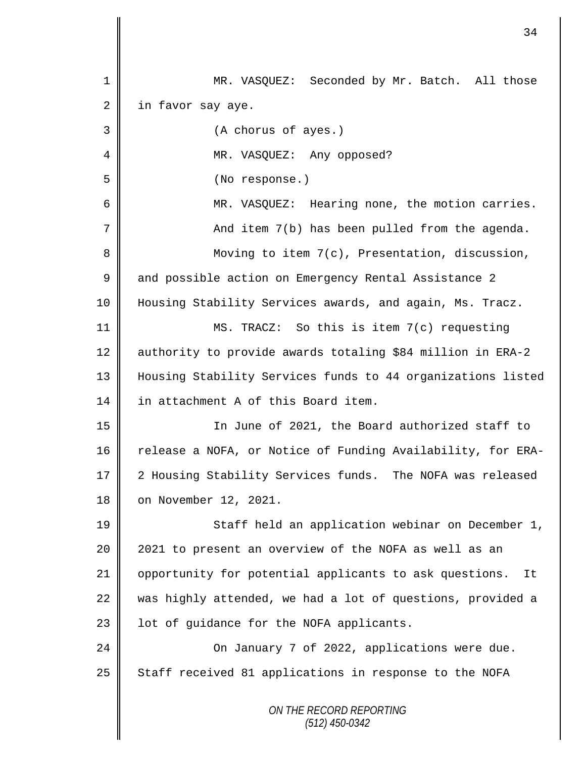MR. VASQUEZ: Seconded by Mr. Batch. All those in favor say aye.

(A chorus of ayes.)

MR. VASQUEZ: Any opposed?

(No response.)

MR. VASQUEZ: Hearing none, the motion carries.

And item 7(b) has been pulled from the agenda.

Moving to item 7(c), Presentation, discussion, and possible action on Emergency Rental Assistance 2 Housing Stability Services awards, and again, Ms. Tracz.

MS. TRACZ: So this is item 7(c) requesting authority to provide awards totaling $84 million in ERA-2 Housing Stability Services funds to 44 organizations listed in attachment A of this Board item.

In June of 2021, the Board authorized staff to release a NOFA, or Notice of Funding Availability, for ERA-2 Housing Stability Services funds. The NOFA was released on November 12, 2021.

Staff held an application webinar on December 1, 2021 to present an overview of the NOFA as well as an opportunity for potential applicants to ask questions. It was highly attended, we had a lot of questions, provided a lot of guidance for the NOFA applicants.

On January 7 of 2022, applications were due. Staff received 81 applications in response to the NOFA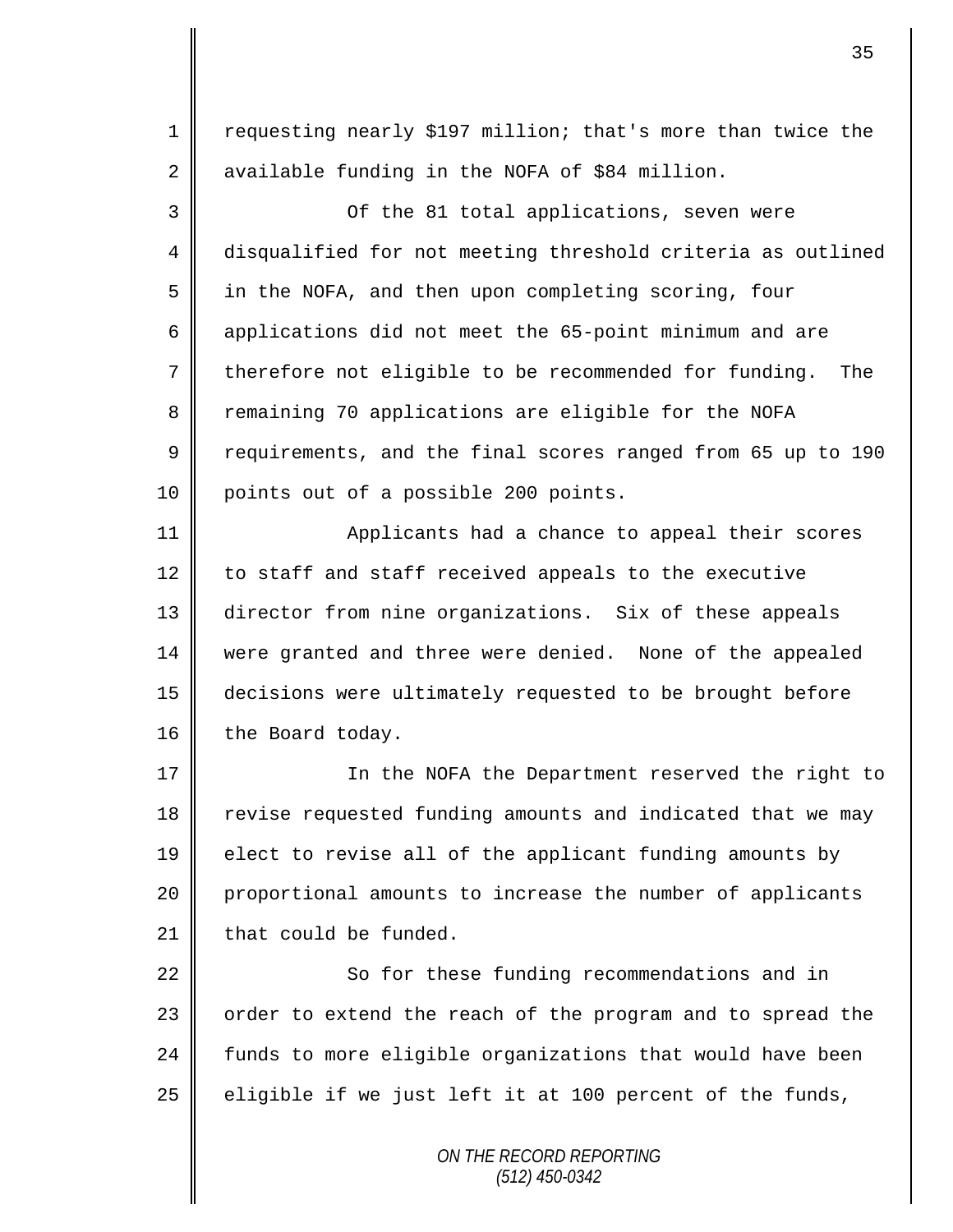requesting nearly $197 million; that's more than twice the available funding in the NOFA of $84 million.

Of the 81 total applications, seven were disqualified for not meeting threshold criteria as outlined in the NOFA, and then upon completing scoring, four applications did not meet the 65-point minimum and are therefore not eligible to be recommended for funding. The remaining 70 applications are eligible for the NOFA requirements, and the final scores ranged from 65 up to 190 points out of a possible 200 points.

Applicants had a chance to appeal their scores to staff and staff received appeals to the executive director from nine organizations. Six of these appeals were granted and three were denied. None of the appealed decisions were ultimately requested to be brought before the Board today.

In the NOFA the Department reserved the right to revise requested funding amounts and indicated that we may elect to revise all of the applicant funding amounts by proportional amounts to increase the number of applicants that could be funded.

So for these funding recommendations and in order to extend the reach of the program and to spread the funds to more eligible organizations that would have been eligible if we just left it at 100 percent of the funds,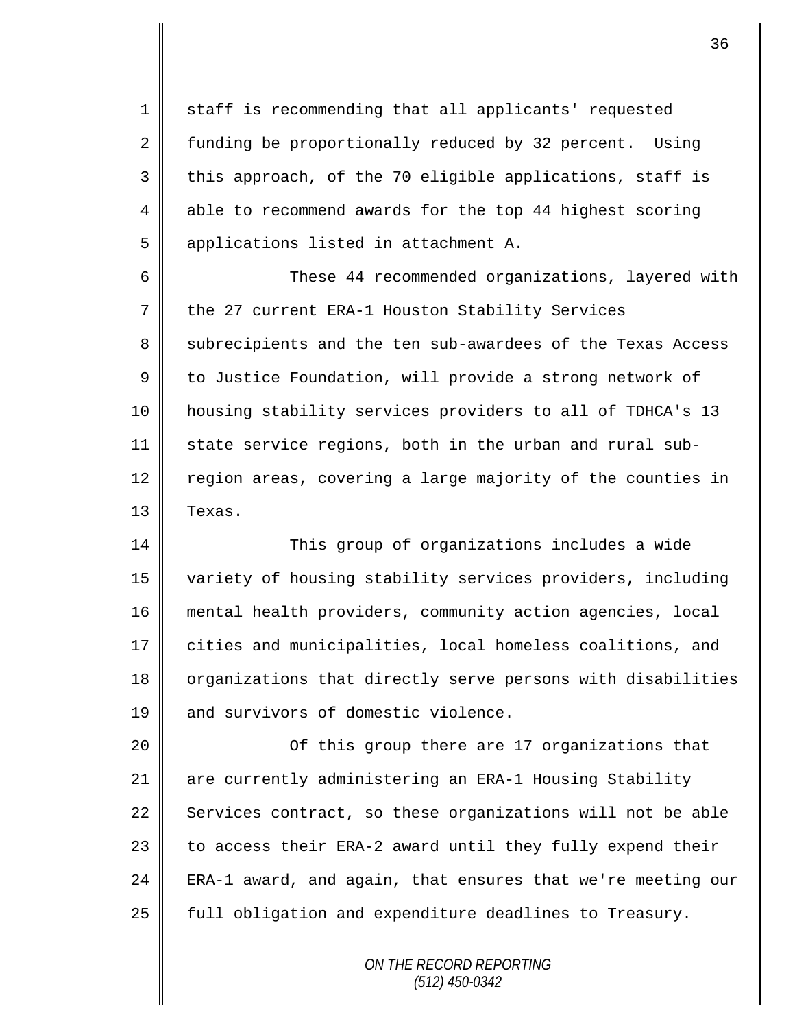staff is recommending that all applicants' requested funding be proportionally reduced by 32 percent. Using this approach, of the 70 eligible applications, staff is able to recommend awards for the top 44 highest scoring applications listed in attachment A.

These 44 recommended organizations, layered with the 27 current ERA-1 Houston Stability Services subrecipients and the ten sub-awardees of the Texas Access to Justice Foundation, will provide a strong network of housing stability services providers to all of TDHCA's 13 state service regions, both in the urban and rural sub-region areas, covering a large majority of the counties in Texas.

This group of organizations includes a wide variety of housing stability services providers, including mental health providers, community action agencies, local cities and municipalities, local homeless coalitions, and organizations that directly serve persons with disabilities and survivors of domestic violence.

Of this group there are 17 organizations that are currently administering an ERA-1 Housing Stability Services contract, so these organizations will not be able to access their ERA-2 award until they fully expend their ERA-1 award, and again, that ensures that we're meeting our full obligation and expenditure deadlines to Treasury.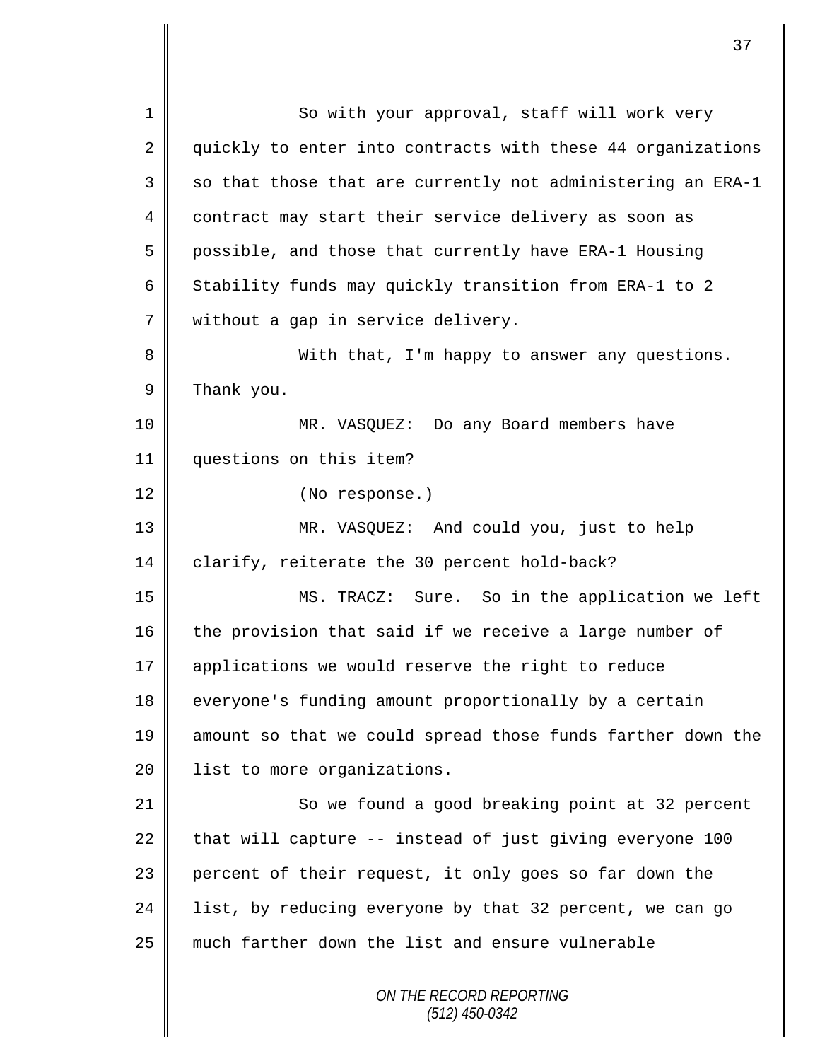So with your approval, staff will work very quickly to enter into contracts with these 44 organizations so that those that are currently not administering an ERA-1 contract may start their service delivery as soon as possible, and those that currently have ERA-1 Housing Stability funds may quickly transition from ERA-1 to 2 without a gap in service delivery.

With that, I'm happy to answer any questions. Thank you.

MR. VASQUEZ: Do any Board members have questions on this item?

(No response.)

MR. VASQUEZ: And could you, just to help clarify, reiterate the 30 percent hold-back?

MS. TRACZ: Sure. So in the application we left the provision that said if we receive a large number of applications we would reserve the right to reduce everyone's funding amount proportionally by a certain amount so that we could spread those funds farther down the list to more organizations.

So we found a good breaking point at 32 percent that will capture -- instead of just giving everyone 100 percent of their request, it only goes so far down the list, by reducing everyone by that 32 percent, we can go much farther down the list and ensure vulnerable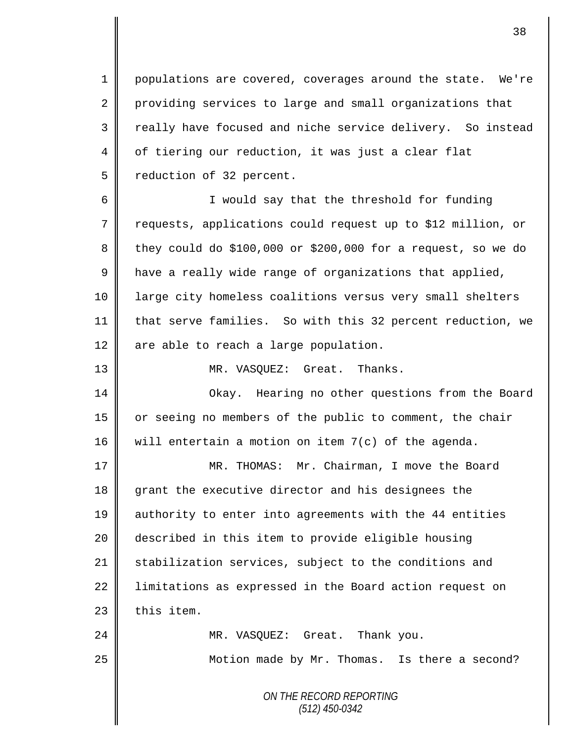populations are covered, coverages around the state. We're providing services to large and small organizations that really have focused and niche service delivery. So instead of tiering our reduction, it was just a clear flat reduction of 32 percent.

I would say that the threshold for funding requests, applications could request up to $12 million, or they could do $100,000 or $200,000 for a request, so we do have a really wide range of organizations that applied, large city homeless coalitions versus very small shelters that serve families. So with this 32 percent reduction, we are able to reach a large population.

MR. VASQUEZ: Great. Thanks.

Okay. Hearing no other questions from the Board or seeing no members of the public to comment, the chair will entertain a motion on item 7(c) of the agenda.

MR. THOMAS: Mr. Chairman, I move the Board grant the executive director and his designees the authority to enter into agreements with the 44 entities described in this item to provide eligible housing stabilization services, subject to the conditions and limitations as expressed in the Board action request on this item.

MR. VASQUEZ: Great. Thank you.

Motion made by Mr. Thomas. Is there a second?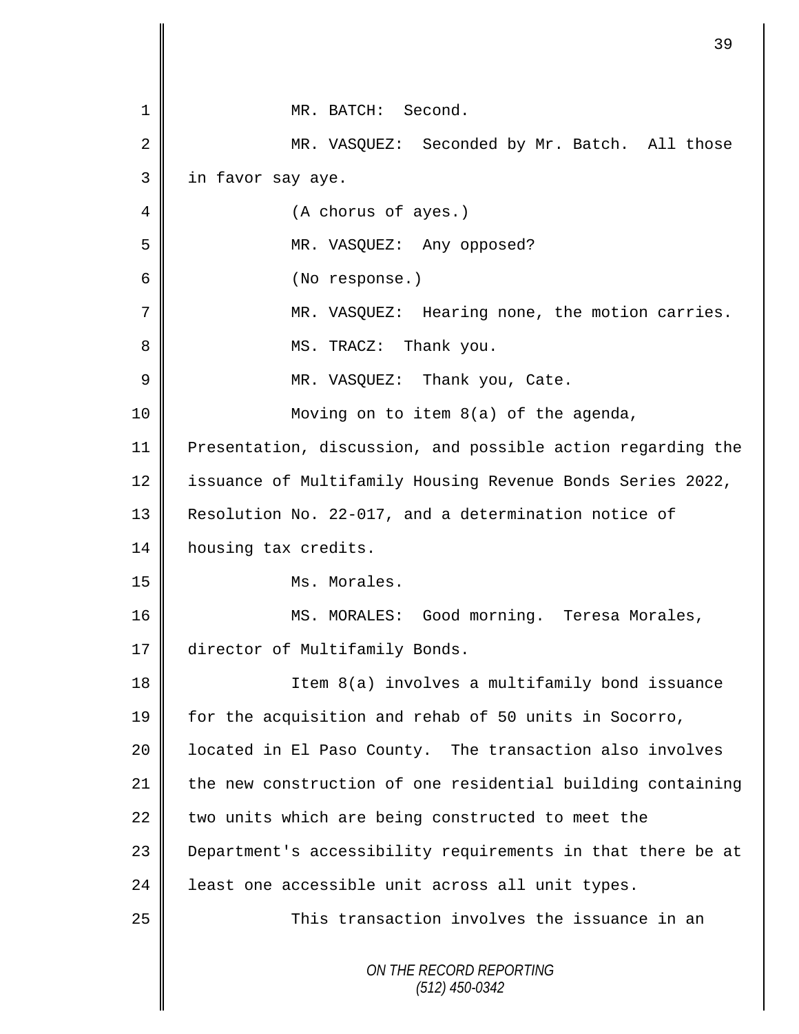MR. BATCH: Second.

MR. VASQUEZ: Seconded by Mr. Batch. All those in favor say aye.

(A chorus of ayes.)

MR. VASQUEZ: Any opposed?

(No response.)

MR. VASQUEZ: Hearing none, the motion carries.

MS. TRACZ: Thank you.

MR. VASQUEZ: Thank you, Cate.

Moving on to item 8(a) of the agenda, Presentation, discussion, and possible action regarding the issuance of Multifamily Housing Revenue Bonds Series 2022, Resolution No. 22-017, and a determination notice of housing tax credits.

Ms. Morales.

MS. MORALES: Good morning. Teresa Morales, director of Multifamily Bonds.

Item 8(a) involves a multifamily bond issuance for the acquisition and rehab of 50 units in Socorro, located in El Paso County. The transaction also involves the new construction of one residential building containing two units which are being constructed to meet the Department's accessibility requirements in that there be at least one accessible unit across all unit types.

This transaction involves the issuance in an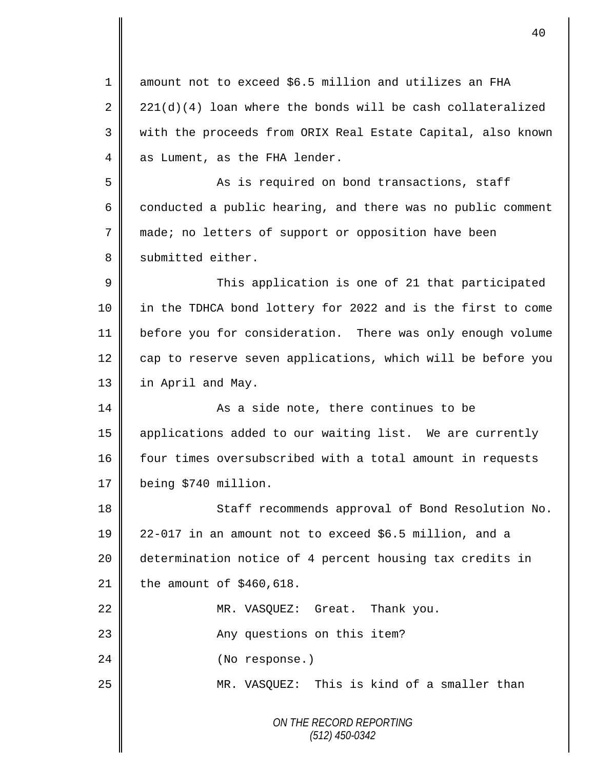amount not to exceed $6.5 million and utilizes an FHA 221(d)(4) loan where the bonds will be cash collateralized with the proceeds from ORIX Real Estate Capital, also known as Lument, as the FHA lender.

As is required on bond transactions, staff conducted a public hearing, and there was no public comment made; no letters of support or opposition have been submitted either.

This application is one of 21 that participated in the TDHCA bond lottery for 2022 and is the first to come before you for consideration. There was only enough volume cap to reserve seven applications, which will be before you in April and May.

As a side note, there continues to be applications added to our waiting list. We are currently four times oversubscribed with a total amount in requests being $740 million.

Staff recommends approval of Bond Resolution No. 22-017 in an amount not to exceed $6.5 million, and a determination notice of 4 percent housing tax credits in the amount of $460,618.

MR. VASQUEZ: Great. Thank you.

Any questions on this item?

(No response.)

MR. VASQUEZ: This is kind of a smaller than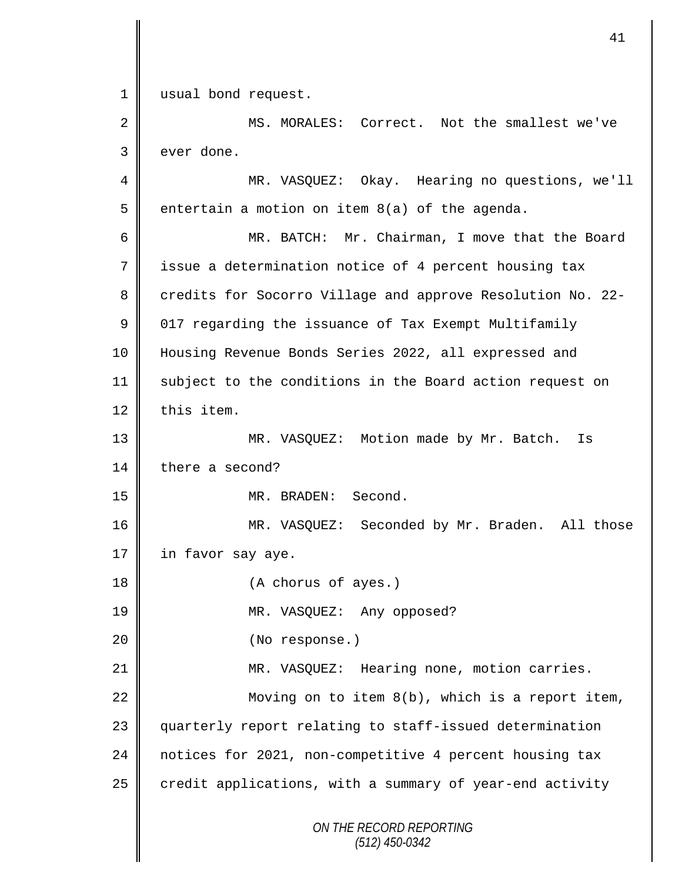usual bond request.

MS. MORALES: Correct. Not the smallest we've ever done.

MR. VASQUEZ: Okay. Hearing no questions, we'll entertain a motion on item 8(a) of the agenda.

MR. BATCH: Mr. Chairman, I move that the Board issue a determination notice of 4 percent housing tax credits for Socorro Village and approve Resolution No. 22-017 regarding the issuance of Tax Exempt Multifamily Housing Revenue Bonds Series 2022, all expressed and subject to the conditions in the Board action request on this item.

MR. VASQUEZ: Motion made by Mr. Batch. Is there a second?

MR. BRADEN: Second.

MR. VASQUEZ: Seconded by Mr. Braden. All those in favor say aye.

(A chorus of ayes.)

MR. VASQUEZ: Any opposed?

(No response.)

MR. VASQUEZ: Hearing none, motion carries.

Moving on to item 8(b), which is a report item, quarterly report relating to staff-issued determination notices for 2021, non-competitive 4 percent housing tax credit applications, with a summary of year-end activity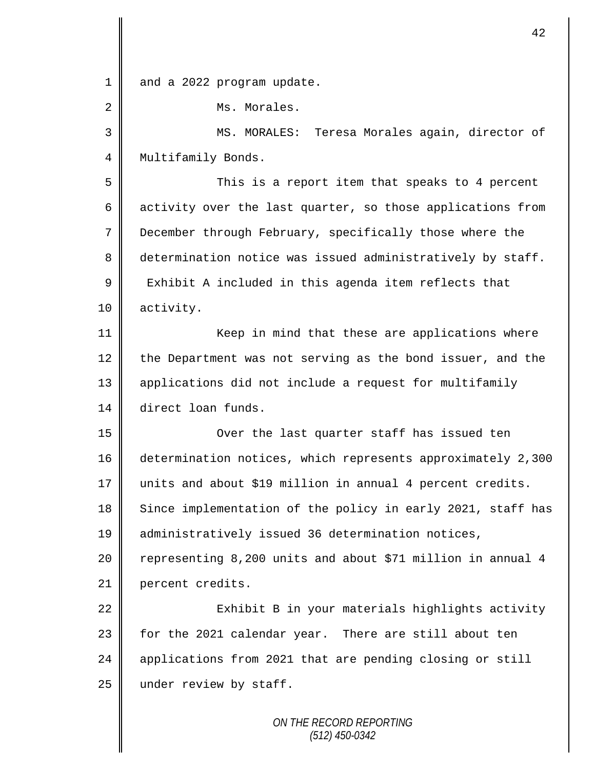and a 2022 program update.

Ms. Morales.

MS. MORALES: Teresa Morales again, director of Multifamily Bonds.

This is a report item that speaks to 4 percent activity over the last quarter, so those applications from December through February, specifically those where the determination notice was issued administratively by staff. Exhibit A included in this agenda item reflects that activity.

Keep in mind that these are applications where the Department was not serving as the bond issuer, and the applications did not include a request for multifamily direct loan funds.

Over the last quarter staff has issued ten determination notices, which represents approximately 2,300 units and about $19 million in annual 4 percent credits. Since implementation of the policy in early 2021, staff has administratively issued 36 determination notices, representing 8,200 units and about $71 million in annual 4 percent credits.

Exhibit B in your materials highlights activity for the 2021 calendar year. There are still about ten applications from 2021 that are pending closing or still under review by staff.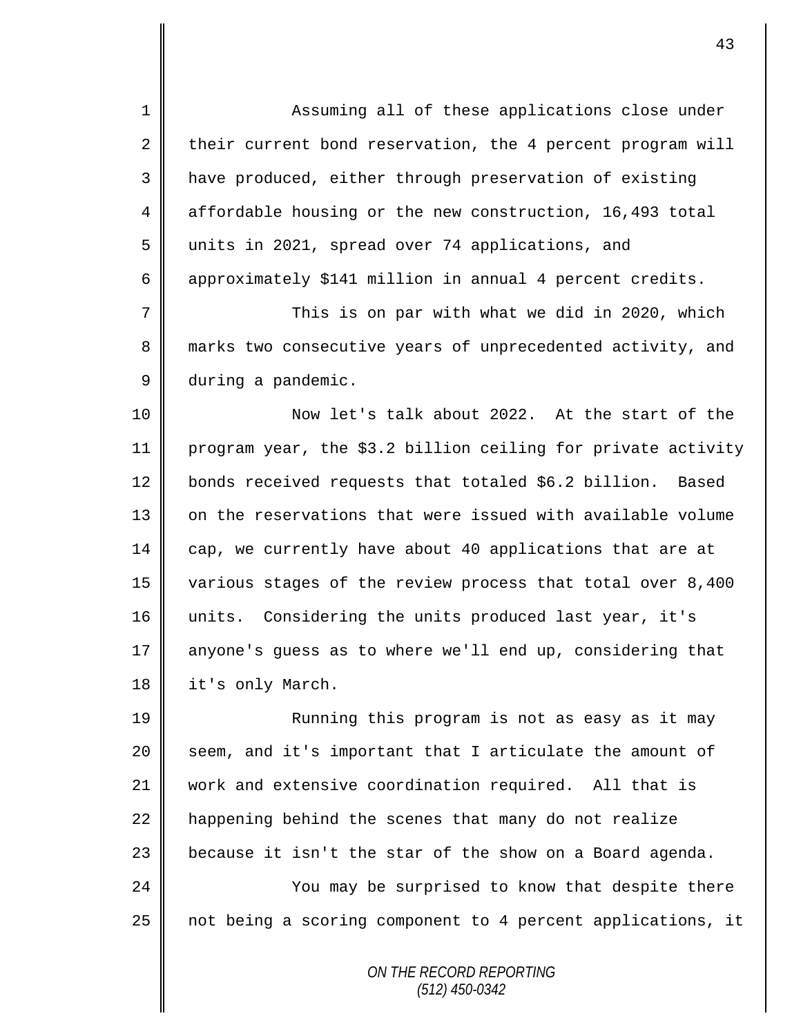Assuming all of these applications close under their current bond reservation, the 4 percent program will have produced, either through preservation of existing affordable housing or the new construction, 16,493 total units in 2021, spread over 74 applications, and approximately $141 million in annual 4 percent credits.

This is on par with what we did in 2020, which marks two consecutive years of unprecedented activity, and during a pandemic.

Now let's talk about 2022. At the start of the program year, the $3.2 billion ceiling for private activity bonds received requests that totaled $6.2 billion. Based on the reservations that were issued with available volume cap, we currently have about 40 applications that are at various stages of the review process that total over 8,400 units. Considering the units produced last year, it's anyone's guess as to where we'll end up, considering that it's only March.

Running this program is not as easy as it may seem, and it's important that I articulate the amount of work and extensive coordination required. All that is happening behind the scenes that many do not realize because it isn't the star of the show on a Board agenda.

You may be surprised to know that despite there not being a scoring component to 4 percent applications, it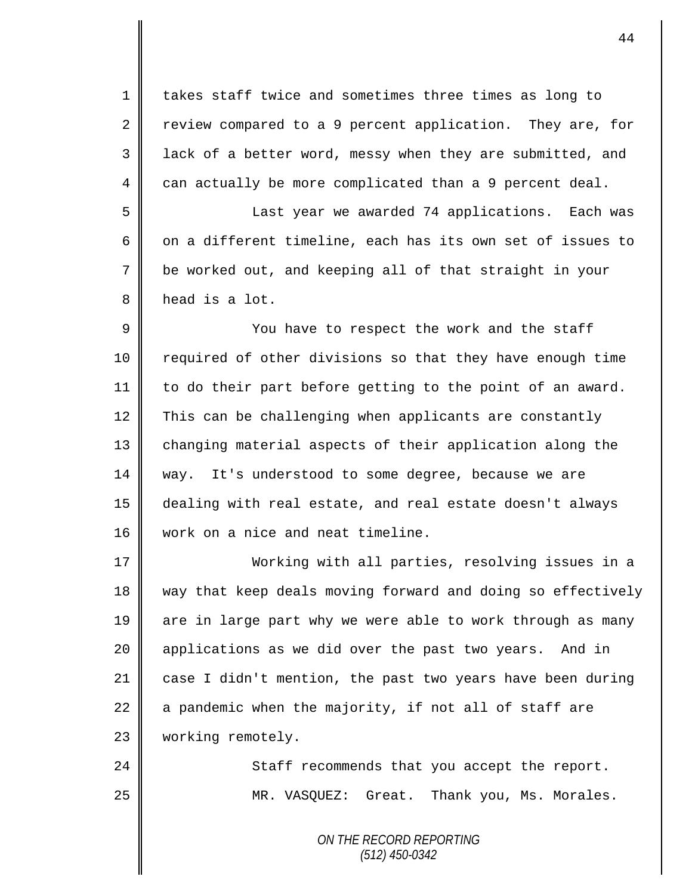takes staff twice and sometimes three times as long to review compared to a 9 percent application. They are, for lack of a better word, messy when they are submitted, and can actually be more complicated than a 9 percent deal.

Last year we awarded 74 applications. Each was on a different timeline, each has its own set of issues to be worked out, and keeping all of that straight in your head is a lot.

You have to respect the work and the staff required of other divisions so that they have enough time to do their part before getting to the point of an award. This can be challenging when applicants are constantly changing material aspects of their application along the way. It's understood to some degree, because we are dealing with real estate, and real estate doesn't always work on a nice and neat timeline.

Working with all parties, resolving issues in a way that keep deals moving forward and doing so effectively are in large part why we were able to work through as many applications as we did over the past two years. And in case I didn't mention, the past two years have been during a pandemic when the majority, if not all of staff are working remotely.

Staff recommends that you accept the report.

MR. VASQUEZ: Great. Thank you, Ms. Morales.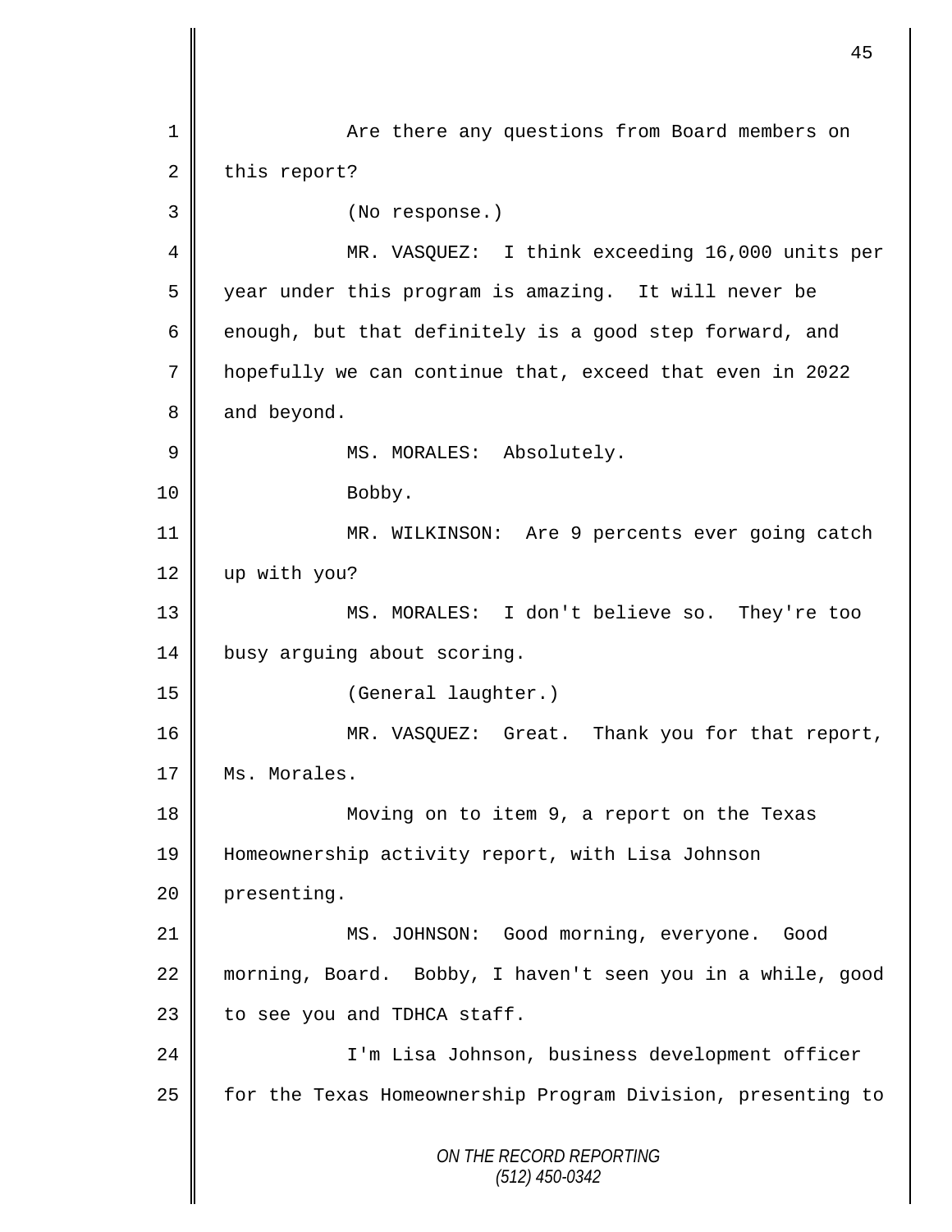Are there any questions from Board members on this report?

(No response.)

MR. VASQUEZ: I think exceeding 16,000 units per year under this program is amazing. It will never be enough, but that definitely is a good step forward, and hopefully we can continue that, exceed that even in 2022 and beyond.

MS. MORALES: Absolutely.

Bobby.

MR. WILKINSON: Are 9 percents ever going catch up with you?

MS. MORALES: I don't believe so. They're too busy arguing about scoring.

(General laughter.)

MR. VASQUEZ: Great. Thank you for that report, Ms. Morales.

Moving on to item 9, a report on the Texas Homeownership activity report, with Lisa Johnson presenting.

MS. JOHNSON: Good morning, everyone. Good morning, Board. Bobby, I haven't seen you in a while, good to see you and TDHCA staff.

I'm Lisa Johnson, business development officer for the Texas Homeownership Program Division, presenting to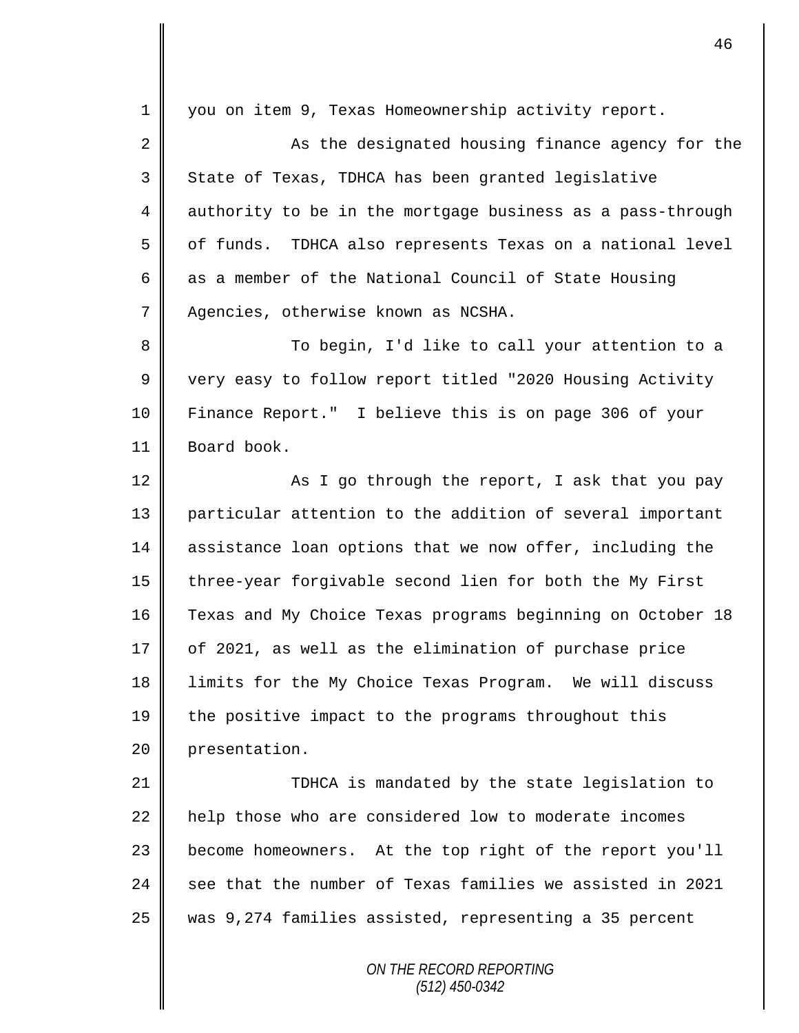you on item 9, Texas Homeownership activity report.

As the designated housing finance agency for the State of Texas, TDHCA has been granted legislative authority to be in the mortgage business as a pass-through of funds. TDHCA also represents Texas on a national level as a member of the National Council of State Housing Agencies, otherwise known as NCSHA.

To begin, I'd like to call your attention to a very easy to follow report titled "2020 Housing Activity Finance Report." I believe this is on page 306 of your Board book.

As I go through the report, I ask that you pay particular attention to the addition of several important assistance loan options that we now offer, including the three-year forgivable second lien for both the My First Texas and My Choice Texas programs beginning on October 18 of 2021, as well as the elimination of purchase price limits for the My Choice Texas Program. We will discuss the positive impact to the programs throughout this presentation.

TDHCA is mandated by the state legislation to help those who are considered low to moderate incomes become homeowners. At the top right of the report you'll see that the number of Texas families we assisted in 2021 was 9,274 families assisted, representing a 35 percent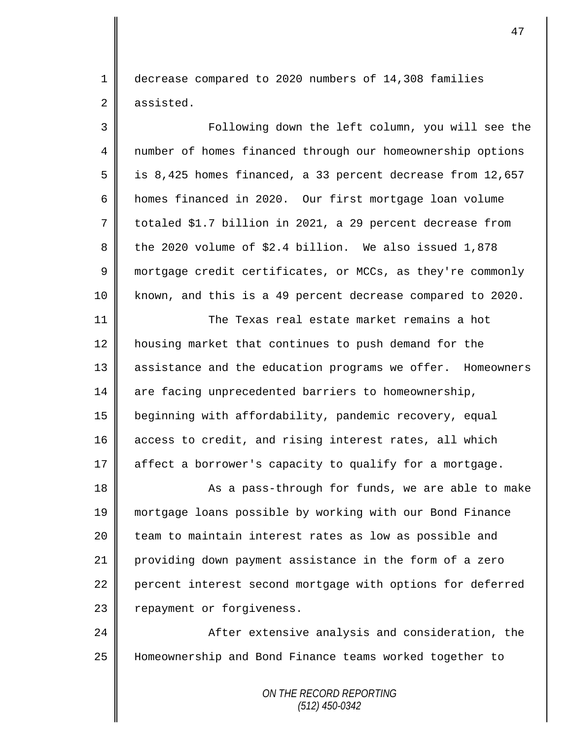decrease compared to 2020 numbers of 14,308 families assisted.

Following down the left column, you will see the number of homes financed through our homeownership options is 8,425 homes financed, a 33 percent decrease from 12,657 homes financed in 2020. Our first mortgage loan volume totaled $1.7 billion in 2021, a 29 percent decrease from the 2020 volume of $2.4 billion. We also issued 1,878 mortgage credit certificates, or MCCs, as they're commonly known, and this is a 49 percent decrease compared to 2020.

The Texas real estate market remains a hot housing market that continues to push demand for the assistance and the education programs we offer. Homeowners are facing unprecedented barriers to homeownership, beginning with affordability, pandemic recovery, equal access to credit, and rising interest rates, all which affect a borrower's capacity to qualify for a mortgage.

As a pass-through for funds, we are able to make mortgage loans possible by working with our Bond Finance team to maintain interest rates as low as possible and providing down payment assistance in the form of a zero percent interest second mortgage with options for deferred repayment or forgiveness.

After extensive analysis and consideration, the Homeownership and Bond Finance teams worked together to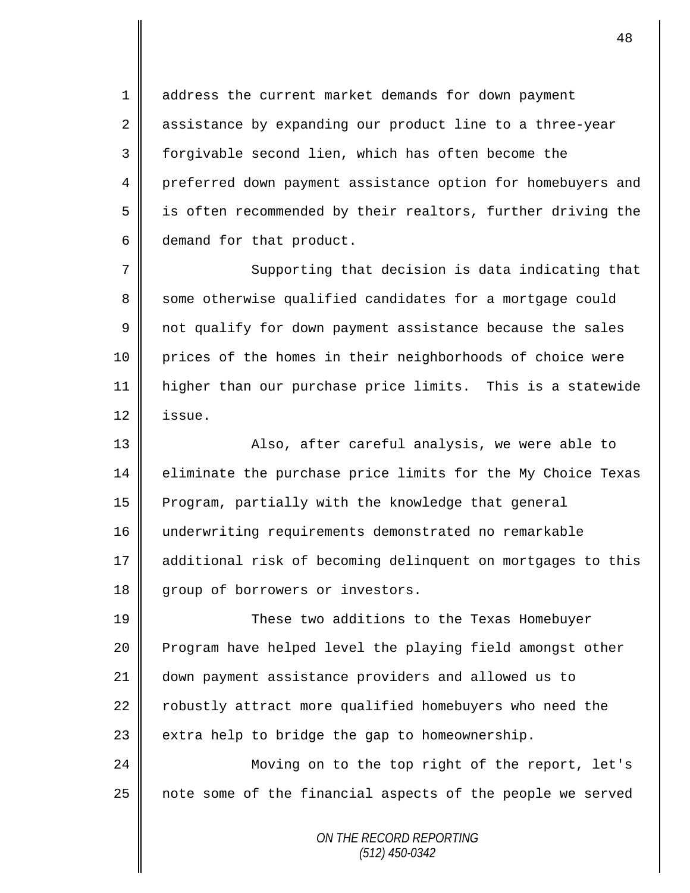address the current market demands for down payment assistance by expanding our product line to a three-year forgivable second lien, which has often become the preferred down payment assistance option for homebuyers and is often recommended by their realtors, further driving the demand for that product.

Supporting that decision is data indicating that some otherwise qualified candidates for a mortgage could not qualify for down payment assistance because the sales prices of the homes in their neighborhoods of choice were higher than our purchase price limits. This is a statewide issue.

Also, after careful analysis, we were able to eliminate the purchase price limits for the My Choice Texas Program, partially with the knowledge that general underwriting requirements demonstrated no remarkable additional risk of becoming delinquent on mortgages to this group of borrowers or investors.

These two additions to the Texas Homebuyer Program have helped level the playing field amongst other down payment assistance providers and allowed us to robustly attract more qualified homebuyers who need the extra help to bridge the gap to homeownership.

Moving on to the top right of the report, let's note some of the financial aspects of the people we served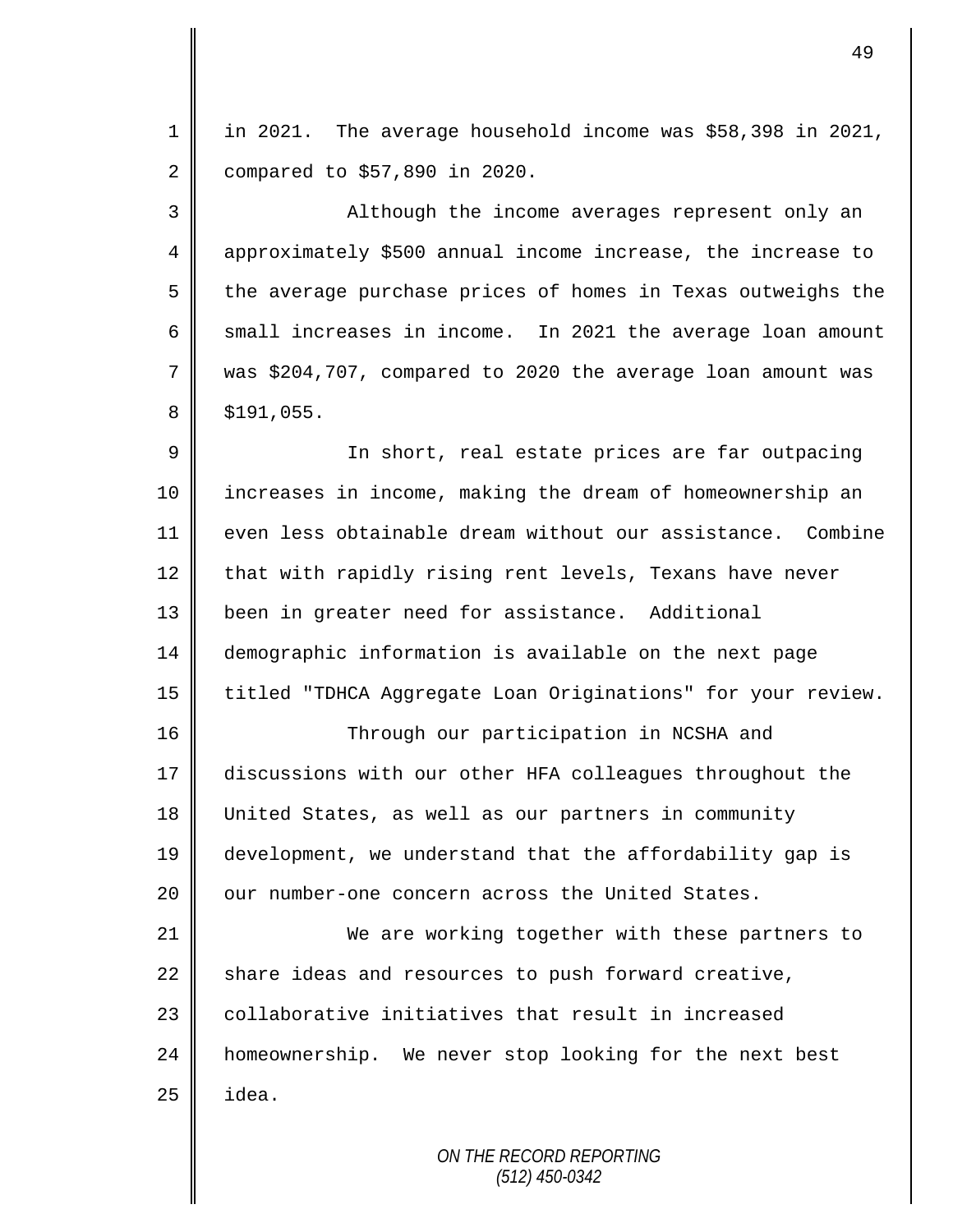in 2021. The average household income was $58,398 in 2021, compared to $57,890 in 2020.

Although the income averages represent only an approximately $500 annual income increase, the increase to the average purchase prices of homes in Texas outweighs the small increases in income. In 2021 the average loan amount was $204,707, compared to 2020 the average loan amount was $191,055.

In short, real estate prices are far outpacing increases in income, making the dream of homeownership an even less obtainable dream without our assistance. Combine that with rapidly rising rent levels, Texans have never been in greater need for assistance. Additional demographic information is available on the next page titled "TDHCA Aggregate Loan Originations" for your review.

Through our participation in NCSHA and discussions with our other HFA colleagues throughout the United States, as well as our partners in community development, we understand that the affordability gap is our number-one concern across the United States.

We are working together with these partners to share ideas and resources to push forward creative, collaborative initiatives that result in increased homeownership. We never stop looking for the next best idea.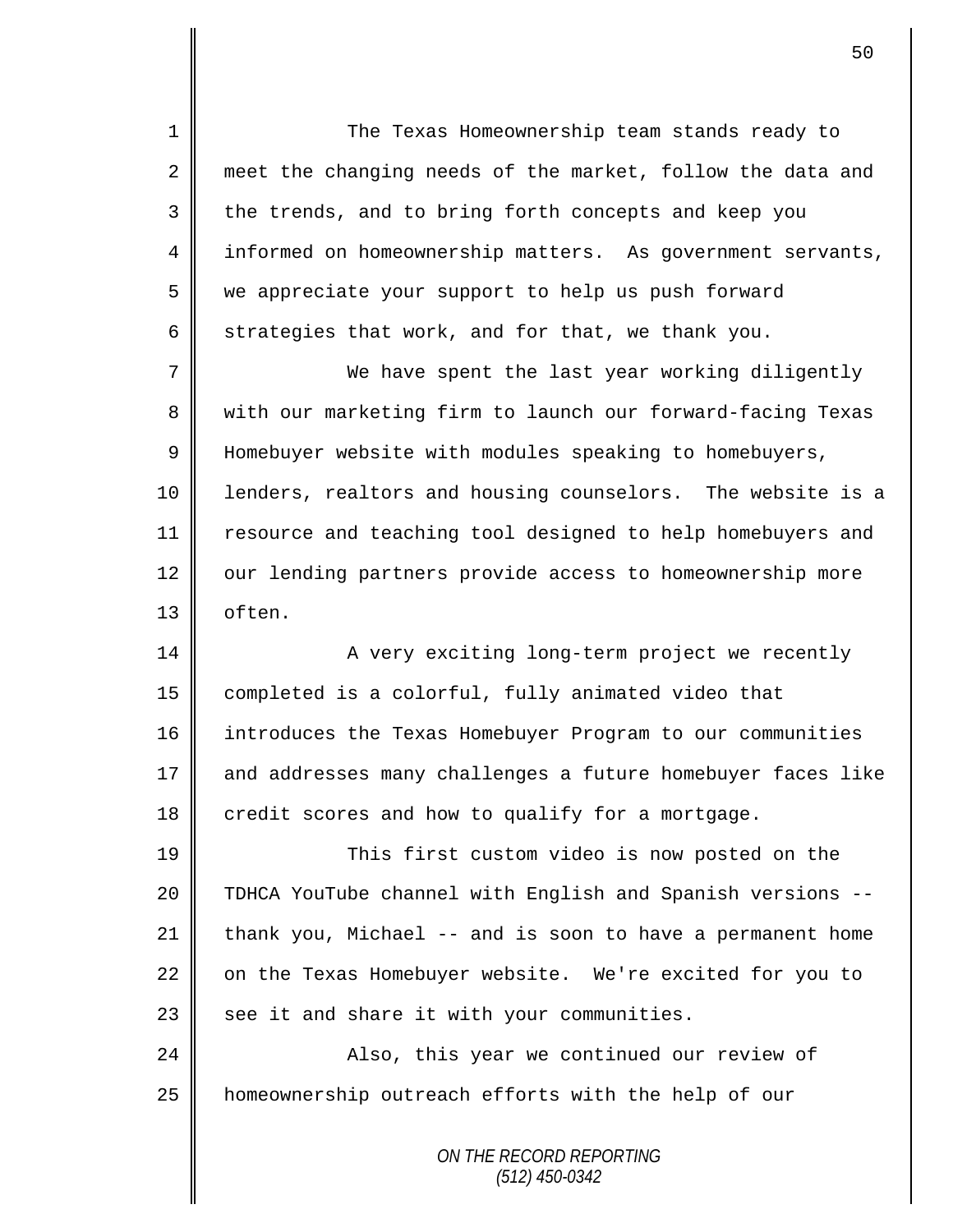The Texas Homeownership team stands ready to meet the changing needs of the market, follow the data and the trends, and to bring forth concepts and keep you informed on homeownership matters. As government servants, we appreciate your support to help us push forward strategies that work, and for that, we thank you.

We have spent the last year working diligently with our marketing firm to launch our forward-facing Texas Homebuyer website with modules speaking to homebuyers, lenders, realtors and housing counselors. The website is a resource and teaching tool designed to help homebuyers and our lending partners provide access to homeownership more often.

A very exciting long-term project we recently completed is a colorful, fully animated video that introduces the Texas Homebuyer Program to our communities and addresses many challenges a future homebuyer faces like credit scores and how to qualify for a mortgage.

This first custom video is now posted on the TDHCA YouTube channel with English and Spanish versions -- thank you, Michael -- and is soon to have a permanent home on the Texas Homebuyer website. We're excited for you to see it and share it with your communities.

Also, this year we continued our review of homeownership outreach efforts with the help of our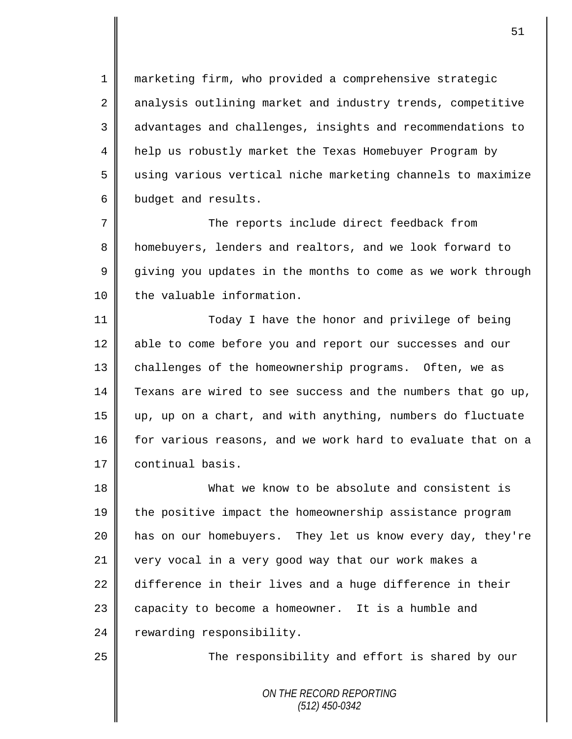marketing firm, who provided a comprehensive strategic analysis outlining market and industry trends, competitive advantages and challenges, insights and recommendations to help us robustly market the Texas Homebuyer Program by using various vertical niche marketing channels to maximize budget and results.

The reports include direct feedback from homebuyers, lenders and realtors, and we look forward to giving you updates in the months to come as we work through the valuable information.

Today I have the honor and privilege of being able to come before you and report our successes and our challenges of the homeownership programs. Often, we as Texans are wired to see success and the numbers that go up, up, up on a chart, and with anything, numbers do fluctuate for various reasons, and we work hard to evaluate that on a continual basis.

What we know to be absolute and consistent is the positive impact the homeownership assistance program has on our homebuyers. They let us know every day, they're very vocal in a very good way that our work makes a difference in their lives and a huge difference in their capacity to become a homeowner. It is a humble and rewarding responsibility.

The responsibility and effort is shared by our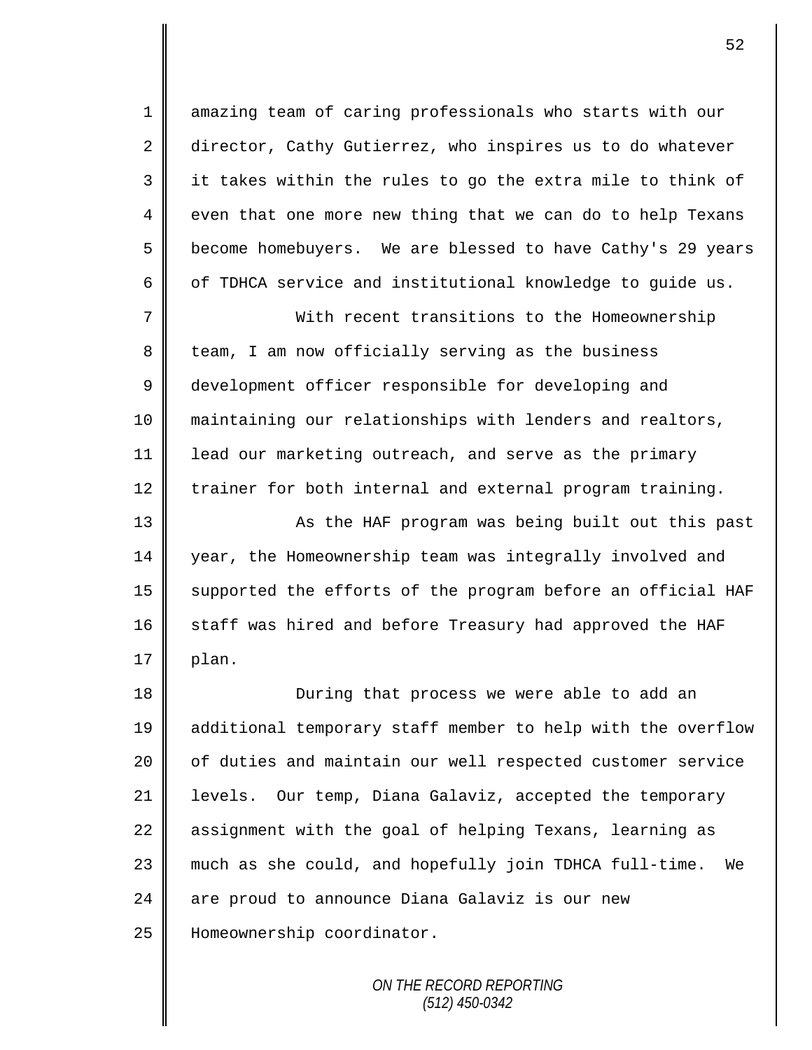amazing team of caring professionals who starts with our director, Cathy Gutierrez, who inspires us to do whatever it takes within the rules to go the extra mile to think of even that one more new thing that we can do to help Texans become homebuyers. We are blessed to have Cathy's 29 years of TDHCA service and institutional knowledge to guide us.

With recent transitions to the Homeownership team, I am now officially serving as the business development officer responsible for developing and maintaining our relationships with lenders and realtors, lead our marketing outreach, and serve as the primary trainer for both internal and external program training.

As the HAF program was being built out this past year, the Homeownership team was integrally involved and supported the efforts of the program before an official HAF staff was hired and before Treasury had approved the HAF plan.

During that process we were able to add an additional temporary staff member to help with the overflow of duties and maintain our well respected customer service levels. Our temp, Diana Galaviz, accepted the temporary assignment with the goal of helping Texans, learning as much as she could, and hopefully join TDHCA full-time. We are proud to announce Diana Galaviz is our new Homeownership coordinator.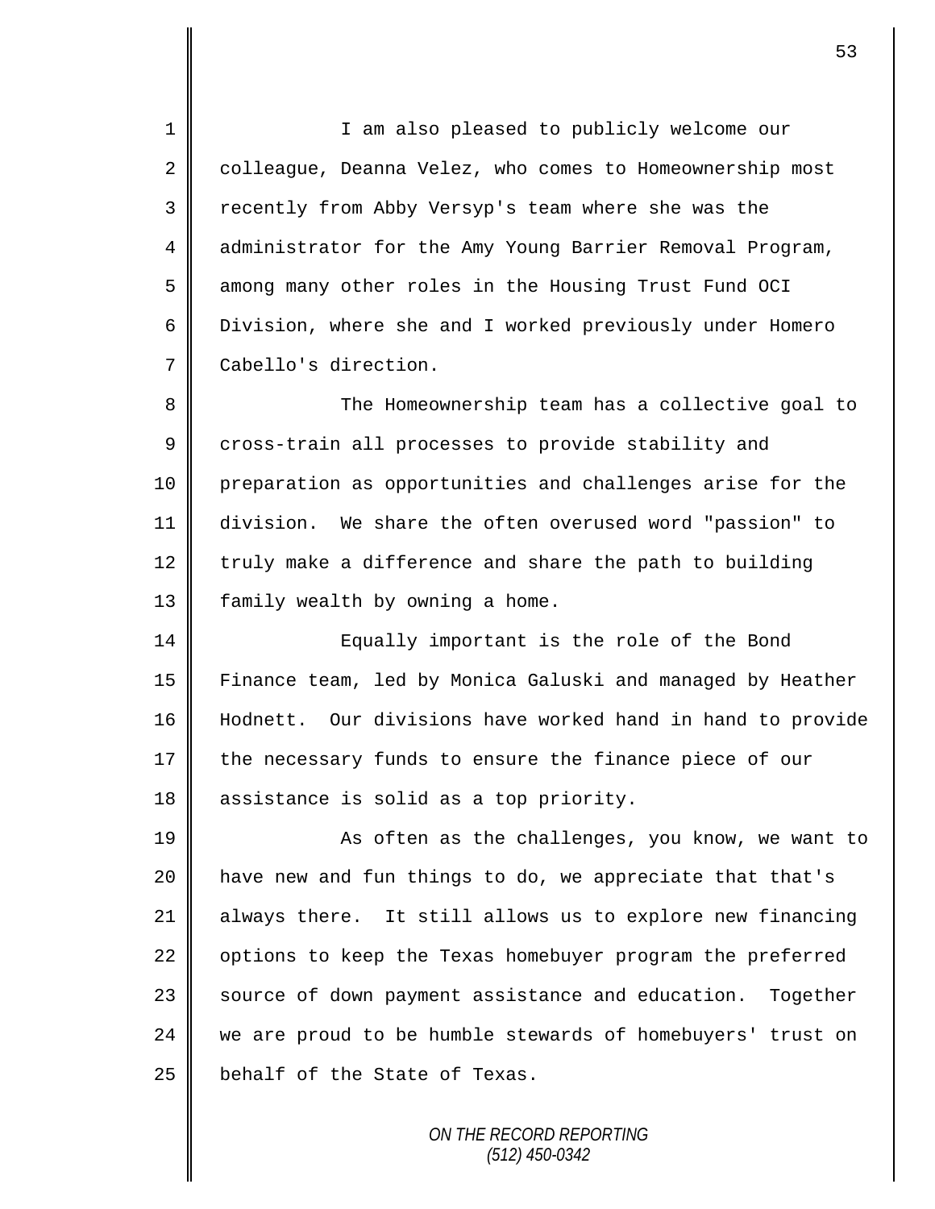I am also pleased to publicly welcome our colleague, Deanna Velez, who comes to Homeownership most recently from Abby Versyp's team where she was the administrator for the Amy Young Barrier Removal Program, among many other roles in the Housing Trust Fund OCI Division, where she and I worked previously under Homero Cabello's direction.

The Homeownership team has a collective goal to cross-train all processes to provide stability and preparation as opportunities and challenges arise for the division. We share the often overused word "passion" to truly make a difference and share the path to building family wealth by owning a home.

Equally important is the role of the Bond Finance team, led by Monica Galuski and managed by Heather Hodnett. Our divisions have worked hand in hand to provide the necessary funds to ensure the finance piece of our assistance is solid as a top priority.

As often as the challenges, you know, we want to have new and fun things to do, we appreciate that that's always there. It still allows us to explore new financing options to keep the Texas homebuyer program the preferred source of down payment assistance and education. Together we are proud to be humble stewards of homebuyers' trust on behalf of the State of Texas.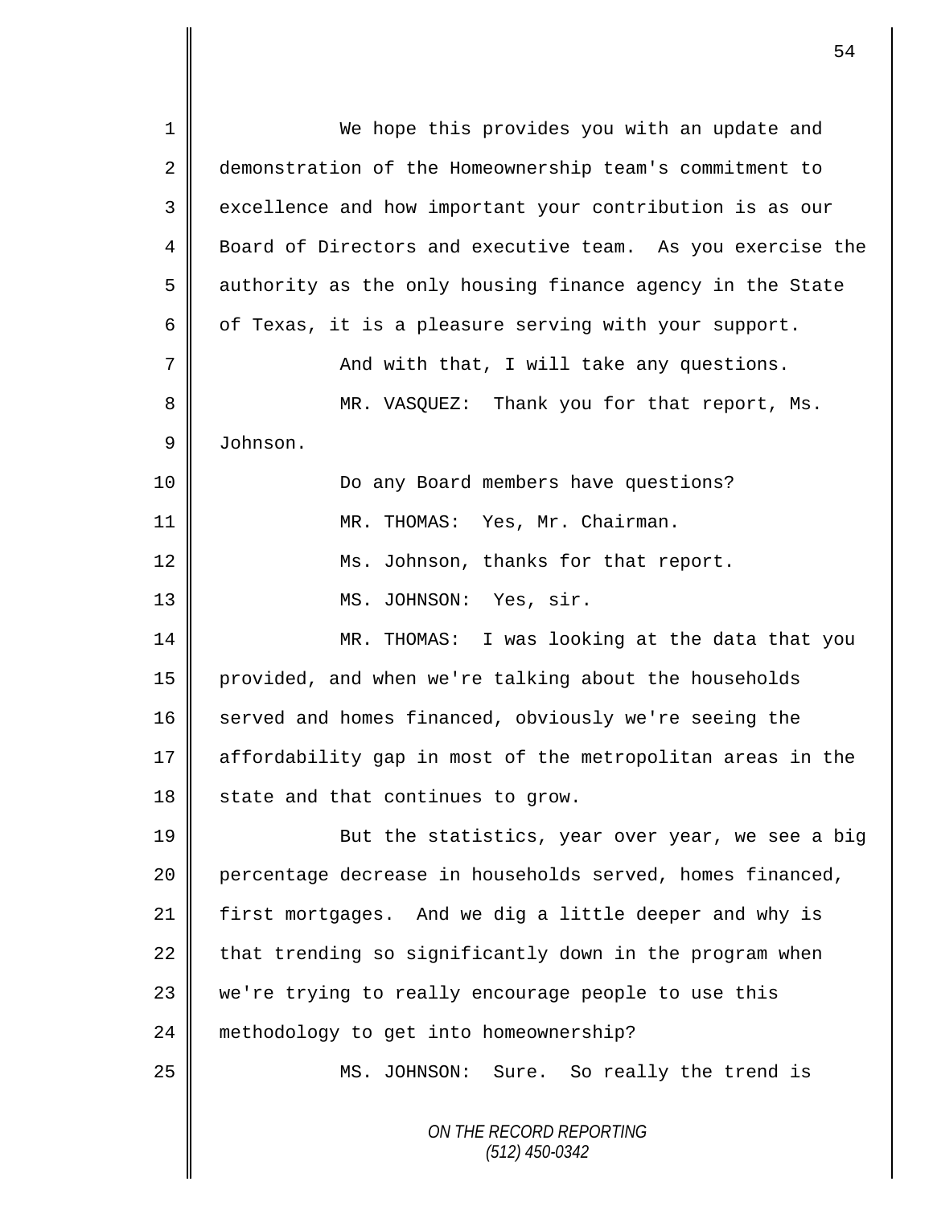We hope this provides you with an update and demonstration of the Homeownership team's commitment to excellence and how important your contribution is as our Board of Directors and executive team. As you exercise the authority as the only housing finance agency in the State of Texas, it is a pleasure serving with your support.

And with that, I will take any questions.

MR. VASQUEZ: Thank you for that report, Ms. Johnson.

Do any Board members have questions?

MR. THOMAS: Yes, Mr. Chairman.

Ms. Johnson, thanks for that report.

MS. JOHNSON: Yes, sir.

MR. THOMAS: I was looking at the data that you provided, and when we're talking about the households served and homes financed, obviously we're seeing the affordability gap in most of the metropolitan areas in the state and that continues to grow.

But the statistics, year over year, we see a big percentage decrease in households served, homes financed, first mortgages. And we dig a little deeper and why is that trending so significantly down in the program when we're trying to really encourage people to use this methodology to get into homeownership?

MS. JOHNSON: Sure. So really the trend is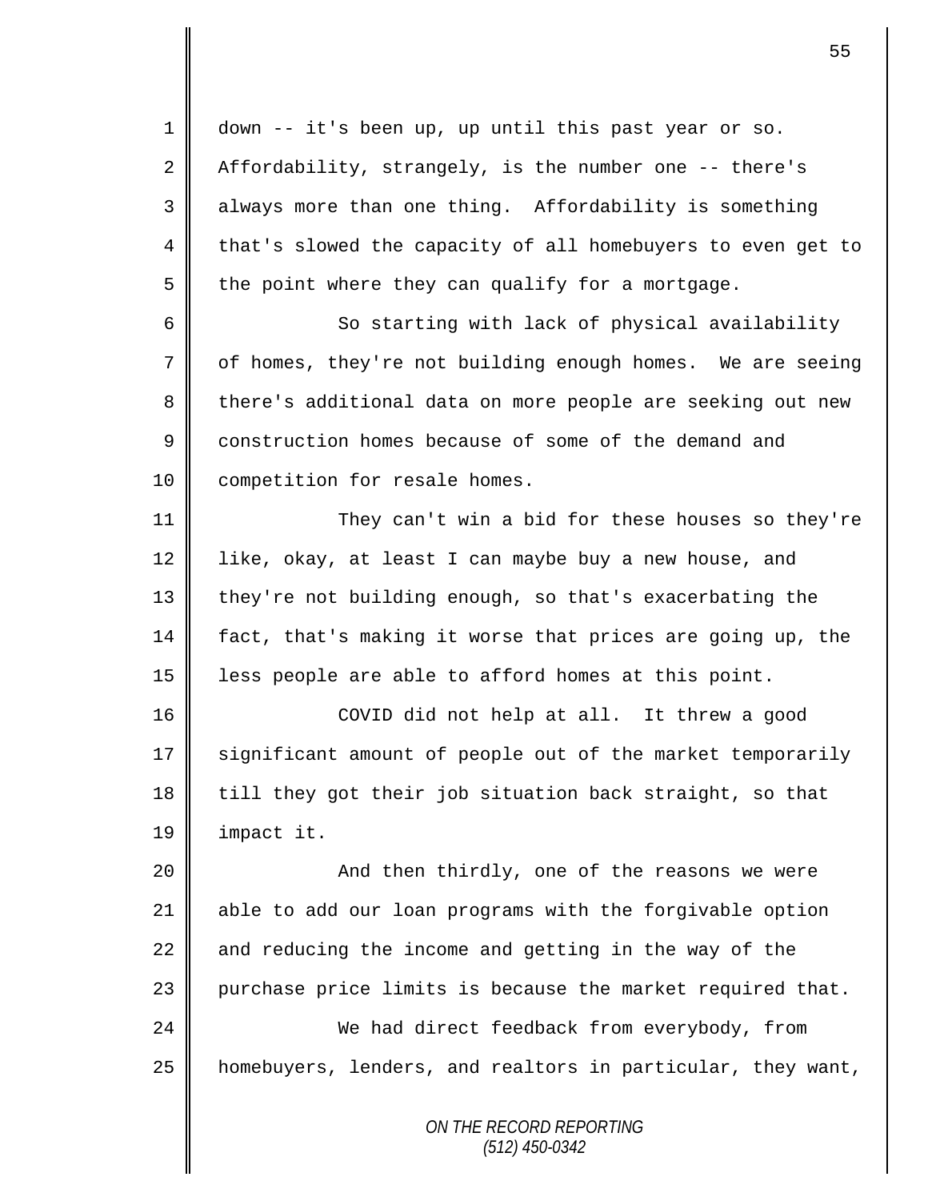down -- it's been up, up until this past year or so. Affordability, strangely, is the number one -- there's always more than one thing. Affordability is something that's slowed the capacity of all homebuyers to even get to the point where they can qualify for a mortgage.

So starting with lack of physical availability of homes, they're not building enough homes. We are seeing there's additional data on more people are seeking out new construction homes because of some of the demand and competition for resale homes.

They can't win a bid for these houses so they're like, okay, at least I can maybe buy a new house, and they're not building enough, so that's exacerbating the fact, that's making it worse that prices are going up, the less people are able to afford homes at this point.

COVID did not help at all. It threw a good significant amount of people out of the market temporarily till they got their job situation back straight, so that impact it.

And then thirdly, one of the reasons we were able to add our loan programs with the forgivable option and reducing the income and getting in the way of the purchase price limits is because the market required that.

We had direct feedback from everybody, from homebuyers, lenders, and realtors in particular, they want,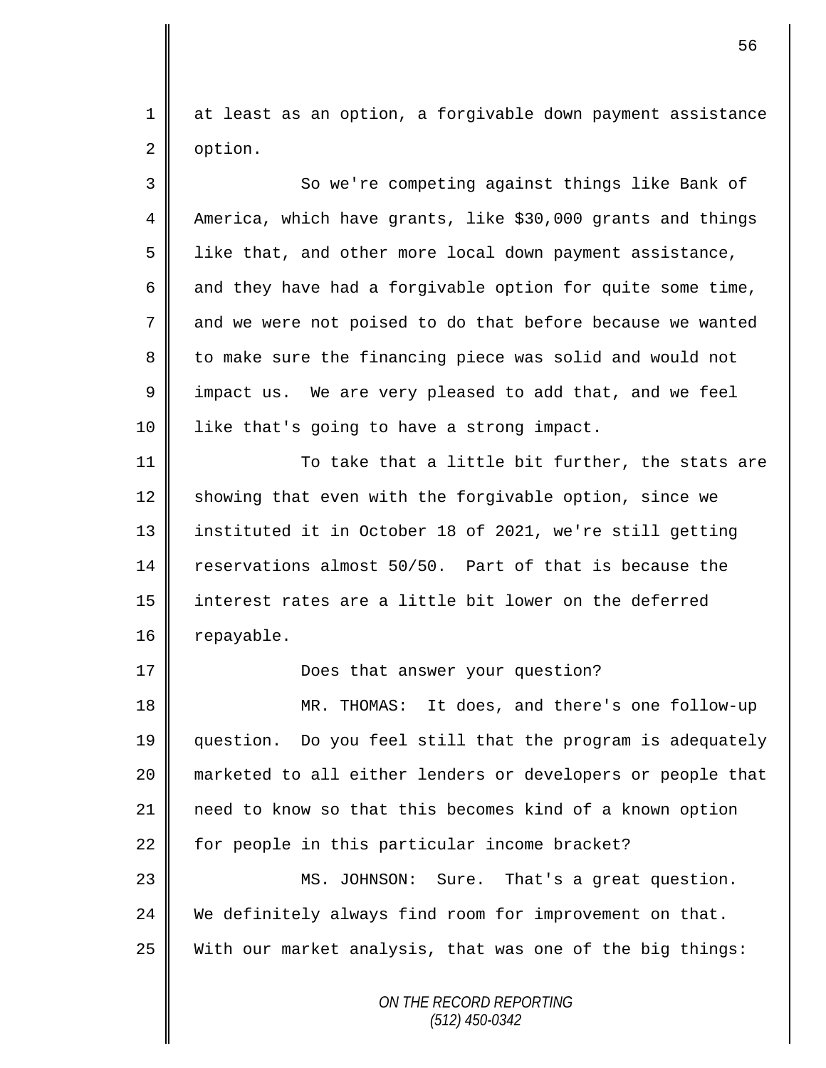at least as an option, a forgivable down payment assistance option.

So we're competing against things like Bank of America, which have grants, like $30,000 grants and things like that, and other more local down payment assistance, and they have had a forgivable option for quite some time, and we were not poised to do that before because we wanted to make sure the financing piece was solid and would not impact us. We are very pleased to add that, and we feel like that's going to have a strong impact.

To take that a little bit further, the stats are showing that even with the forgivable option, since we instituted it in October 18 of 2021, we're still getting reservations almost 50/50. Part of that is because the interest rates are a little bit lower on the deferred repayable.

Does that answer your question?

MR. THOMAS: It does, and there's one follow-up question. Do you feel still that the program is adequately marketed to all either lenders or developers or people that need to know so that this becomes kind of a known option for people in this particular income bracket?

MS. JOHNSON: Sure. That's a great question. We definitely always find room for improvement on that. With our market analysis, that was one of the big things: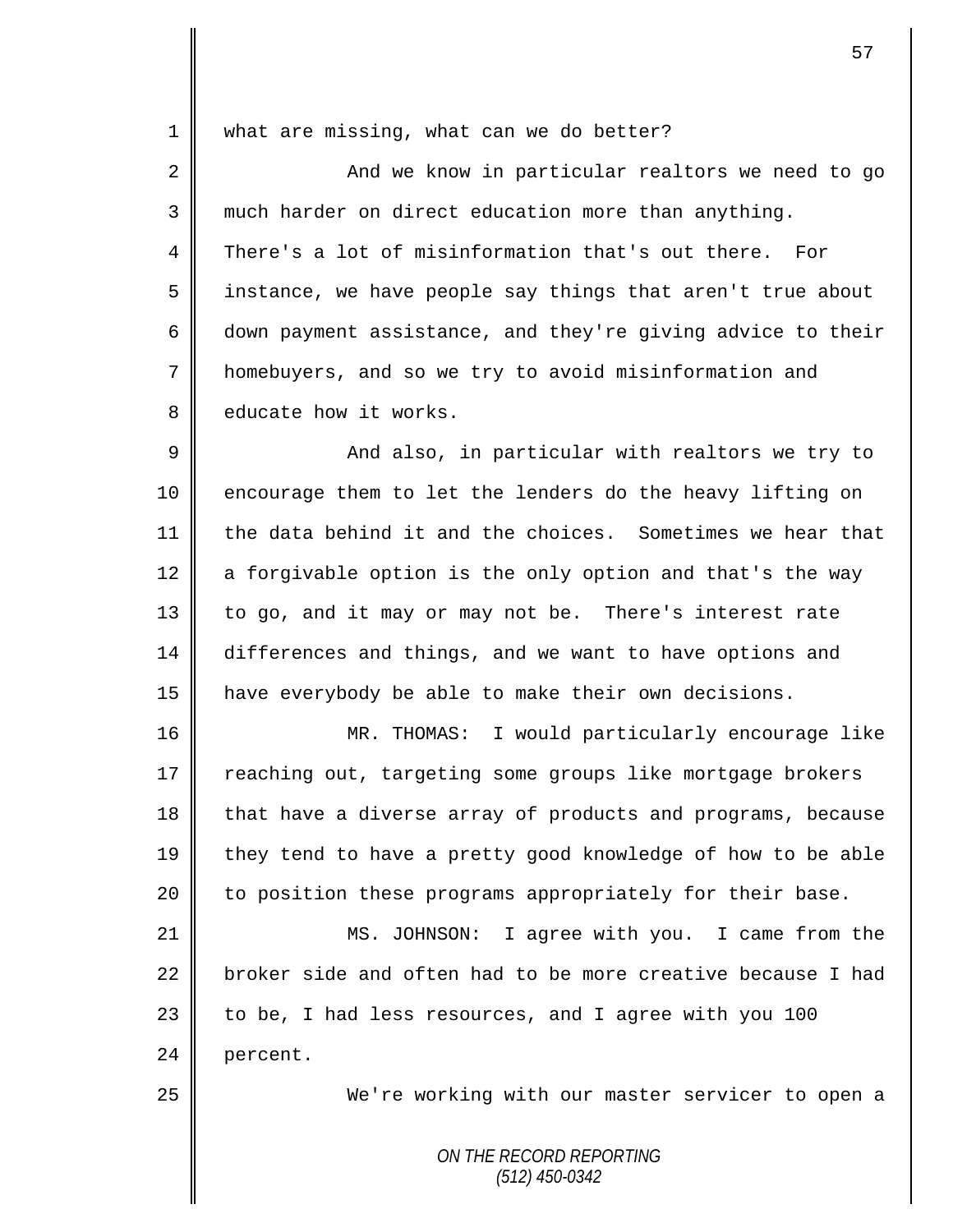what are missing, what can we do better?

And we know in particular realtors we need to go much harder on direct education more than anything. There's a lot of misinformation that's out there. For instance, we have people say things that aren't true about down payment assistance, and they're giving advice to their homebuyers, and so we try to avoid misinformation and educate how it works.

And also, in particular with realtors we try to encourage them to let the lenders do the heavy lifting on the data behind it and the choices. Sometimes we hear that a forgivable option is the only option and that's the way to go, and it may or may not be. There's interest rate differences and things, and we want to have options and have everybody be able to make their own decisions.

MR. THOMAS: I would particularly encourage like reaching out, targeting some groups like mortgage brokers that have a diverse array of products and programs, because they tend to have a pretty good knowledge of how to be able to position these programs appropriately for their base.

MS. JOHNSON: I agree with you. I came from the broker side and often had to be more creative because I had to be, I had less resources, and I agree with you 100 percent.

We're working with our master servicer to open a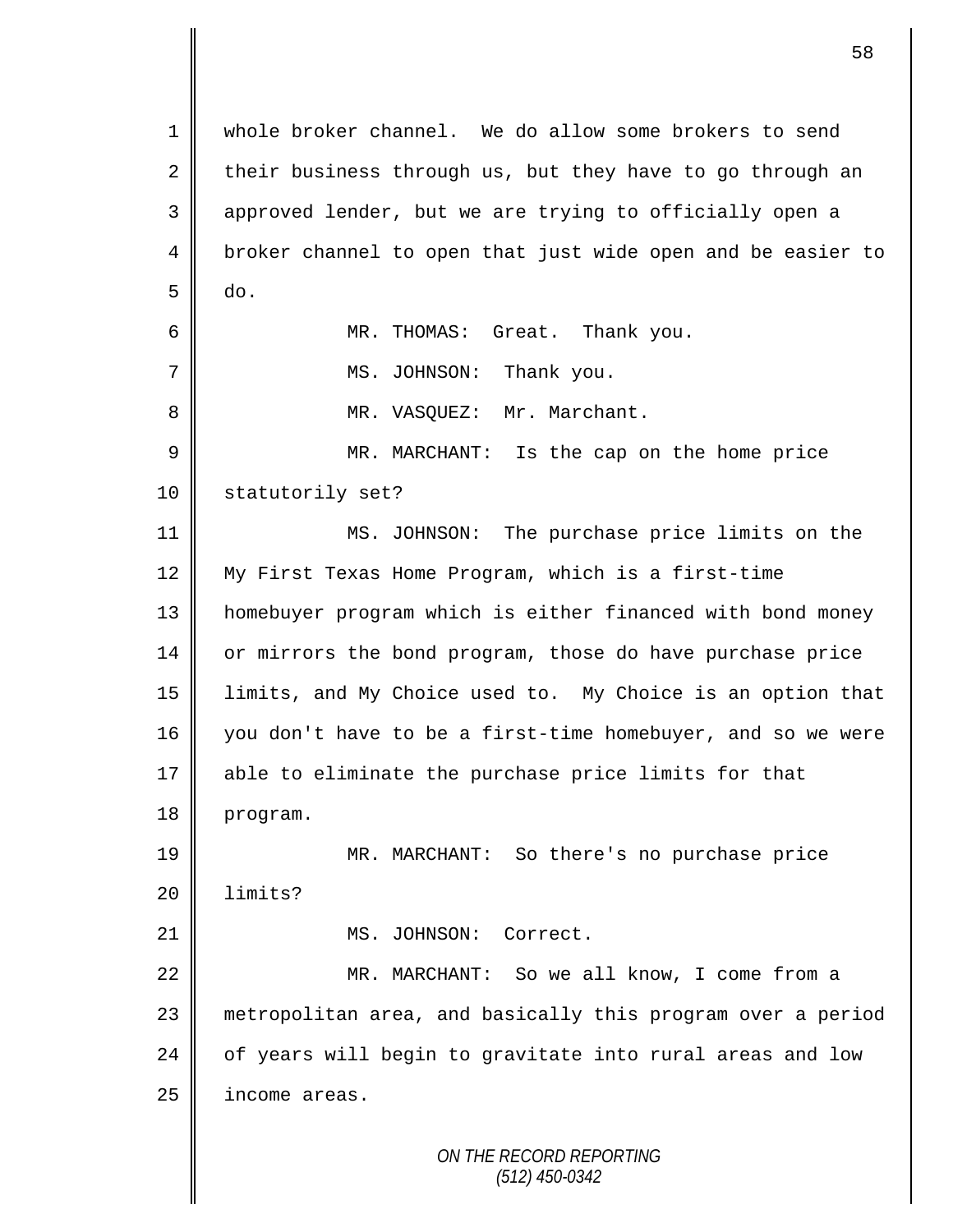whole broker channel. We do allow some brokers to send their business through us, but they have to go through an approved lender, but we are trying to officially open a broker channel to open that just wide open and be easier to do.

MR. THOMAS: Great. Thank you.

MS. JOHNSON: Thank you.

MR. VASQUEZ: Mr. Marchant.

MR. MARCHANT: Is the cap on the home price statutorily set?

MS. JOHNSON: The purchase price limits on the My First Texas Home Program, which is a first-time homebuyer program which is either financed with bond money or mirrors the bond program, those do have purchase price limits, and My Choice used to. My Choice is an option that you don't have to be a first-time homebuyer, and so we were able to eliminate the purchase price limits for that program.

MR. MARCHANT: So there's no purchase price limits?

MS. JOHNSON: Correct.

MR. MARCHANT: So we all know, I come from a metropolitan area, and basically this program over a period of years will begin to gravitate into rural areas and low income areas.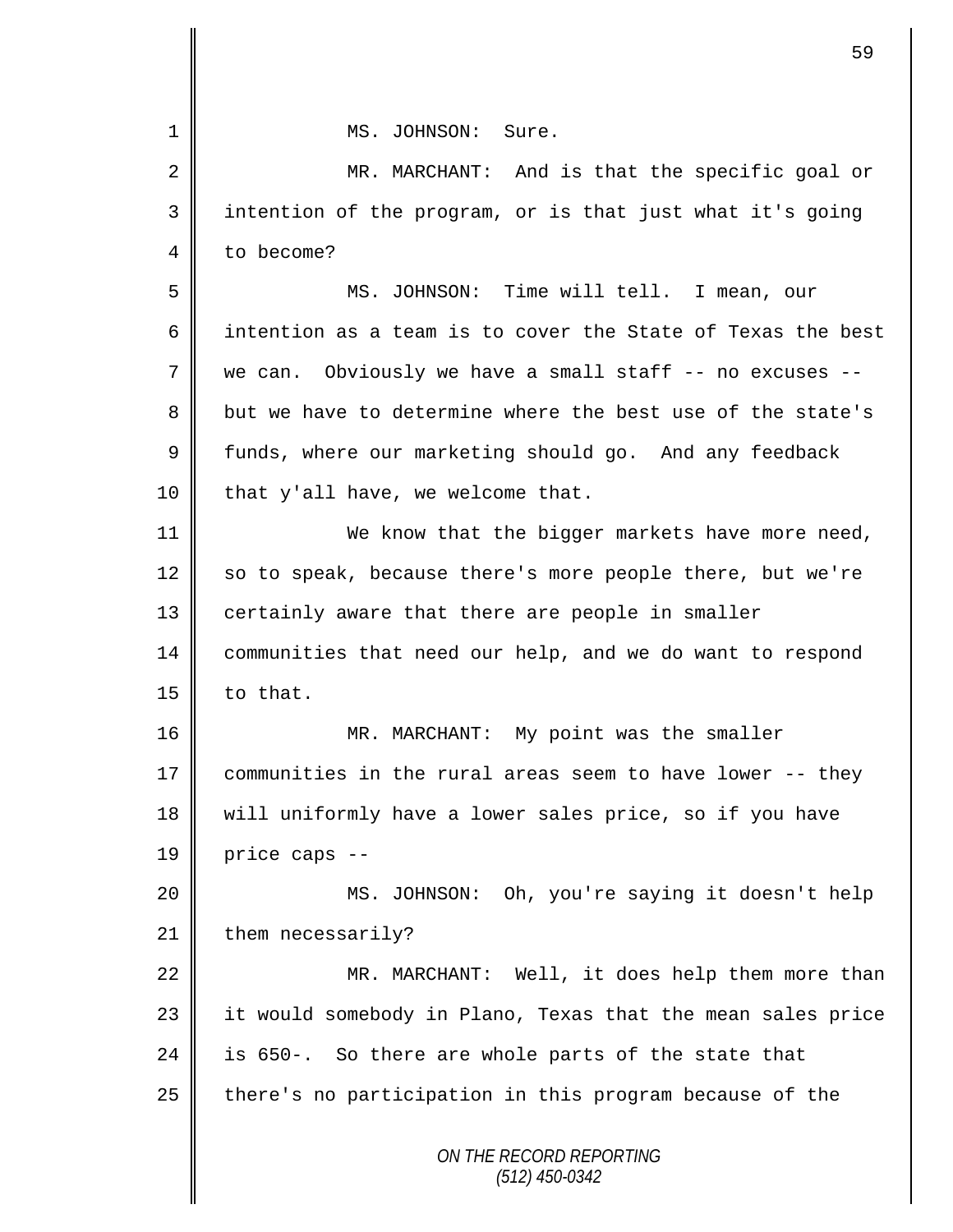MS. JOHNSON: Sure.

MR. MARCHANT: And is that the specific goal or intention of the program, or is that just what it's going to become?

MS. JOHNSON: Time will tell. I mean, our intention as a team is to cover the State of Texas the best we can. Obviously we have a small staff -- no excuses -- but we have to determine where the best use of the state's funds, where our marketing should go. And any feedback that y'all have, we welcome that.

We know that the bigger markets have more need, so to speak, because there's more people there, but we're certainly aware that there are people in smaller communities that need our help, and we do want to respond to that.

MR. MARCHANT: My point was the smaller communities in the rural areas seem to have lower -- they will uniformly have a lower sales price, so if you have price caps --

MS. JOHNSON: Oh, you're saying it doesn't help them necessarily?

MR. MARCHANT: Well, it does help them more than it would somebody in Plano, Texas that the mean sales price is 650-. So there are whole parts of the state that there's no participation in this program because of the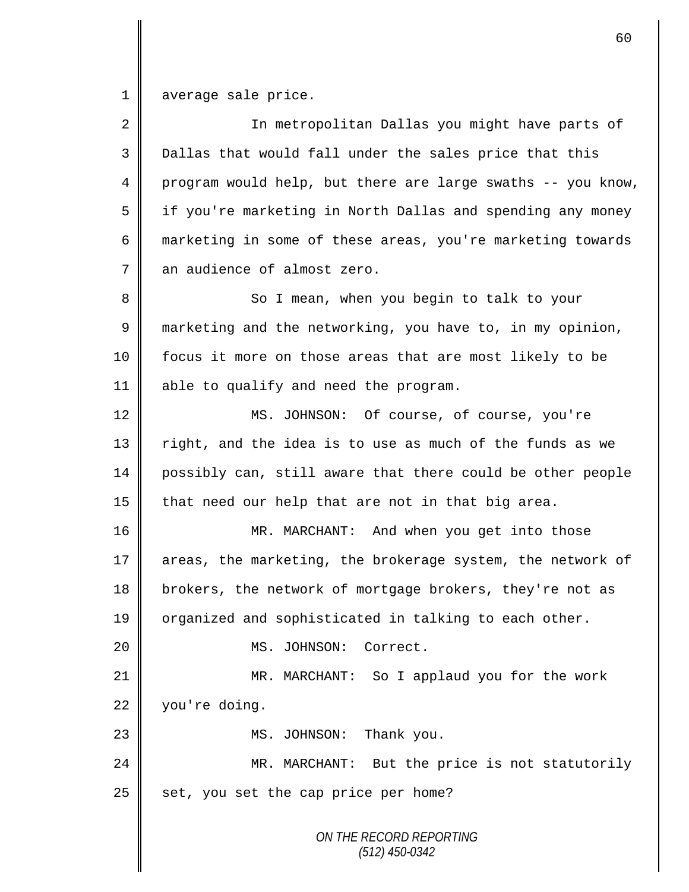1 average sale price.

2 In metropolitan Dallas you might have parts of
3 Dallas that would fall under the sales price that this
4 program would help, but there are large swaths -- you know,
5 if you're marketing in North Dallas and spending any money
6 marketing in some of these areas, you're marketing towards
7 an audience of almost zero.

8 So I mean, when you begin to talk to your
9 marketing and the networking, you have to, in my opinion,
10 focus it more on those areas that are most likely to be
11 able to qualify and need the program.

12 MS. JOHNSON: Of course, of course, you're
13 right, and the idea is to use as much of the funds as we
14 possibly can, still aware that there could be other people
15 that need our help that are not in that big area.

16 MR. MARCHANT: And when you get into those
17 areas, the marketing, the brokerage system, the network of
18 brokers, the network of mortgage brokers, they're not as
19 organized and sophisticated in talking to each other.

20 MS. JOHNSON: Correct.

21 MR. MARCHANT: So I applaud you for the work
22 you're doing.

23 MS. JOHNSON: Thank you.

24 MR. MARCHANT: But the price is not statutorily
25 set, you set the cap price per home?

*ON THE RECORD REPORTING*
*(512) 450-0342*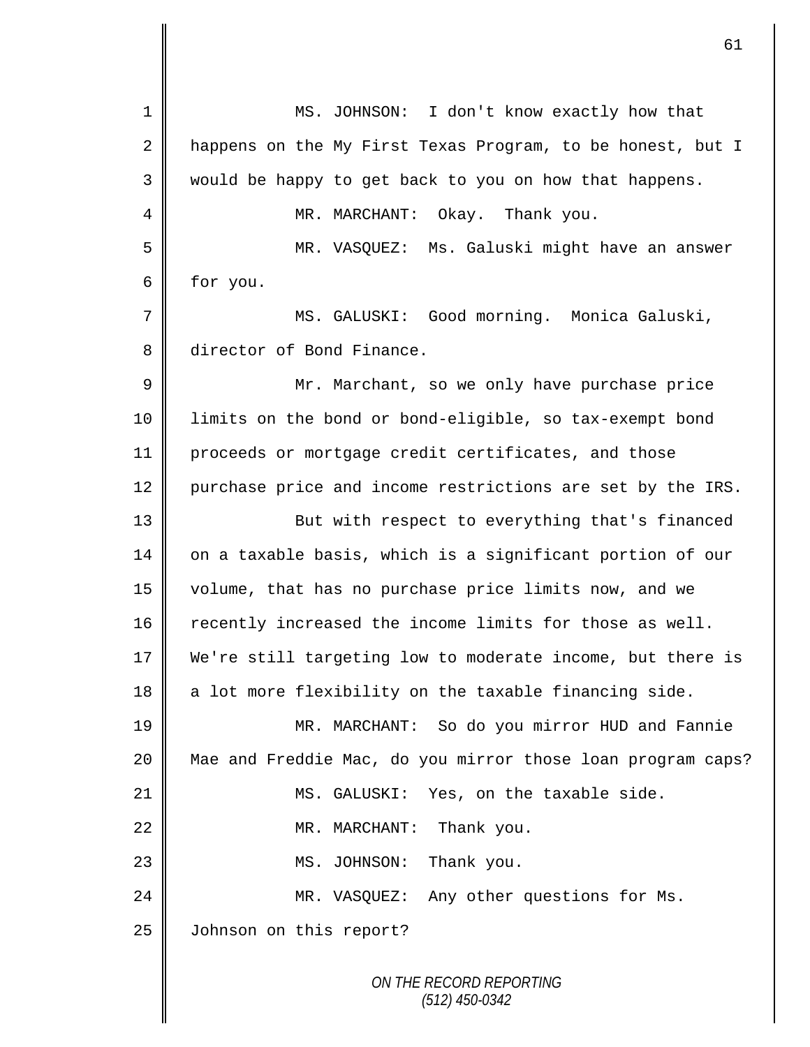MS. JOHNSON: I don't know exactly how that happens on the My First Texas Program, to be honest, but I would be happy to get back to you on how that happens.

MR. MARCHANT: Okay. Thank you.

MR. VASQUEZ: Ms. Galuski might have an answer for you.

MS. GALUSKI: Good morning. Monica Galuski, director of Bond Finance.

Mr. Marchant, so we only have purchase price limits on the bond or bond-eligible, so tax-exempt bond proceeds or mortgage credit certificates, and those purchase price and income restrictions are set by the IRS.

But with respect to everything that's financed on a taxable basis, which is a significant portion of our volume, that has no purchase price limits now, and we recently increased the income limits for those as well. We're still targeting low to moderate income, but there is a lot more flexibility on the taxable financing side.

MR. MARCHANT: So do you mirror HUD and Fannie Mae and Freddie Mac, do you mirror those loan program caps?

MS. GALUSKI: Yes, on the taxable side.

MR. MARCHANT: Thank you.

MS. JOHNSON: Thank you.

MR. VASQUEZ: Any other questions for Ms. Johnson on this report?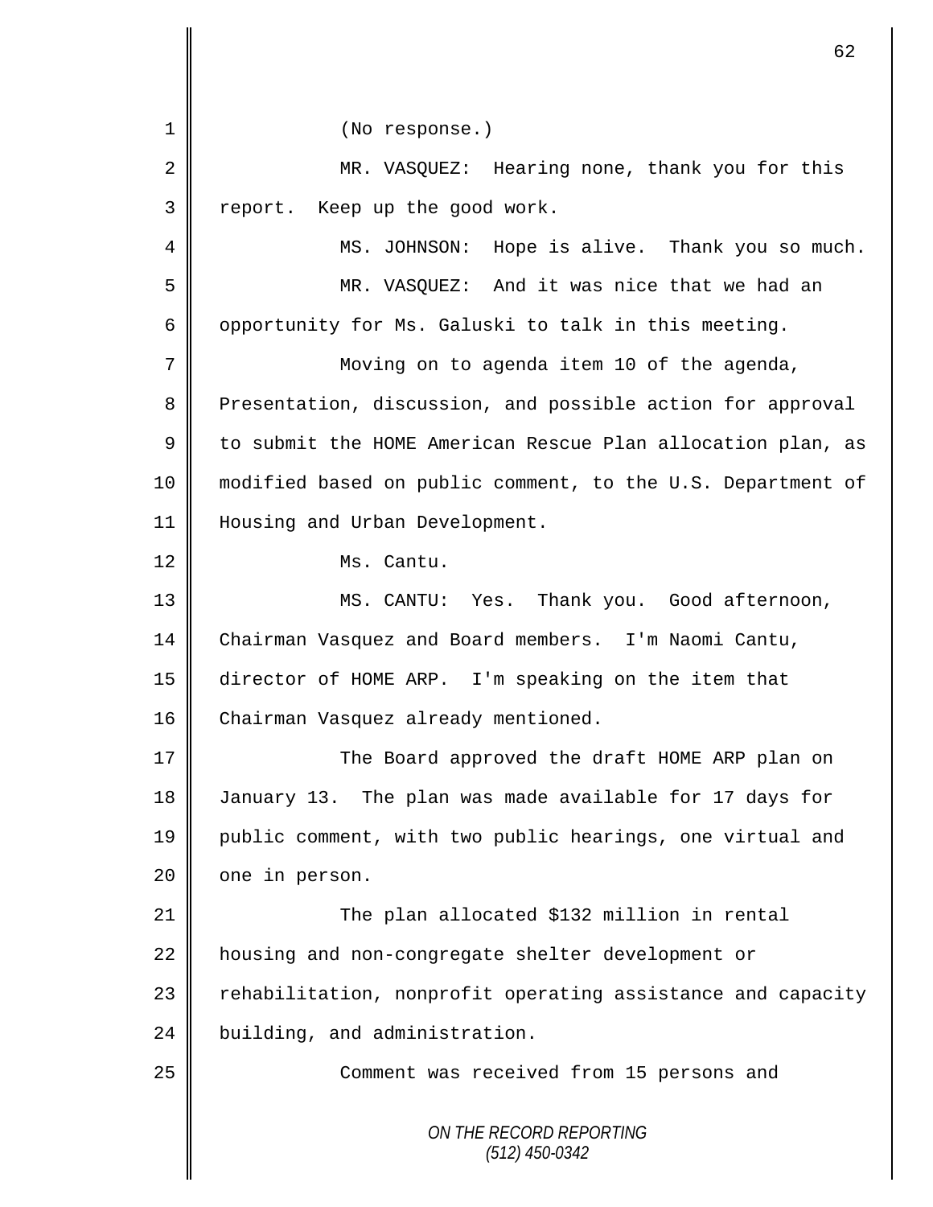(No response.)

MR. VASQUEZ: Hearing none, thank you for this report. Keep up the good work.

MS. JOHNSON: Hope is alive. Thank you so much.

MR. VASQUEZ: And it was nice that we had an opportunity for Ms. Galuski to talk in this meeting.

Moving on to agenda item 10 of the agenda, Presentation, discussion, and possible action for approval to submit the HOME American Rescue Plan allocation plan, as modified based on public comment, to the U.S. Department of Housing and Urban Development.

Ms. Cantu.

MS. CANTU: Yes. Thank you. Good afternoon, Chairman Vasquez and Board members. I'm Naomi Cantu, director of HOME ARP. I'm speaking on the item that Chairman Vasquez already mentioned.

The Board approved the draft HOME ARP plan on January 13. The plan was made available for 17 days for public comment, with two public hearings, one virtual and one in person.

The plan allocated $132 million in rental housing and non-congregate shelter development or rehabilitation, nonprofit operating assistance and capacity building, and administration.

Comment was received from 15 persons and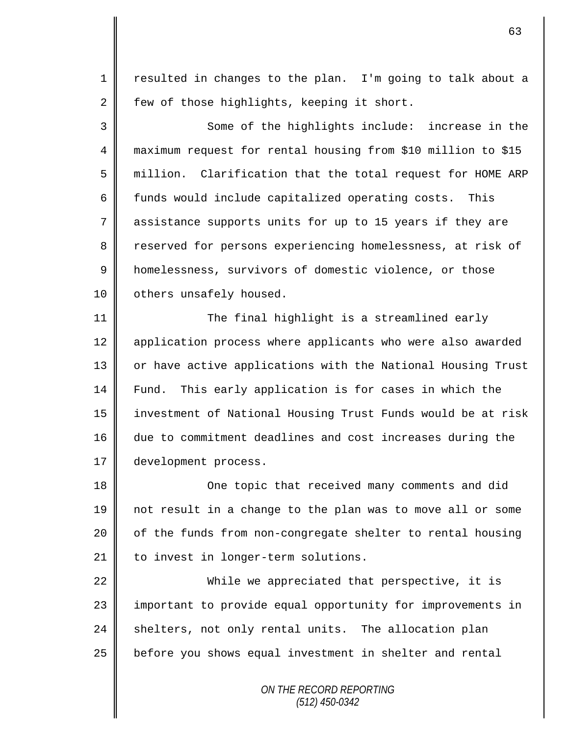resulted in changes to the plan. I'm going to talk about a few of those highlights, keeping it short.

Some of the highlights include: increase in the maximum request for rental housing from $10 million to $15 million. Clarification that the total request for HOME ARP funds would include capitalized operating costs. This assistance supports units for up to 15 years if they are reserved for persons experiencing homelessness, at risk of homelessness, survivors of domestic violence, or those others unsafely housed.

The final highlight is a streamlined early application process where applicants who were also awarded or have active applications with the National Housing Trust Fund. This early application is for cases in which the investment of National Housing Trust Funds would be at risk due to commitment deadlines and cost increases during the development process.

One topic that received many comments and did not result in a change to the plan was to move all or some of the funds from non-congregate shelter to rental housing to invest in longer-term solutions.

While we appreciated that perspective, it is important to provide equal opportunity for improvements in shelters, not only rental units. The allocation plan before you shows equal investment in shelter and rental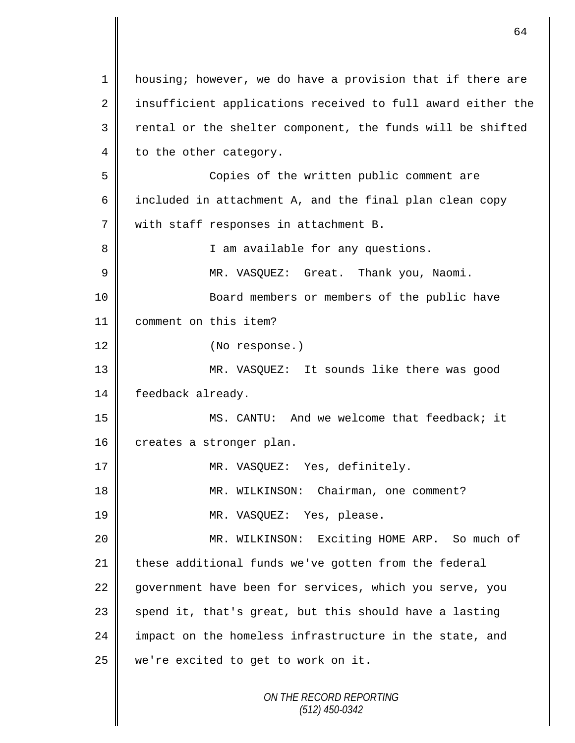housing; however, we do have a provision that if there are insufficient applications received to full award either the rental or the shelter component, the funds will be shifted to the other category.

Copies of the written public comment are included in attachment A, and the final plan clean copy with staff responses in attachment B.

I am available for any questions.

MR. VASQUEZ: Great. Thank you, Naomi.

Board members or members of the public have comment on this item?

(No response.)

MR. VASQUEZ: It sounds like there was good feedback already.

MS. CANTU: And we welcome that feedback; it creates a stronger plan.

MR. VASQUEZ: Yes, definitely.

MR. WILKINSON: Chairman, one comment?

MR. VASQUEZ: Yes, please.

MR. WILKINSON: Exciting HOME ARP. So much of these additional funds we've gotten from the federal government have been for services, which you serve, you spend it, that's great, but this should have a lasting impact on the homeless infrastructure in the state, and we're excited to get to work on it.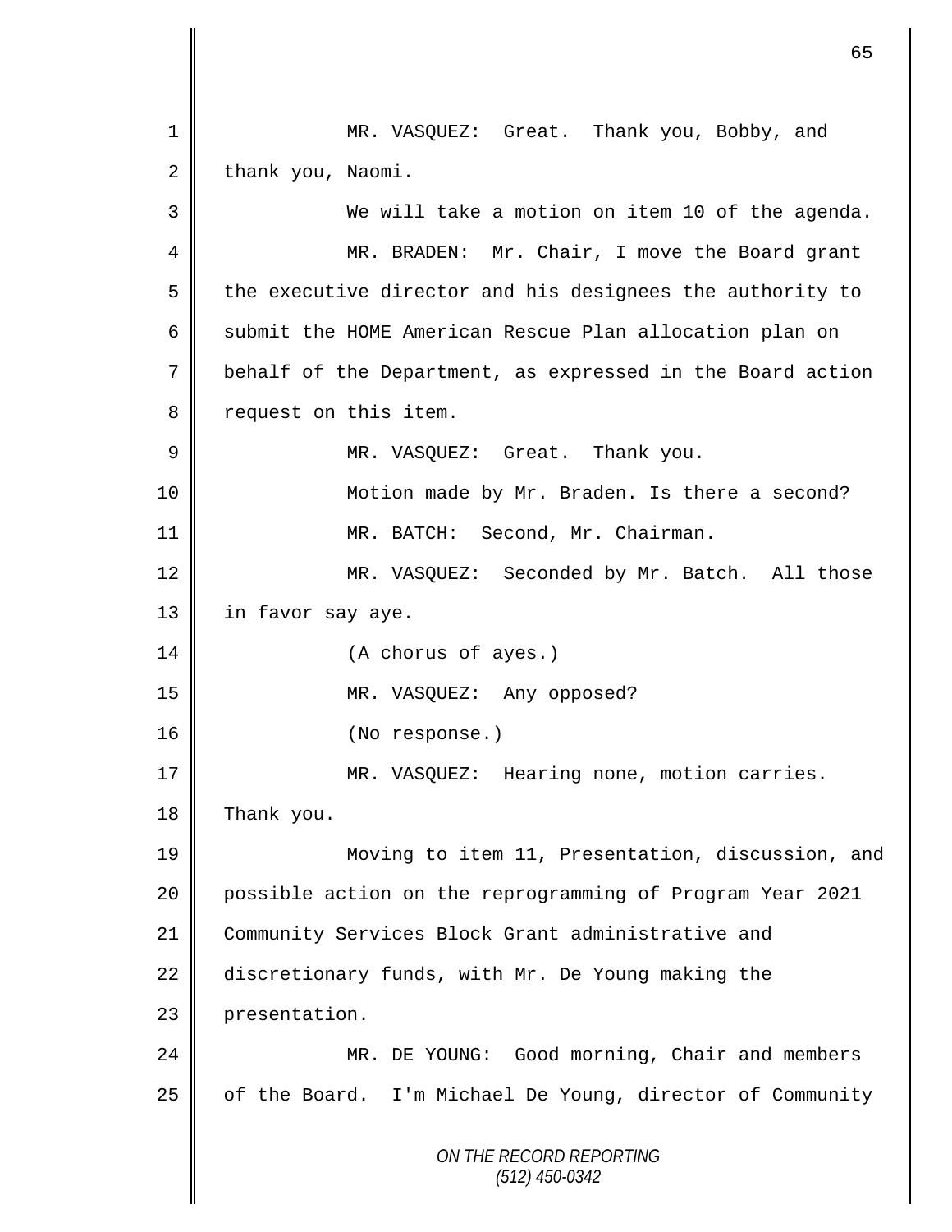1 MR. VASQUEZ: Great. Thank you, Bobby, and
2 thank you, Naomi.
3 We will take a motion on item 10 of the agenda.
4 MR. BRADEN: Mr. Chair, I move the Board grant
5 the executive director and his designees the authority to
6 submit the HOME American Rescue Plan allocation plan on
7 behalf of the Department, as expressed in the Board action
8 request on this item.
9 MR. VASQUEZ: Great. Thank you.
10 Motion made by Mr. Braden. Is there a second?
11 MR. BATCH: Second, Mr. Chairman.
12 MR. VASQUEZ: Seconded by Mr. Batch. All those
13 in favor say aye.
14 (A chorus of ayes.)
15 MR. VASQUEZ: Any opposed?
16 (No response.)
17 MR. VASQUEZ: Hearing none, motion carries.
18 Thank you.
19 Moving to item 11, Presentation, discussion, and
20 possible action on the reprogramming of Program Year 2021
21 Community Services Block Grant administrative and
22 discretionary funds, with Mr. De Young making the
23 presentation.
24 MR. DE YOUNG: Good morning, Chair and members
25 of the Board. I'm Michael De Young, director of Community

*ON THE RECORD REPORTING*
*(512) 450-0342*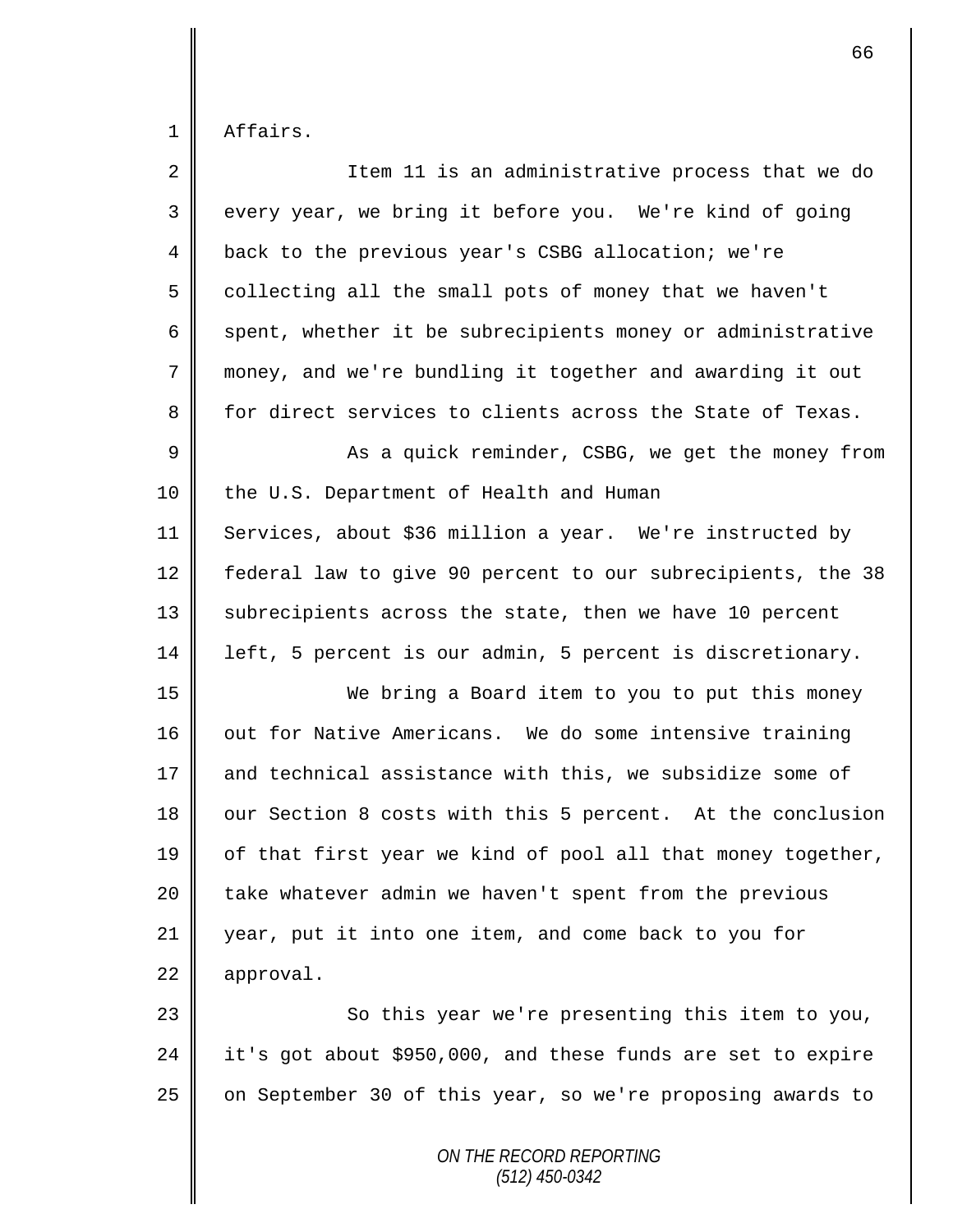Affairs.

Item 11 is an administrative process that we do every year, we bring it before you. We're kind of going back to the previous year's CSBG allocation; we're collecting all the small pots of money that we haven't spent, whether it be subrecipients money or administrative money, and we're bundling it together and awarding it out for direct services to clients across the State of Texas.

As a quick reminder, CSBG, we get the money from the U.S. Department of Health and Human Services, about $36 million a year. We're instructed by federal law to give 90 percent to our subrecipients, the 38 subrecipients across the state, then we have 10 percent left, 5 percent is our admin, 5 percent is discretionary.

We bring a Board item to you to put this money out for Native Americans. We do some intensive training and technical assistance with this, we subsidize some of our Section 8 costs with this 5 percent. At the conclusion of that first year we kind of pool all that money together, take whatever admin we haven't spent from the previous year, put it into one item, and come back to you for approval.

So this year we're presenting this item to you, it's got about $950,000, and these funds are set to expire on September 30 of this year, so we're proposing awards to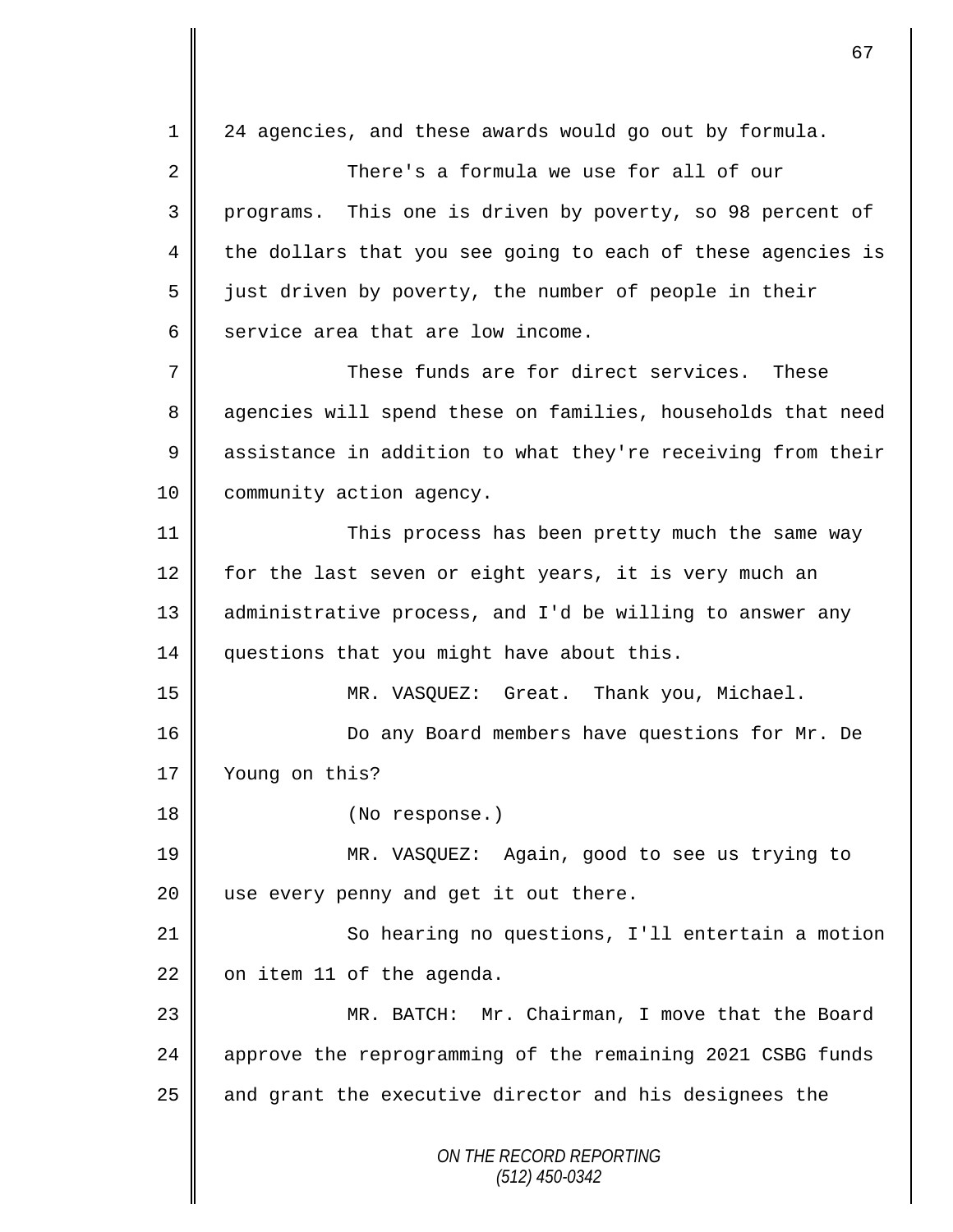24 agencies, and these awards would go out by formula.

There's a formula we use for all of our programs. This one is driven by poverty, so 98 percent of the dollars that you see going to each of these agencies is just driven by poverty, the number of people in their service area that are low income.

These funds are for direct services. These agencies will spend these on families, households that need assistance in addition to what they're receiving from their community action agency.

This process has been pretty much the same way for the last seven or eight years, it is very much an administrative process, and I'd be willing to answer any questions that you might have about this.

MR. VASQUEZ: Great. Thank you, Michael.

Do any Board members have questions for Mr. De Young on this?

(No response.)

MR. VASQUEZ: Again, good to see us trying to use every penny and get it out there.

So hearing no questions, I'll entertain a motion on item 11 of the agenda.

MR. BATCH: Mr. Chairman, I move that the Board approve the reprogramming of the remaining 2021 CSBG funds and grant the executive director and his designees the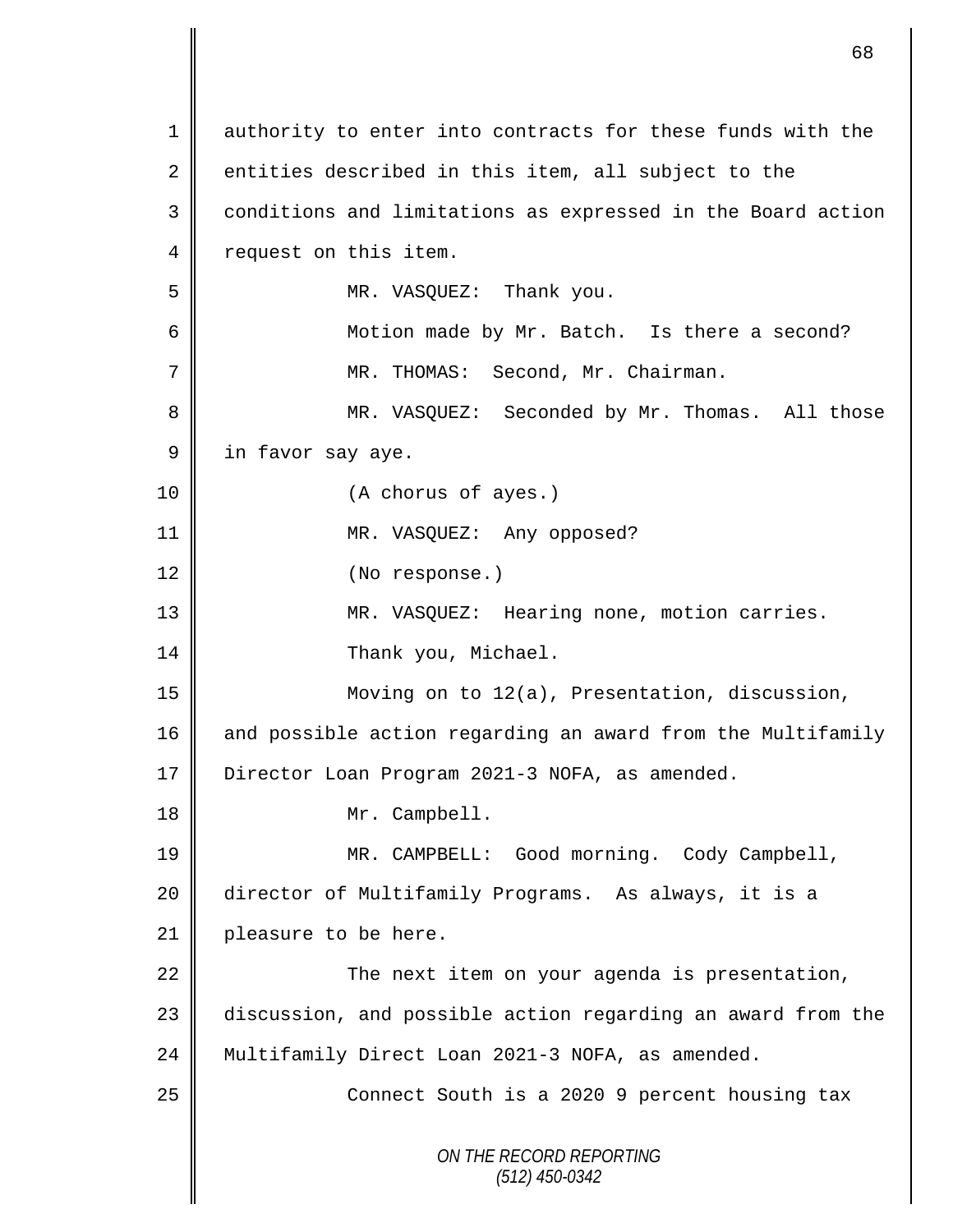authority to enter into contracts for these funds with the entities described in this item, all subject to the conditions and limitations as expressed in the Board action request on this item.

MR. VASQUEZ: Thank you.

Motion made by Mr. Batch. Is there a second?

MR. THOMAS: Second, Mr. Chairman.

MR. VASQUEZ: Seconded by Mr. Thomas. All those in favor say aye.

(A chorus of ayes.)

MR. VASQUEZ: Any opposed?

(No response.)

MR. VASQUEZ: Hearing none, motion carries.

Thank you, Michael.

Moving on to 12(a), Presentation, discussion, and possible action regarding an award from the Multifamily Director Loan Program 2021-3 NOFA, as amended.

Mr. Campbell.

MR. CAMPBELL: Good morning. Cody Campbell, director of Multifamily Programs. As always, it is a pleasure to be here.

The next item on your agenda is presentation, discussion, and possible action regarding an award from the Multifamily Direct Loan 2021-3 NOFA, as amended.

Connect South is a 2020 9 percent housing tax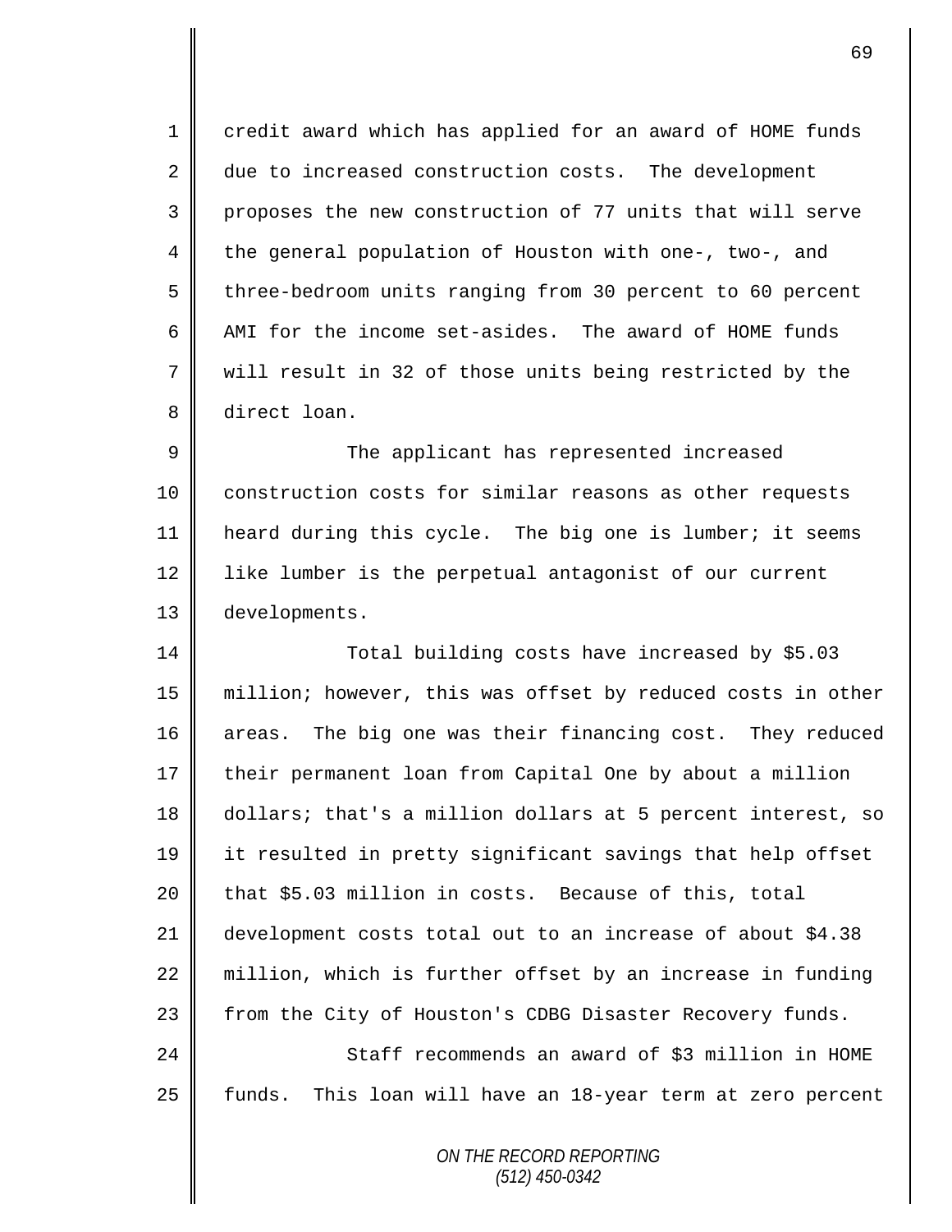credit award which has applied for an award of HOME funds due to increased construction costs. The development proposes the new construction of 77 units that will serve the general population of Houston with one-, two-, and three-bedroom units ranging from 30 percent to 60 percent AMI for the income set-asides. The award of HOME funds will result in 32 of those units being restricted by the direct loan.

The applicant has represented increased construction costs for similar reasons as other requests heard during this cycle. The big one is lumber; it seems like lumber is the perpetual antagonist of our current developments.

Total building costs have increased by $5.03 million; however, this was offset by reduced costs in other areas. The big one was their financing cost. They reduced their permanent loan from Capital One by about a million dollars; that's a million dollars at 5 percent interest, so it resulted in pretty significant savings that help offset that $5.03 million in costs. Because of this, total development costs total out to an increase of about $4.38 million, which is further offset by an increase in funding from the City of Houston's CDBG Disaster Recovery funds.

Staff recommends an award of $3 million in HOME funds. This loan will have an 18-year term at zero percent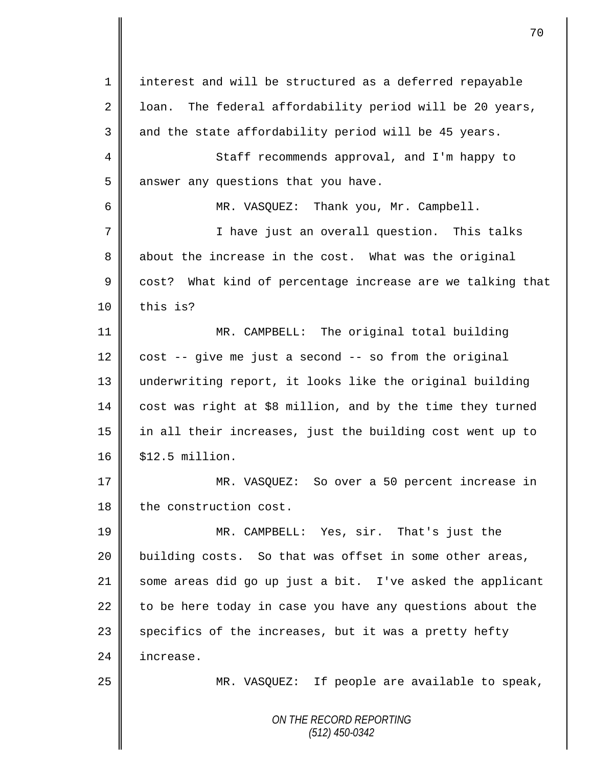interest and will be structured as a deferred repayable loan. The federal affordability period will be 20 years, and the state affordability period will be 45 years.

Staff recommends approval, and I'm happy to answer any questions that you have.

MR. VASQUEZ: Thank you, Mr. Campbell.

I have just an overall question. This talks about the increase in the cost. What was the original cost? What kind of percentage increase are we talking that this is?

MR. CAMPBELL: The original total building cost -- give me just a second -- so from the original underwriting report, it looks like the original building cost was right at $8 million, and by the time they turned in all their increases, just the building cost went up to $12.5 million.

MR. VASQUEZ: So over a 50 percent increase in the construction cost.

MR. CAMPBELL: Yes, sir. That's just the building costs. So that was offset in some other areas, some areas did go up just a bit. I've asked the applicant to be here today in case you have any questions about the specifics of the increases, but it was a pretty hefty increase.

MR. VASQUEZ: If people are available to speak,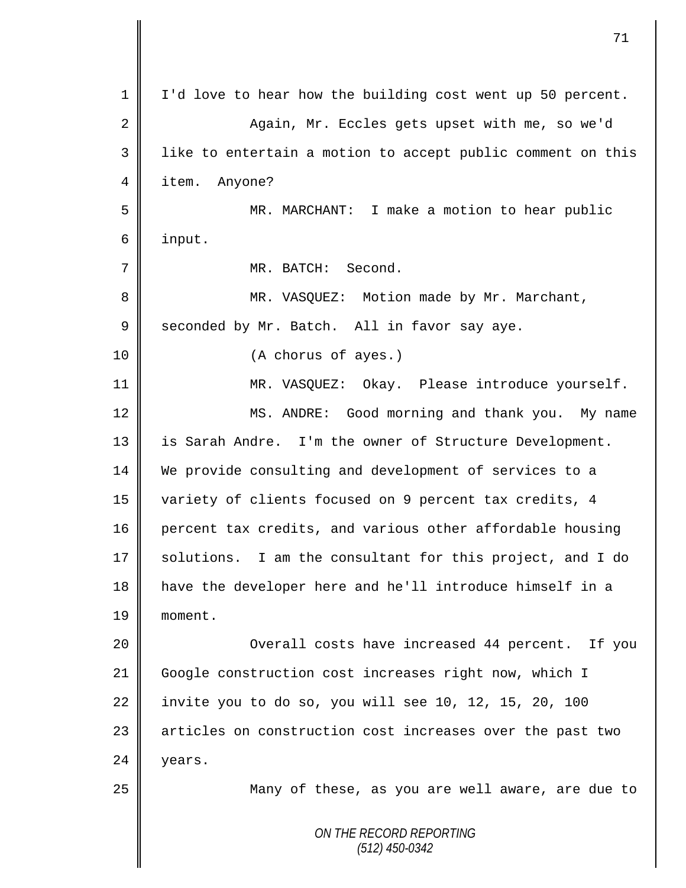I'd love to hear how the building cost went up 50 percent.

Again, Mr. Eccles gets upset with me, so we'd like to entertain a motion to accept public comment on this item. Anyone?

MR. MARCHANT: I make a motion to hear public input.

MR. BATCH: Second.

MR. VASQUEZ: Motion made by Mr. Marchant, seconded by Mr. Batch. All in favor say aye.

(A chorus of ayes.)

MR. VASQUEZ: Okay. Please introduce yourself.

MS. ANDRE: Good morning and thank you. My name is Sarah Andre. I'm the owner of Structure Development. We provide consulting and development of services to a variety of clients focused on 9 percent tax credits, 4 percent tax credits, and various other affordable housing solutions. I am the consultant for this project, and I do have the developer here and he'll introduce himself in a moment.

Overall costs have increased 44 percent. If you Google construction cost increases right now, which I invite you to do so, you will see 10, 12, 15, 20, 100 articles on construction cost increases over the past two years.

Many of these, as you are well aware, are due to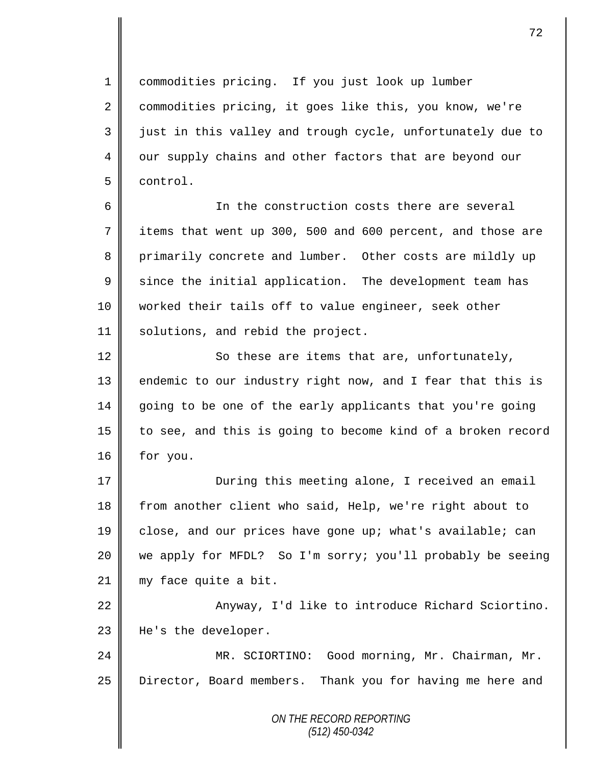commodities pricing. If you just look up lumber commodities pricing, it goes like this, you know, we're just in this valley and trough cycle, unfortunately due to our supply chains and other factors that are beyond our control.

In the construction costs there are several items that went up 300, 500 and 600 percent, and those are primarily concrete and lumber. Other costs are mildly up since the initial application. The development team has worked their tails off to value engineer, seek other solutions, and rebid the project.

So these are items that are, unfortunately, endemic to our industry right now, and I fear that this is going to be one of the early applicants that you're going to see, and this is going to become kind of a broken record for you.

During this meeting alone, I received an email from another client who said, Help, we're right about to close, and our prices have gone up; what's available; can we apply for MFDL? So I'm sorry; you'll probably be seeing my face quite a bit.

Anyway, I'd like to introduce Richard Sciortino. He's the developer.

MR. SCIORTINO: Good morning, Mr. Chairman, Mr. Director, Board members. Thank you for having me here and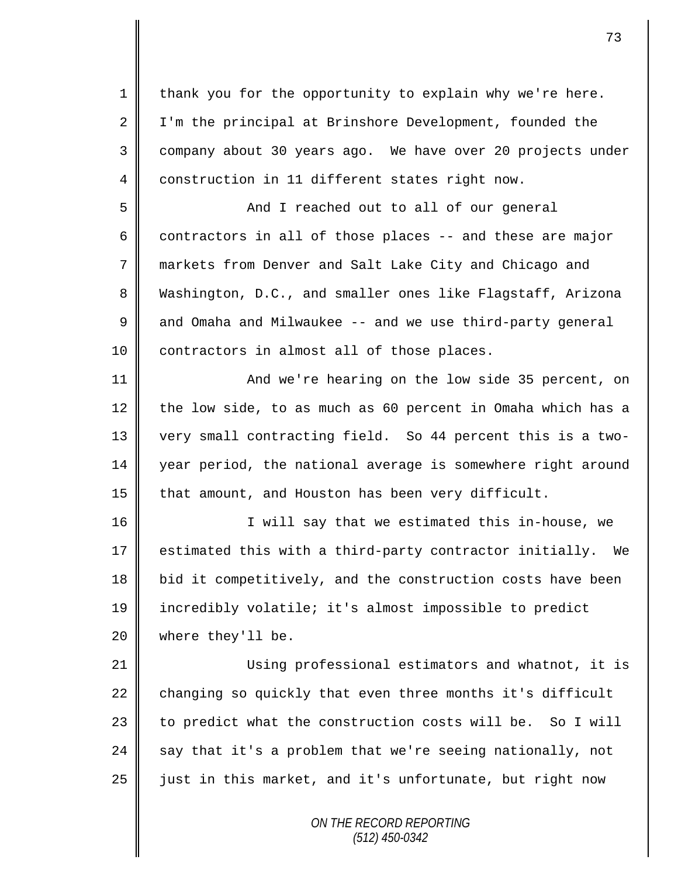thank you for the opportunity to explain why we're here. I'm the principal at Brinshore Development, founded the company about 30 years ago. We have over 20 projects under construction in 11 different states right now.

And I reached out to all of our general contractors in all of those places -- and these are major markets from Denver and Salt Lake City and Chicago and Washington, D.C., and smaller ones like Flagstaff, Arizona and Omaha and Milwaukee -- and we use third-party general contractors in almost all of those places.

And we're hearing on the low side 35 percent, on the low side, to as much as 60 percent in Omaha which has a very small contracting field. So 44 percent this is a two-year period, the national average is somewhere right around that amount, and Houston has been very difficult.

I will say that we estimated this in-house, we estimated this with a third-party contractor initially. We bid it competitively, and the construction costs have been incredibly volatile; it's almost impossible to predict where they'll be.

Using professional estimators and whatnot, it is changing so quickly that even three months it's difficult to predict what the construction costs will be. So I will say that it's a problem that we're seeing nationally, not just in this market, and it's unfortunate, but right now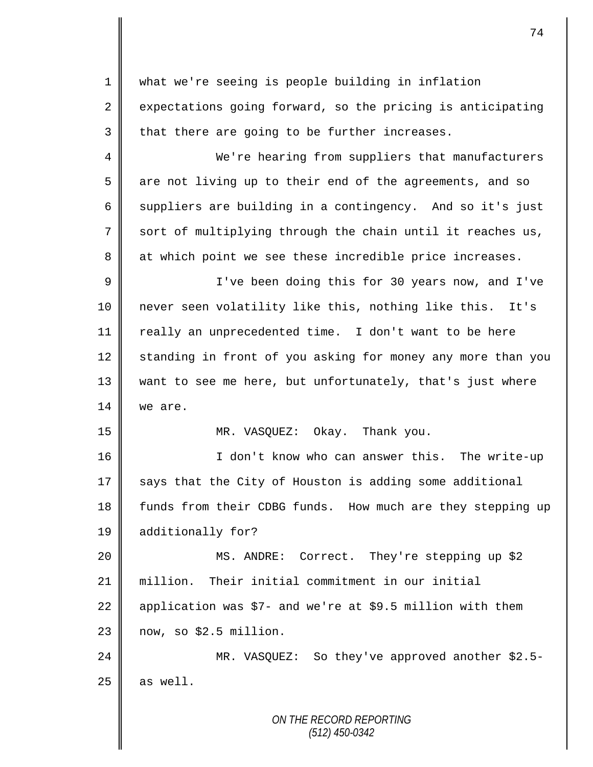what we're seeing is people building in inflation expectations going forward, so the pricing is anticipating that there are going to be further increases.

We're hearing from suppliers that manufacturers are not living up to their end of the agreements, and so suppliers are building in a contingency. And so it's just sort of multiplying through the chain until it reaches us, at which point we see these incredible price increases.

I've been doing this for 30 years now, and I've never seen volatility like this, nothing like this. It's really an unprecedented time. I don't want to be here standing in front of you asking for money any more than you want to see me here, but unfortunately, that's just where we are.

MR. VASQUEZ: Okay. Thank you.

I don't know who can answer this. The write-up says that the City of Houston is adding some additional funds from their CDBG funds. How much are they stepping up additionally for?

MS. ANDRE: Correct. They're stepping up $2 million. Their initial commitment in our initial application was $7- and we're at $9.5 million with them now, so $2.5 million.

MR. VASQUEZ: So they've approved another $2.5- as well.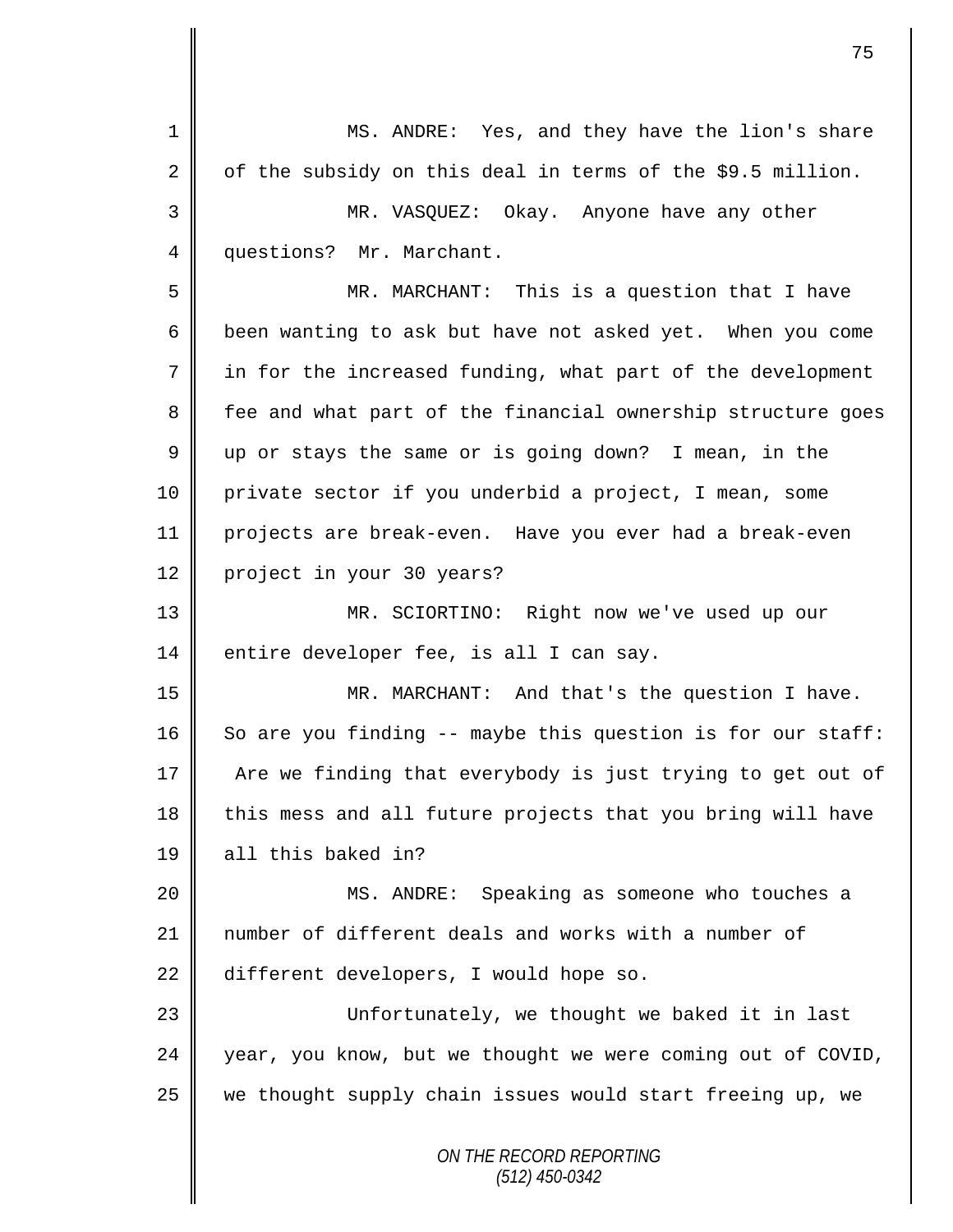MS. ANDRE: Yes, and they have the lion's share of the subsidy on this deal in terms of the $9.5 million.

MR. VASQUEZ: Okay. Anyone have any other questions? Mr. Marchant.

MR. MARCHANT: This is a question that I have been wanting to ask but have not asked yet. When you come in for the increased funding, what part of the development fee and what part of the financial ownership structure goes up or stays the same or is going down? I mean, in the private sector if you underbid a project, I mean, some projects are break-even. Have you ever had a break-even project in your 30 years?

MR. SCIORTINO: Right now we've used up our entire developer fee, is all I can say.

MR. MARCHANT: And that's the question I have. So are you finding -- maybe this question is for our staff: Are we finding that everybody is just trying to get out of this mess and all future projects that you bring will have all this baked in?

MS. ANDRE: Speaking as someone who touches a number of different deals and works with a number of different developers, I would hope so.

Unfortunately, we thought we baked it in last year, you know, but we thought we were coming out of COVID, we thought supply chain issues would start freeing up, we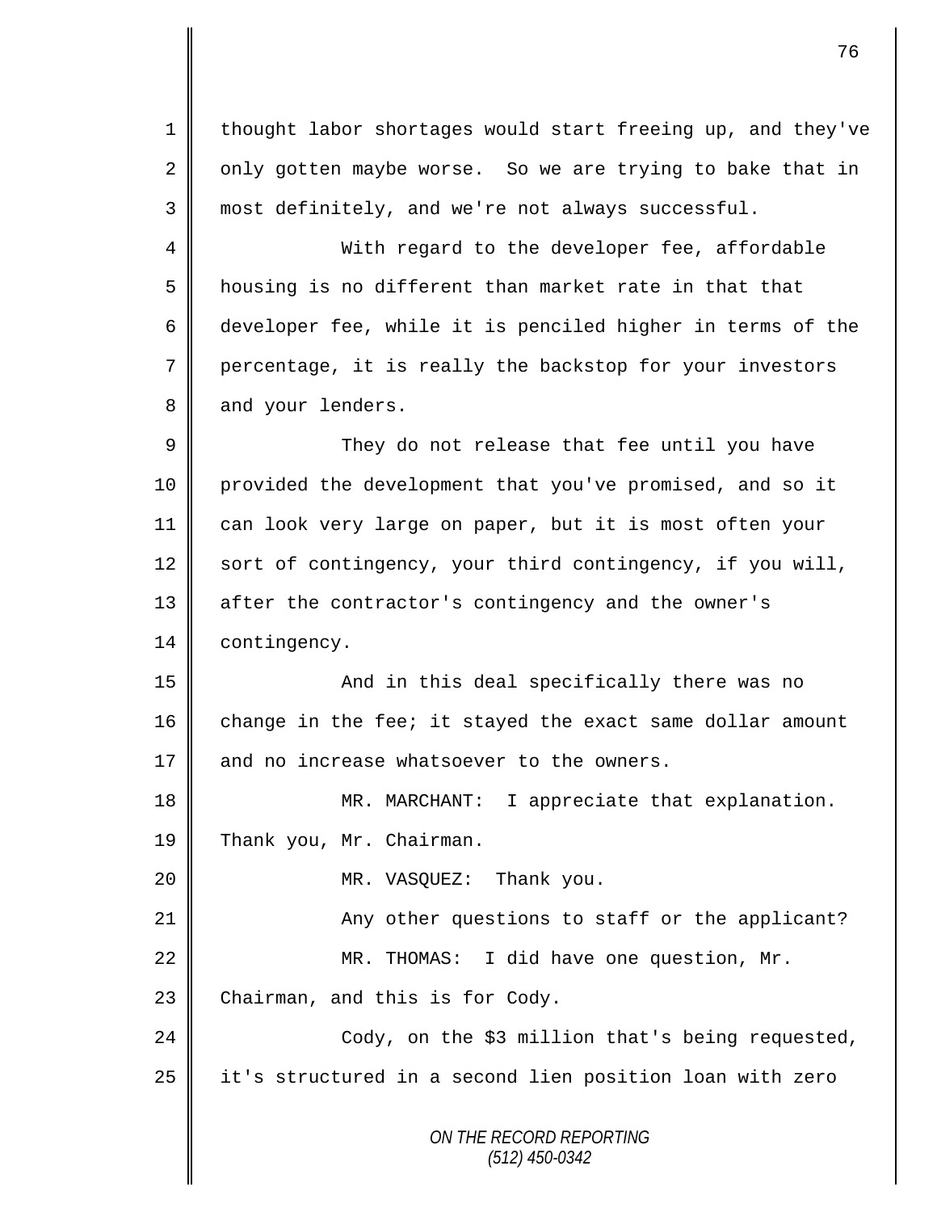thought labor shortages would start freeing up, and they've only gotten maybe worse. So we are trying to bake that in most definitely, and we're not always successful.

With regard to the developer fee, affordable housing is no different than market rate in that that developer fee, while it is penciled higher in terms of the percentage, it is really the backstop for your investors and your lenders.

They do not release that fee until you have provided the development that you've promised, and so it can look very large on paper, but it is most often your sort of contingency, your third contingency, if you will, after the contractor's contingency and the owner's contingency.

And in this deal specifically there was no change in the fee; it stayed the exact same dollar amount and no increase whatsoever to the owners.

MR. MARCHANT: I appreciate that explanation. Thank you, Mr. Chairman.

MR. VASQUEZ: Thank you.

Any other questions to staff or the applicant?

MR. THOMAS: I did have one question, Mr. Chairman, and this is for Cody.

Cody, on the $3 million that's being requested, it's structured in a second lien position loan with zero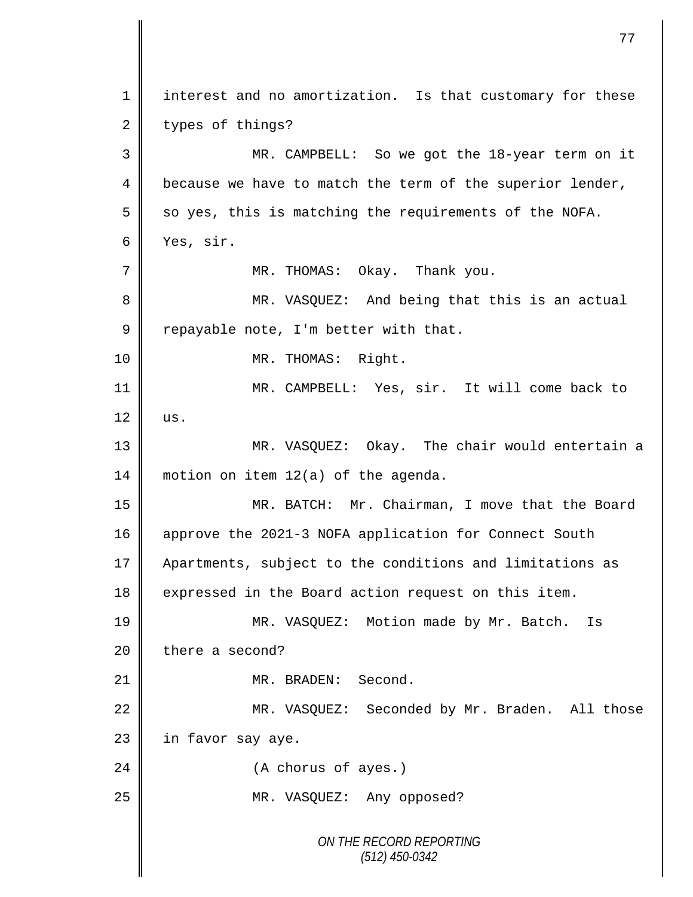interest and no amortization. Is that customary for these types of things?

MR. CAMPBELL: So we got the 18-year term on it because we have to match the term of the superior lender, so yes, this is matching the requirements of the NOFA. Yes, sir.

MR. THOMAS: Okay. Thank you.

MR. VASQUEZ: And being that this is an actual repayable note, I'm better with that.

MR. THOMAS: Right.

MR. CAMPBELL: Yes, sir. It will come back to us.

MR. VASQUEZ: Okay. The chair would entertain a motion on item 12(a) of the agenda.

MR. BATCH: Mr. Chairman, I move that the Board approve the 2021-3 NOFA application for Connect South Apartments, subject to the conditions and limitations as expressed in the Board action request on this item.

MR. VASQUEZ: Motion made by Mr. Batch. Is there a second?

MR. BRADEN: Second.

MR. VASQUEZ: Seconded by Mr. Braden. All those in favor say aye.

(A chorus of ayes.)

MR. VASQUEZ: Any opposed?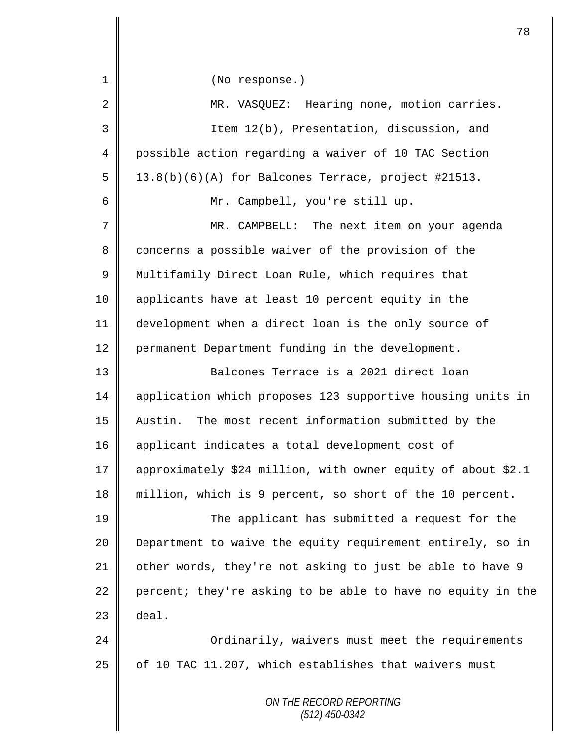(No response.)

MR. VASQUEZ: Hearing none, motion carries.

Item 12(b), Presentation, discussion, and possible action regarding a waiver of 10 TAC Section 13.8(b)(6)(A) for Balcones Terrace, project #21513.

Mr. Campbell, you're still up.

MR. CAMPBELL: The next item on your agenda concerns a possible waiver of the provision of the Multifamily Direct Loan Rule, which requires that applicants have at least 10 percent equity in the development when a direct loan is the only source of permanent Department funding in the development.

Balcones Terrace is a 2021 direct loan application which proposes 123 supportive housing units in Austin. The most recent information submitted by the applicant indicates a total development cost of approximately $24 million, with owner equity of about $2.1 million, which is 9 percent, so short of the 10 percent.

The applicant has submitted a request for the Department to waive the equity requirement entirely, so in other words, they're not asking to just be able to have 9 percent; they're asking to be able to have no equity in the deal.

Ordinarily, waivers must meet the requirements of 10 TAC 11.207, which establishes that waivers must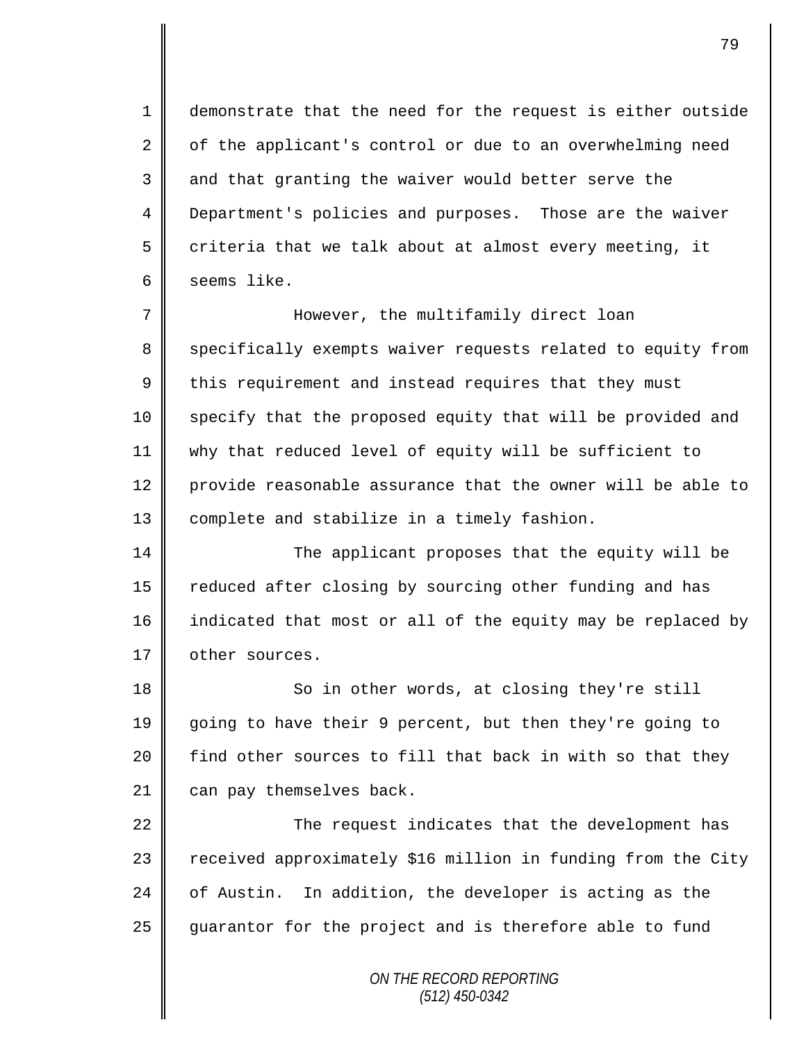demonstrate that the need for the request is either outside of the applicant's control or due to an overwhelming need and that granting the waiver would better serve the Department's policies and purposes.  Those are the waiver criteria that we talk about at almost every meeting, it seems like.

However, the multifamily direct loan specifically exempts waiver requests related to equity from this requirement and instead requires that they must specify that the proposed equity that will be provided and why that reduced level of equity will be sufficient to provide reasonable assurance that the owner will be able to complete and stabilize in a timely fashion.

The applicant proposes that the equity will be reduced after closing by sourcing other funding and has indicated that most or all of the equity may be replaced by other sources.

So in other words, at closing they're still going to have their 9 percent, but then they're going to find other sources to fill that back in with so that they can pay themselves back.

The request indicates that the development has received approximately $16 million in funding from the City of Austin.  In addition, the developer is acting as the guarantor for the project and is therefore able to fund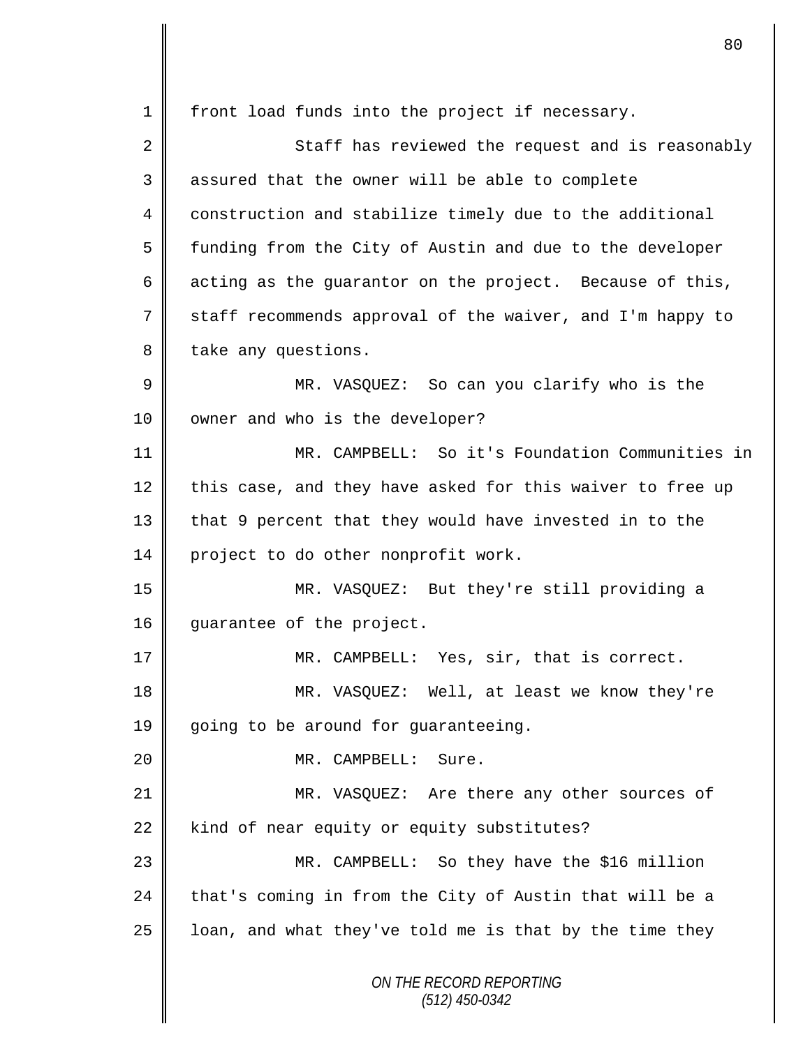front load funds into the project if necessary.

Staff has reviewed the request and is reasonably assured that the owner will be able to complete construction and stabilize timely due to the additional funding from the City of Austin and due to the developer acting as the guarantor on the project. Because of this, staff recommends approval of the waiver, and I'm happy to take any questions.

MR. VASQUEZ: So can you clarify who is the owner and who is the developer?

MR. CAMPBELL: So it's Foundation Communities in this case, and they have asked for this waiver to free up that 9 percent that they would have invested in to the project to do other nonprofit work.

MR. VASQUEZ: But they're still providing a guarantee of the project.

MR. CAMPBELL: Yes, sir, that is correct.

MR. VASQUEZ: Well, at least we know they're going to be around for guaranteeing.

MR. CAMPBELL: Sure.

MR. VASQUEZ: Are there any other sources of kind of near equity or equity substitutes?

MR. CAMPBELL: So they have the $16 million that's coming in from the City of Austin that will be a loan, and what they've told me is that by the time they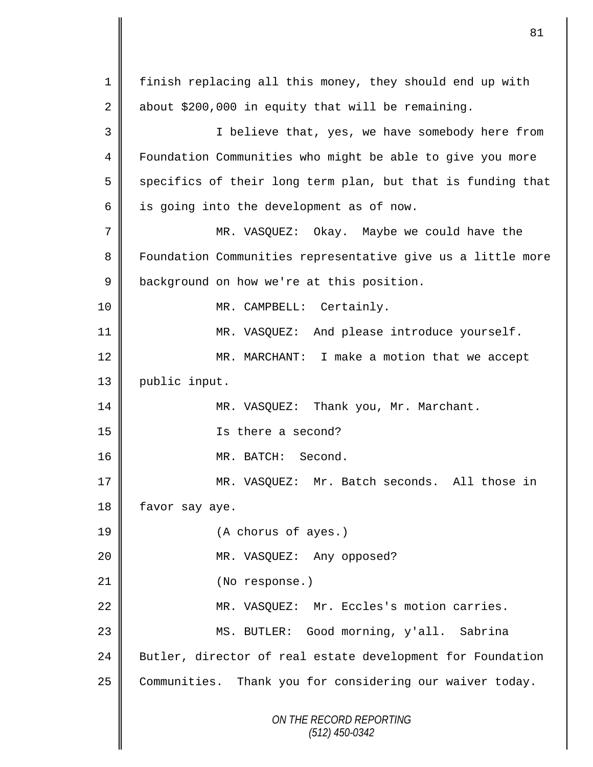1 finish replacing all this money, they should end up with
2 about $200,000 in equity that will be remaining.

3 I believe that, yes, we have somebody here from
4 Foundation Communities who might be able to give you more
5 specifics of their long term plan, but that is funding that
6 is going into the development as of now.

7 MR. VASQUEZ: Okay. Maybe we could have the
8 Foundation Communities representative give us a little more
9 background on how we're at this position.

10 MR. CAMPBELL: Certainly.

11 MR. VASQUEZ: And please introduce yourself.

12 MR. MARCHANT: I make a motion that we accept
13 public input.

14 MR. VASQUEZ: Thank you, Mr. Marchant.

15 Is there a second?

16 MR. BATCH: Second.

17 MR. VASQUEZ: Mr. Batch seconds. All those in
18 favor say aye.

19 (A chorus of ayes.)

20 MR. VASQUEZ: Any opposed?

21 (No response.)

22 MR. VASQUEZ: Mr. Eccles's motion carries.

23 MS. BUTLER: Good morning, y'all. Sabrina
24 Butler, director of real estate development for Foundation
25 Communities. Thank you for considering our waiver today.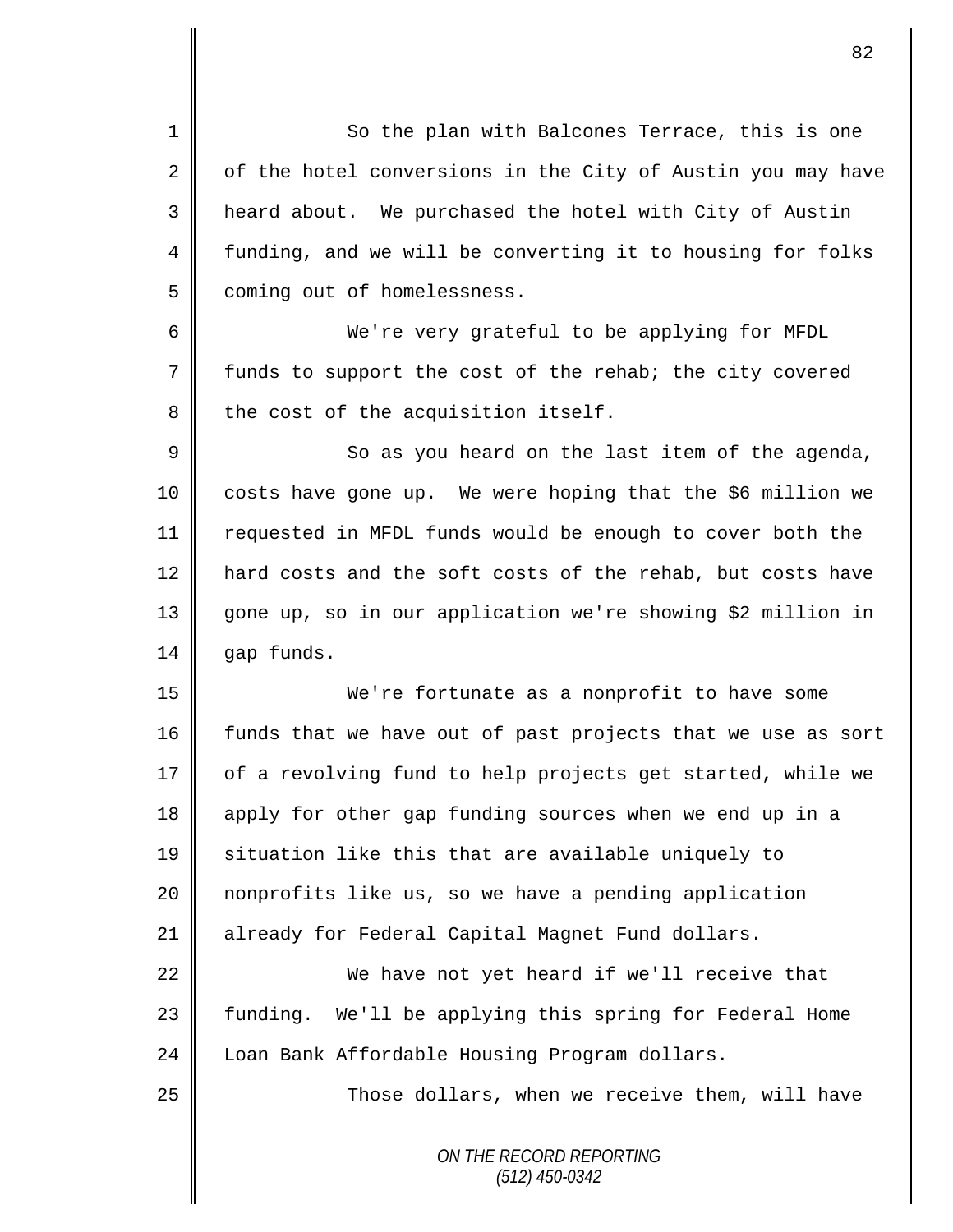So the plan with Balcones Terrace, this is one of the hotel conversions in the City of Austin you may have heard about. We purchased the hotel with City of Austin funding, and we will be converting it to housing for folks coming out of homelessness.

We're very grateful to be applying for MFDL funds to support the cost of the rehab; the city covered the cost of the acquisition itself.

So as you heard on the last item of the agenda, costs have gone up. We were hoping that the $6 million we requested in MFDL funds would be enough to cover both the hard costs and the soft costs of the rehab, but costs have gone up, so in our application we're showing $2 million in gap funds.

We're fortunate as a nonprofit to have some funds that we have out of past projects that we use as sort of a revolving fund to help projects get started, while we apply for other gap funding sources when we end up in a situation like this that are available uniquely to nonprofits like us, so we have a pending application already for Federal Capital Magnet Fund dollars.

We have not yet heard if we'll receive that funding. We'll be applying this spring for Federal Home Loan Bank Affordable Housing Program dollars.

Those dollars, when we receive them, will have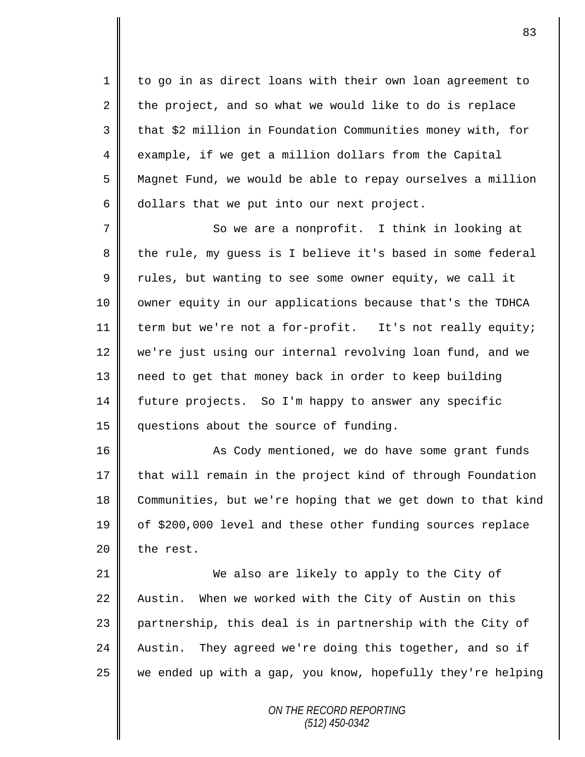to go in as direct loans with their own loan agreement to the project, and so what we would like to do is replace that $2 million in Foundation Communities money with, for example, if we get a million dollars from the Capital Magnet Fund, we would be able to repay ourselves a million dollars that we put into our next project.

So we are a nonprofit. I think in looking at the rule, my guess is I believe it's based in some federal rules, but wanting to see some owner equity, we call it owner equity in our applications because that's the TDHCA term but we're not a for-profit. It's not really equity; we're just using our internal revolving loan fund, and we need to get that money back in order to keep building future projects. So I'm happy to answer any specific questions about the source of funding.

As Cody mentioned, we do have some grant funds that will remain in the project kind of through Foundation Communities, but we're hoping that we get down to that kind of $200,000 level and these other funding sources replace the rest.

We also are likely to apply to the City of Austin. When we worked with the City of Austin on this partnership, this deal is in partnership with the City of Austin. They agreed we're doing this together, and so if we ended up with a gap, you know, hopefully they're helping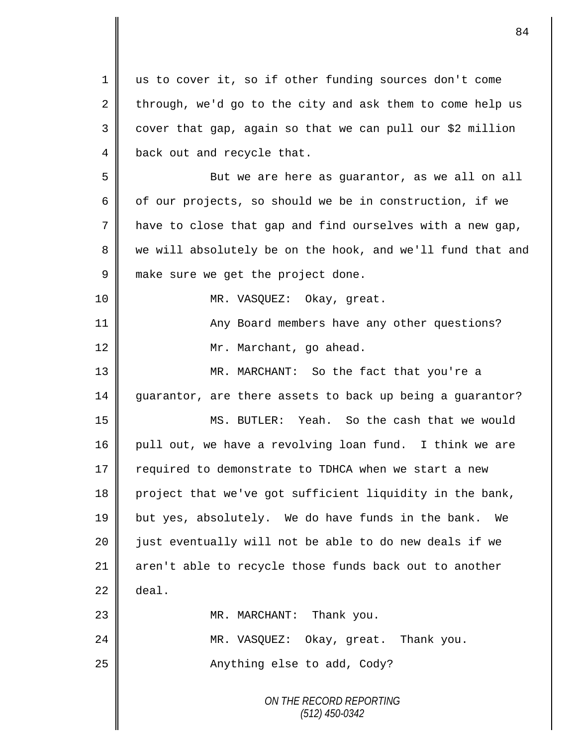us to cover it, so if other funding sources don't come through, we'd go to the city and ask them to come help us cover that gap, again so that we can pull our $2 million back out and recycle that.

But we are here as guarantor, as we all on all of our projects, so should we be in construction, if we have to close that gap and find ourselves with a new gap, we will absolutely be on the hook, and we'll fund that and make sure we get the project done.

MR. VASQUEZ: Okay, great.

Any Board members have any other questions?

Mr. Marchant, go ahead.

MR. MARCHANT: So the fact that you're a guarantor, are there assets to back up being a guarantor?

MS. BUTLER: Yeah. So the cash that we would pull out, we have a revolving loan fund. I think we are required to demonstrate to TDHCA when we start a new project that we've got sufficient liquidity in the bank, but yes, absolutely. We do have funds in the bank. We just eventually will not be able to do new deals if we aren't able to recycle those funds back out to another deal.

MR. MARCHANT: Thank you.

MR. VASQUEZ: Okay, great. Thank you.

Anything else to add, Cody?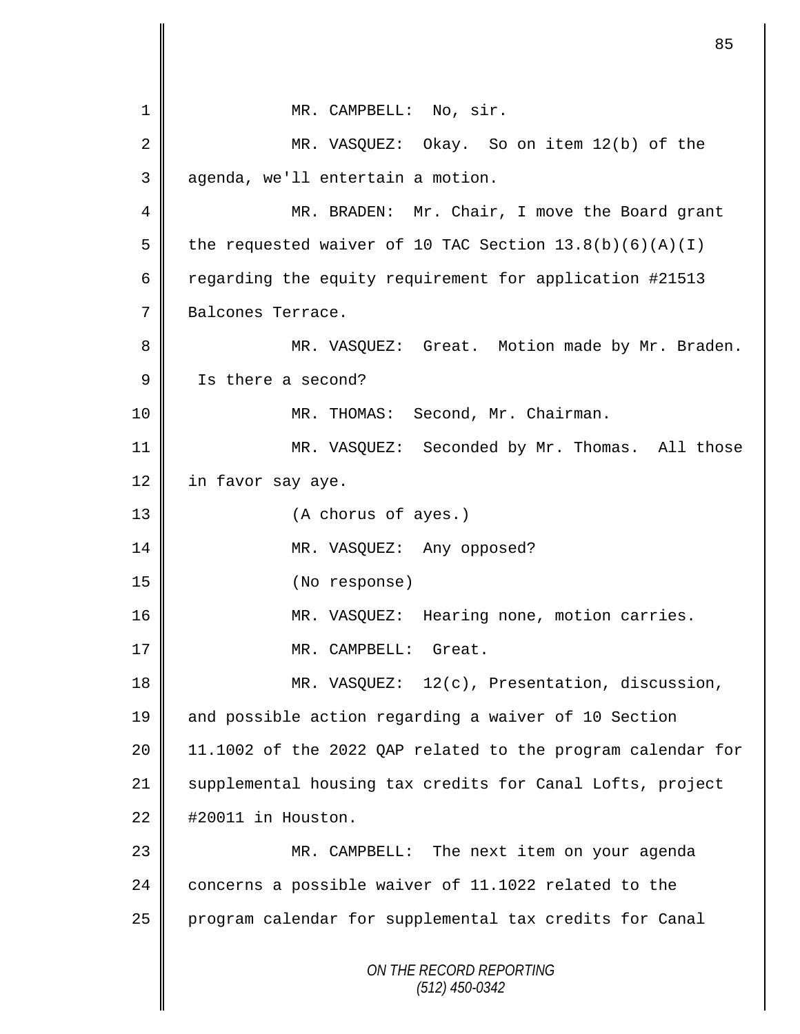MR. CAMPBELL: No, sir.

MR. VASQUEZ: Okay. So on item 12(b) of the agenda, we'll entertain a motion.

MR. BRADEN: Mr. Chair, I move the Board grant the requested waiver of 10 TAC Section 13.8(b)(6)(A)(I) regarding the equity requirement for application #21513 Balcones Terrace.

MR. VASQUEZ: Great. Motion made by Mr. Braden. Is there a second?

MR. THOMAS: Second, Mr. Chairman.

MR. VASQUEZ: Seconded by Mr. Thomas. All those in favor say aye.

(A chorus of ayes.)

MR. VASQUEZ: Any opposed?

(No response)

MR. VASQUEZ: Hearing none, motion carries.

MR. CAMPBELL: Great.

MR. VASQUEZ: 12(c), Presentation, discussion, and possible action regarding a waiver of 10 Section 11.1002 of the 2022 QAP related to the program calendar for supplemental housing tax credits for Canal Lofts, project #20011 in Houston.

MR. CAMPBELL: The next item on your agenda concerns a possible waiver of 11.1022 related to the program calendar for supplemental tax credits for Canal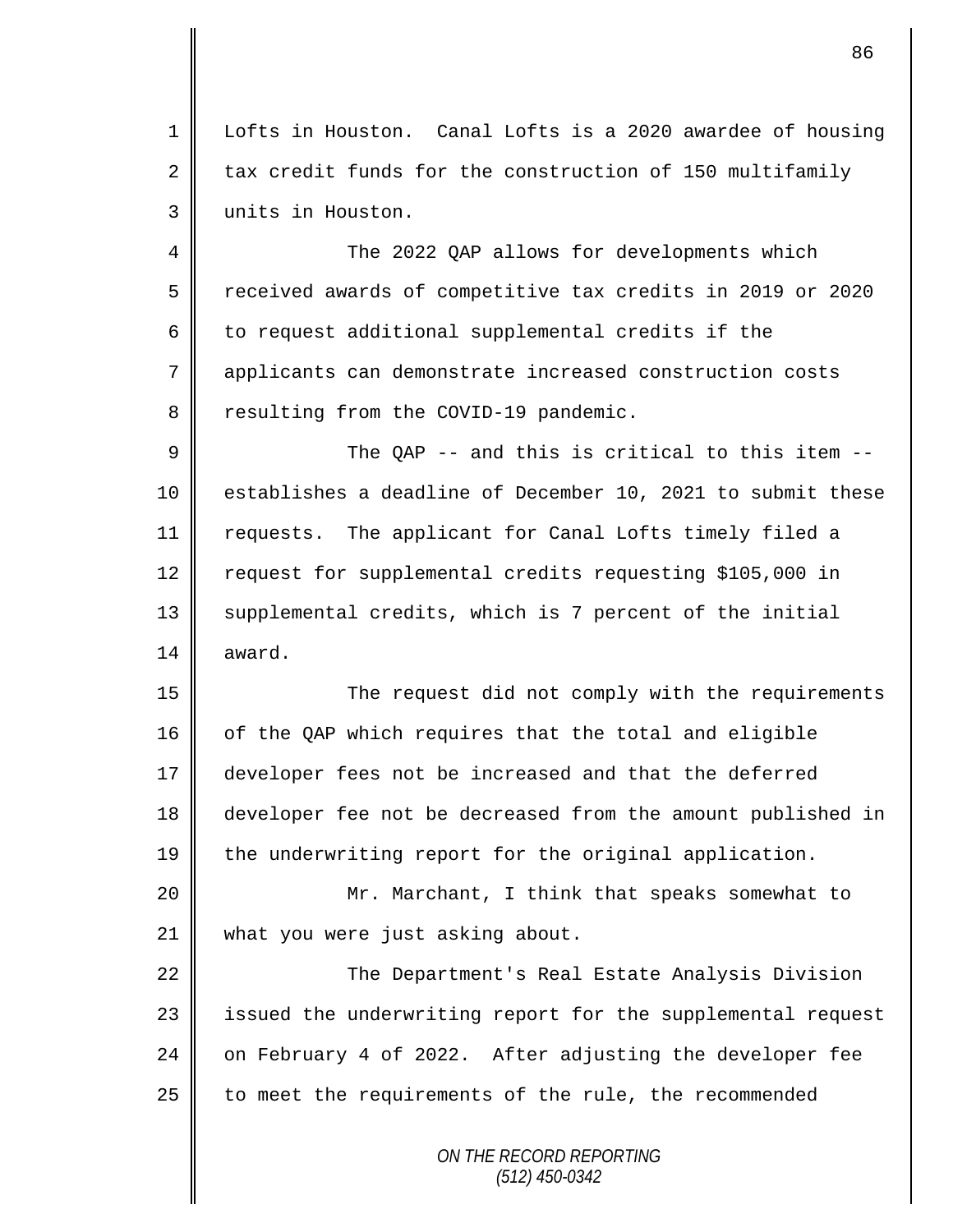Lofts in Houston. Canal Lofts is a 2020 awardee of housing tax credit funds for the construction of 150 multifamily units in Houston.

The 2022 QAP allows for developments which received awards of competitive tax credits in 2019 or 2020 to request additional supplemental credits if the applicants can demonstrate increased construction costs resulting from the COVID-19 pandemic.

The QAP -- and this is critical to this item -- establishes a deadline of December 10, 2021 to submit these requests. The applicant for Canal Lofts timely filed a request for supplemental credits requesting $105,000 in supplemental credits, which is 7 percent of the initial award.

The request did not comply with the requirements of the QAP which requires that the total and eligible developer fees not be increased and that the deferred developer fee not be decreased from the amount published in the underwriting report for the original application.

Mr. Marchant, I think that speaks somewhat to what you were just asking about.

The Department's Real Estate Analysis Division issued the underwriting report for the supplemental request on February 4 of 2022. After adjusting the developer fee to meet the requirements of the rule, the recommended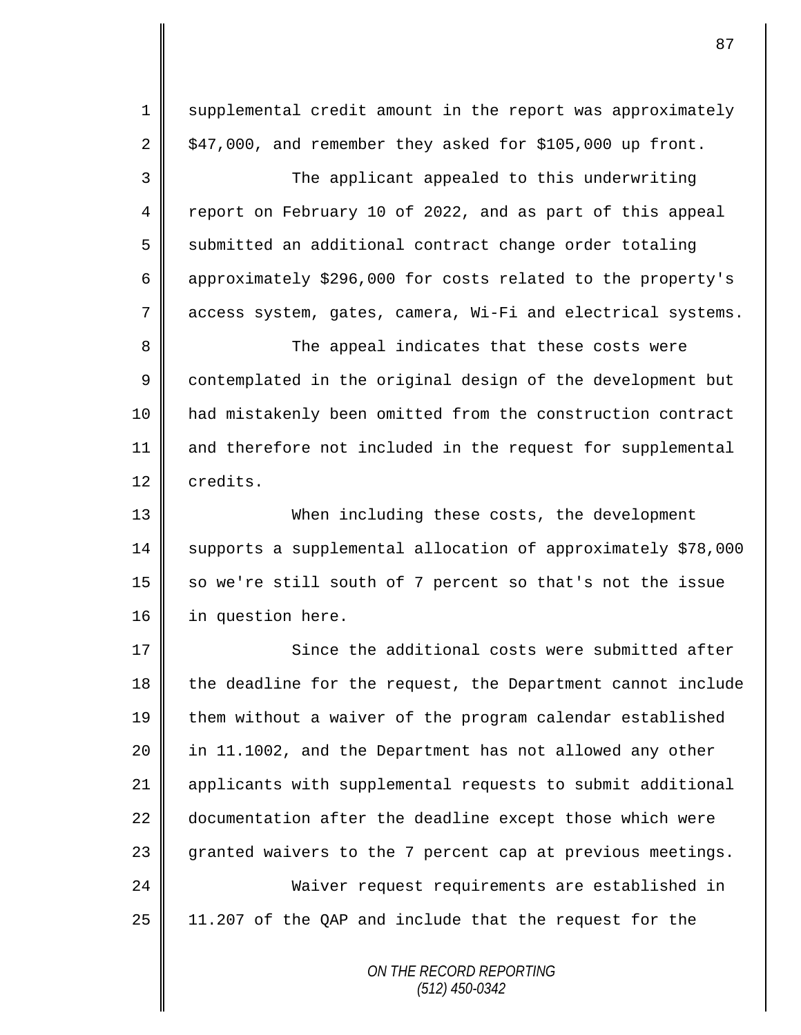supplemental credit amount in the report was approximately $47,000, and remember they asked for $105,000 up front.

The applicant appealed to this underwriting report on February 10 of 2022, and as part of this appeal submitted an additional contract change order totaling approximately $296,000 for costs related to the property's access system, gates, camera, Wi-Fi and electrical systems.

The appeal indicates that these costs were contemplated in the original design of the development but had mistakenly been omitted from the construction contract and therefore not included in the request for supplemental credits.

When including these costs, the development supports a supplemental allocation of approximately $78,000 so we're still south of 7 percent so that's not the issue in question here.

Since the additional costs were submitted after the deadline for the request, the Department cannot include them without a waiver of the program calendar established in 11.1002, and the Department has not allowed any other applicants with supplemental requests to submit additional documentation after the deadline except those which were granted waivers to the 7 percent cap at previous meetings.

Waiver request requirements are established in 11.207 of the QAP and include that the request for the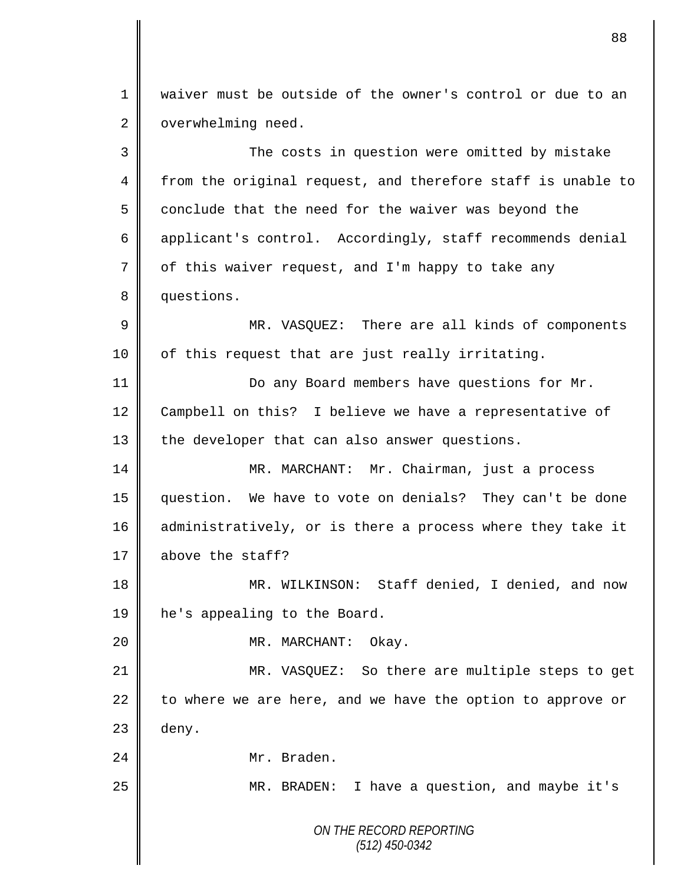waiver must be outside of the owner's control or due to an overwhelming need.

The costs in question were omitted by mistake from the original request, and therefore staff is unable to conclude that the need for the waiver was beyond the applicant's control. Accordingly, staff recommends denial of this waiver request, and I'm happy to take any questions.

MR. VASQUEZ: There are all kinds of components of this request that are just really irritating.

Do any Board members have questions for Mr. Campbell on this? I believe we have a representative of the developer that can also answer questions.

MR. MARCHANT: Mr. Chairman, just a process question. We have to vote on denials? They can't be done administratively, or is there a process where they take it above the staff?

MR. WILKINSON: Staff denied, I denied, and now he's appealing to the Board.

MR. MARCHANT: Okay.

MR. VASQUEZ: So there are multiple steps to get to where we are here, and we have the option to approve or deny.

Mr. Braden.

MR. BRADEN: I have a question, and maybe it's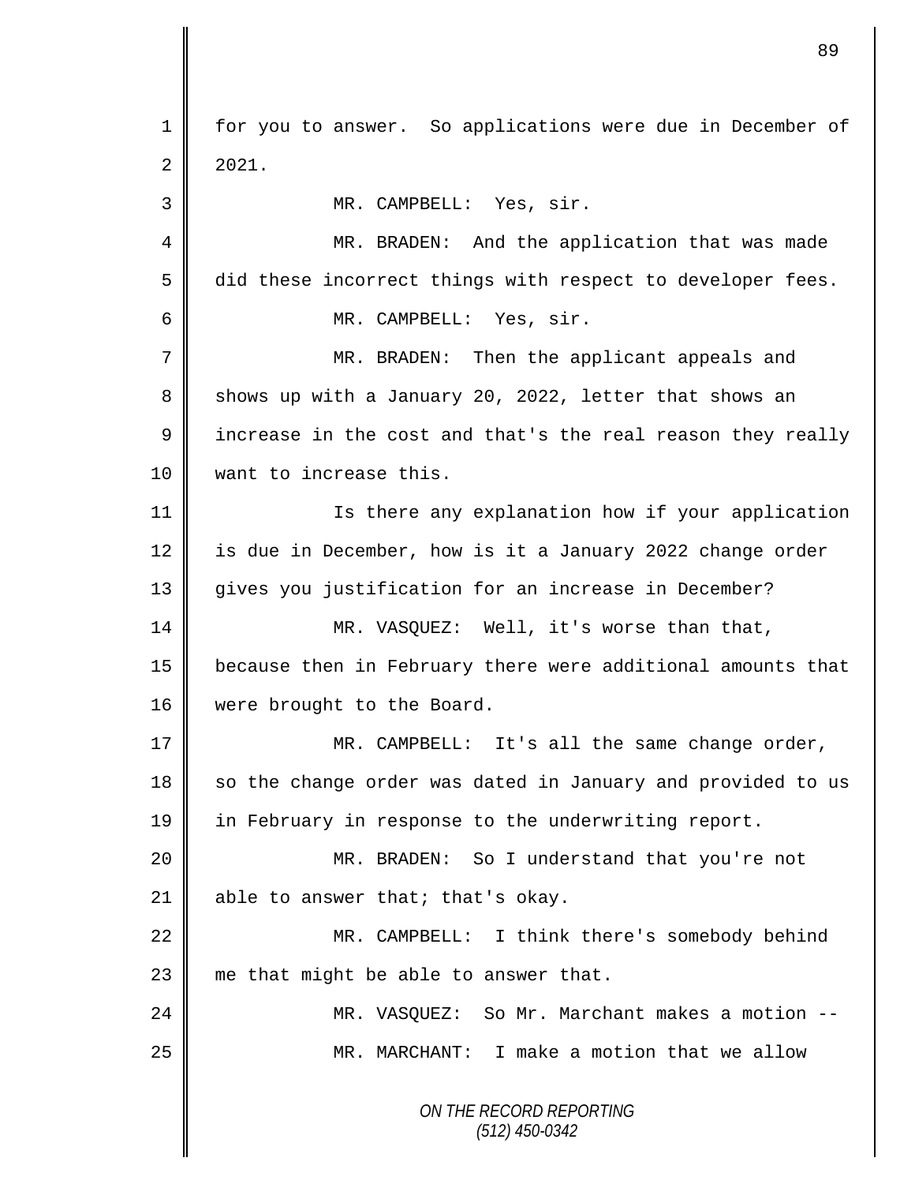for you to answer. So applications were due in December of 2021.

MR. CAMPBELL: Yes, sir.

MR. BRADEN: And the application that was made did these incorrect things with respect to developer fees.

MR. CAMPBELL: Yes, sir.

MR. BRADEN: Then the applicant appeals and shows up with a January 20, 2022, letter that shows an increase in the cost and that's the real reason they really want to increase this.

Is there any explanation how if your application is due in December, how is it a January 2022 change order gives you justification for an increase in December?

MR. VASQUEZ: Well, it's worse than that, because then in February there were additional amounts that were brought to the Board.

MR. CAMPBELL: It's all the same change order, so the change order was dated in January and provided to us in February in response to the underwriting report.

MR. BRADEN: So I understand that you're not able to answer that; that's okay.

MR. CAMPBELL: I think there's somebody behind me that might be able to answer that.

MR. VASQUEZ: So Mr. Marchant makes a motion --

MR. MARCHANT: I make a motion that we allow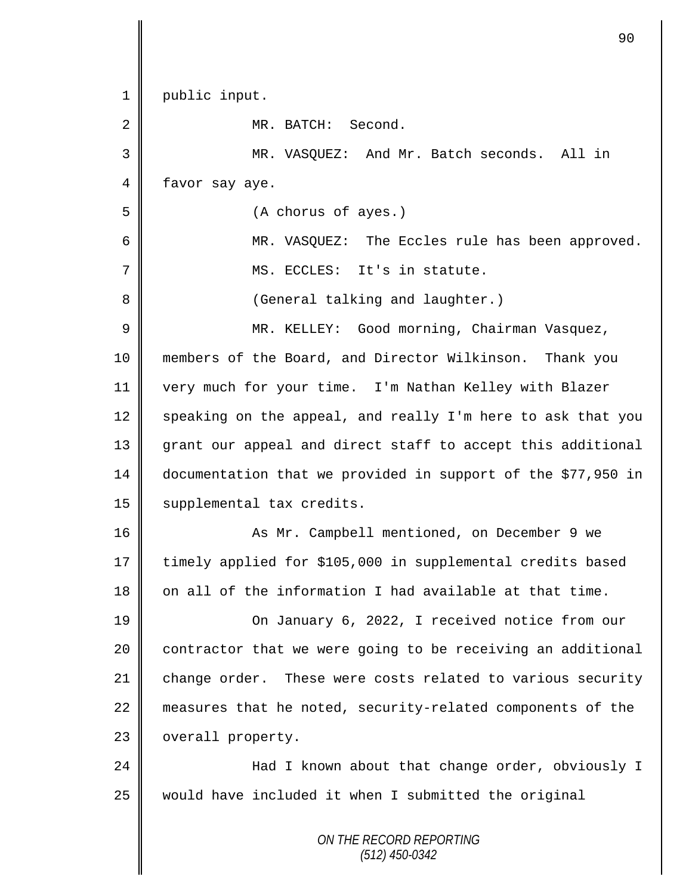public input.

MR. BATCH: Second.

MR. VASQUEZ: And Mr. Batch seconds. All in favor say aye.

(A chorus of ayes.)

MR. VASQUEZ: The Eccles rule has been approved.

MS. ECCLES: It's in statute.

(General talking and laughter.)

MR. KELLEY: Good morning, Chairman Vasquez, members of the Board, and Director Wilkinson. Thank you very much for your time. I'm Nathan Kelley with Blazer speaking on the appeal, and really I'm here to ask that you grant our appeal and direct staff to accept this additional documentation that we provided in support of the $77,950 in supplemental tax credits.

As Mr. Campbell mentioned, on December 9 we timely applied for $105,000 in supplemental credits based on all of the information I had available at that time.

On January 6, 2022, I received notice from our contractor that we were going to be receiving an additional change order. These were costs related to various security measures that he noted, security-related components of the overall property.

Had I known about that change order, obviously I would have included it when I submitted the original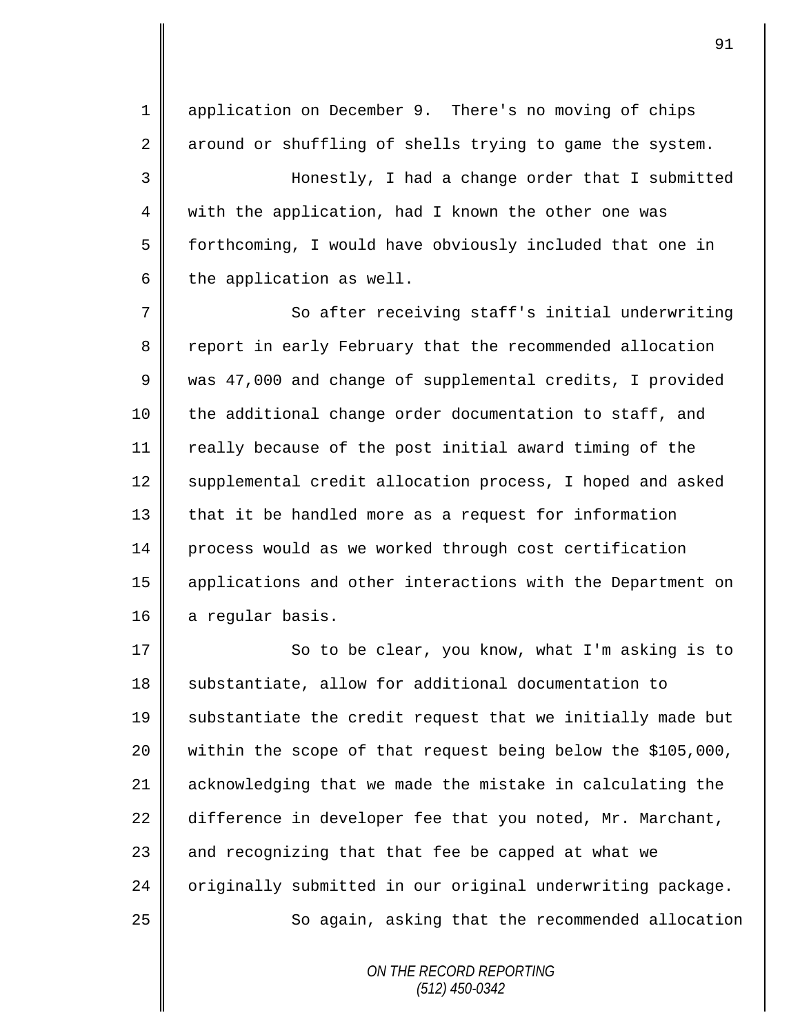application on December 9. There's no moving of chips around or shuffling of shells trying to game the system.

Honestly, I had a change order that I submitted with the application, had I known the other one was forthcoming, I would have obviously included that one in the application as well.

So after receiving staff's initial underwriting report in early February that the recommended allocation was 47,000 and change of supplemental credits, I provided the additional change order documentation to staff, and really because of the post initial award timing of the supplemental credit allocation process, I hoped and asked that it be handled more as a request for information process would as we worked through cost certification applications and other interactions with the Department on a regular basis.

So to be clear, you know, what I'm asking is to substantiate, allow for additional documentation to substantiate the credit request that we initially made but within the scope of that request being below the $105,000, acknowledging that we made the mistake in calculating the difference in developer fee that you noted, Mr. Marchant, and recognizing that that fee be capped at what we originally submitted in our original underwriting package.

So again, asking that the recommended allocation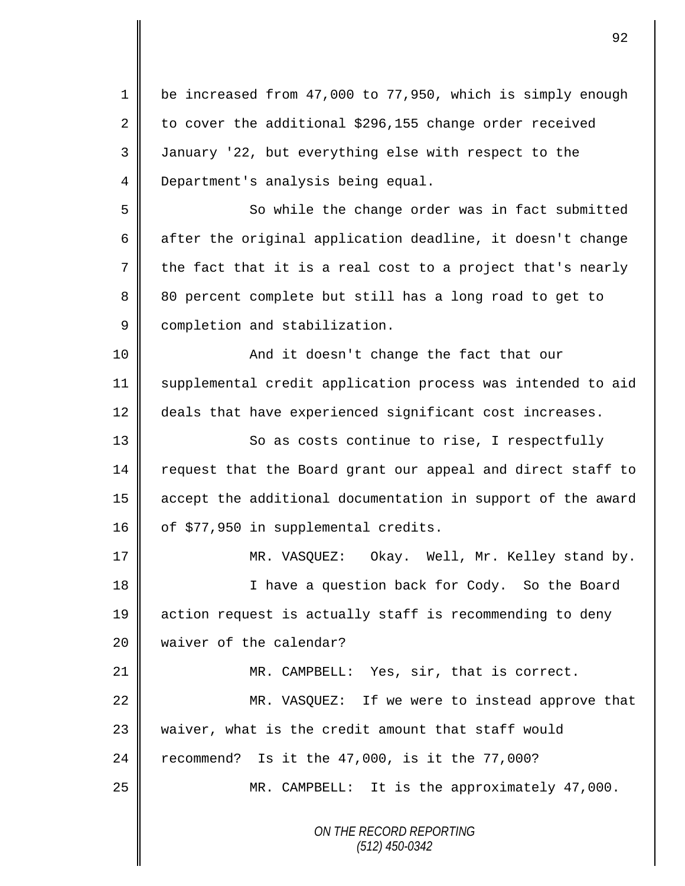be increased from 47,000 to 77,950, which is simply enough to cover the additional $296,155 change order received January '22, but everything else with respect to the Department's analysis being equal.

So while the change order was in fact submitted after the original application deadline, it doesn't change the fact that it is a real cost to a project that's nearly 80 percent complete but still has a long road to get to completion and stabilization.

And it doesn't change the fact that our supplemental credit application process was intended to aid deals that have experienced significant cost increases.

So as costs continue to rise, I respectfully request that the Board grant our appeal and direct staff to accept the additional documentation in support of the award of $77,950 in supplemental credits.

MR. VASQUEZ: Okay. Well, Mr. Kelley stand by.

I have a question back for Cody. So the Board action request is actually staff is recommending to deny waiver of the calendar?

MR. CAMPBELL: Yes, sir, that is correct.

MR. VASQUEZ: If we were to instead approve that waiver, what is the credit amount that staff would recommend? Is it the 47,000, is it the 77,000?

MR. CAMPBELL: It is the approximately 47,000.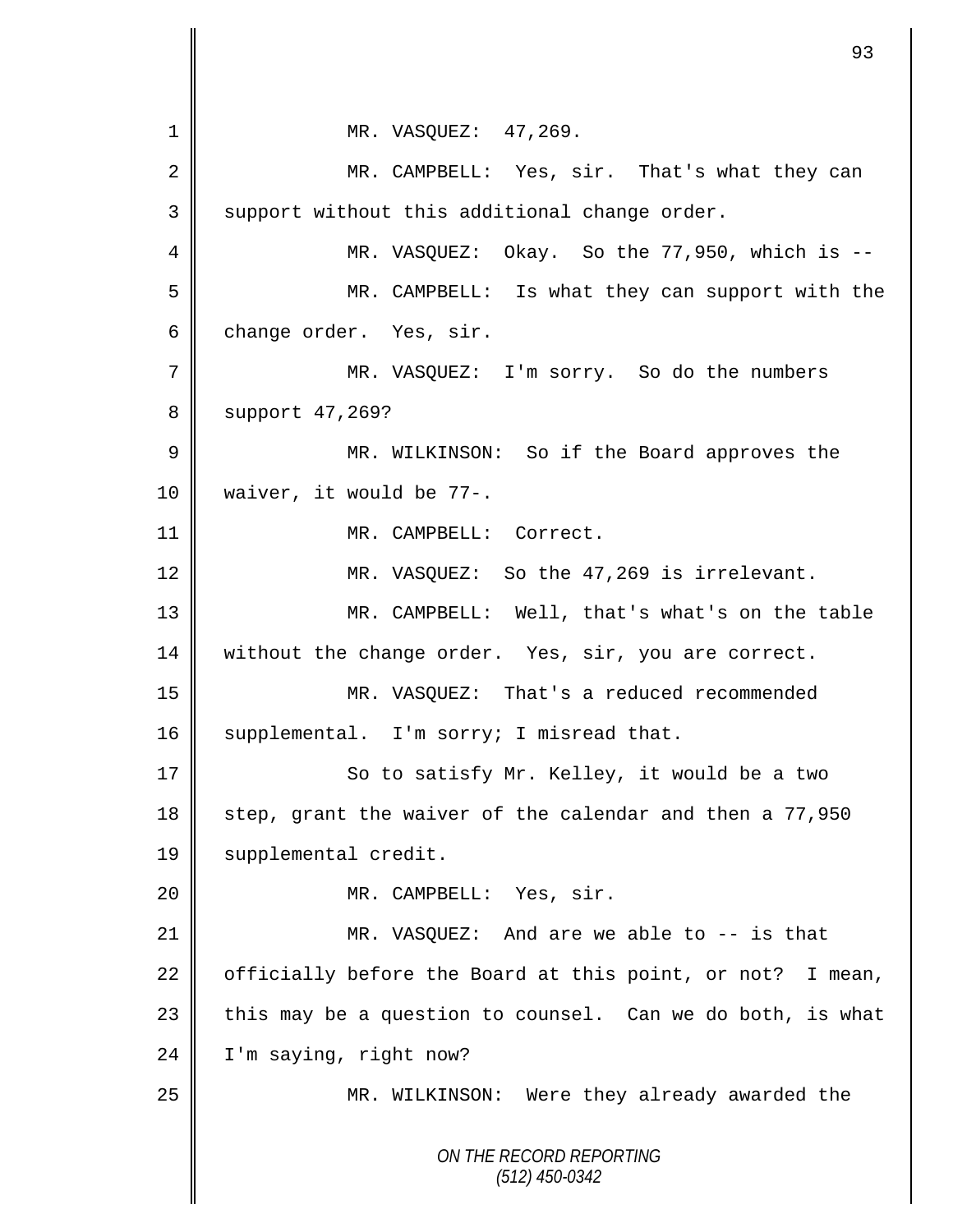1 MR. VASQUEZ: 47,269.

2 MR. CAMPBELL: Yes, sir. That's what they can

3 support without this additional change order.

4 MR. VASQUEZ: Okay. So the 77,950, which is --

5 MR. CAMPBELL: Is what they can support with the

6 change order. Yes, sir.

7 MR. VASQUEZ: I'm sorry. So do the numbers

8 support 47,269?

9 MR. WILKINSON: So if the Board approves the

10 waiver, it would be 77-.

11 MR. CAMPBELL: Correct.

12 MR. VASQUEZ: So the 47,269 is irrelevant.

13 MR. CAMPBELL: Well, that's what's on the table

14 without the change order. Yes, sir, you are correct.

15 MR. VASQUEZ: That's a reduced recommended

16 supplemental. I'm sorry; I misread that.

17 So to satisfy Mr. Kelley, it would be a two

18 step, grant the waiver of the calendar and then a 77,950

19 supplemental credit.

20 MR. CAMPBELL: Yes, sir.

21 MR. VASQUEZ: And are we able to -- is that

22 officially before the Board at this point, or not? I mean,

23 this may be a question to counsel. Can we do both, is what

24 I'm saying, right now?

25 MR. WILKINSON: Were they already awarded the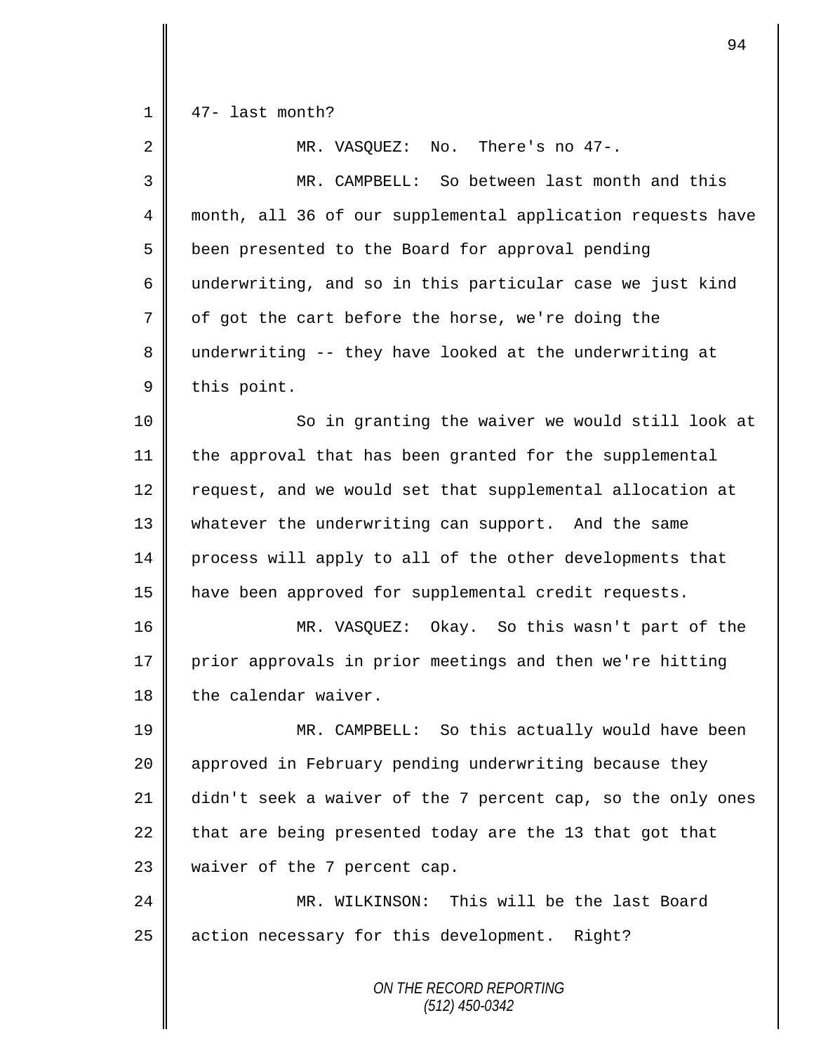47- last month?

MR. VASQUEZ: No. There's no 47-.

MR. CAMPBELL: So between last month and this month, all 36 of our supplemental application requests have been presented to the Board for approval pending underwriting, and so in this particular case we just kind of got the cart before the horse, we're doing the underwriting -- they have looked at the underwriting at this point.

So in granting the waiver we would still look at the approval that has been granted for the supplemental request, and we would set that supplemental allocation at whatever the underwriting can support. And the same process will apply to all of the other developments that have been approved for supplemental credit requests.

MR. VASQUEZ: Okay. So this wasn't part of the prior approvals in prior meetings and then we're hitting the calendar waiver.

MR. CAMPBELL: So this actually would have been approved in February pending underwriting because they didn't seek a waiver of the 7 percent cap, so the only ones that are being presented today are the 13 that got that waiver of the 7 percent cap.

MR. WILKINSON: This will be the last Board action necessary for this development. Right?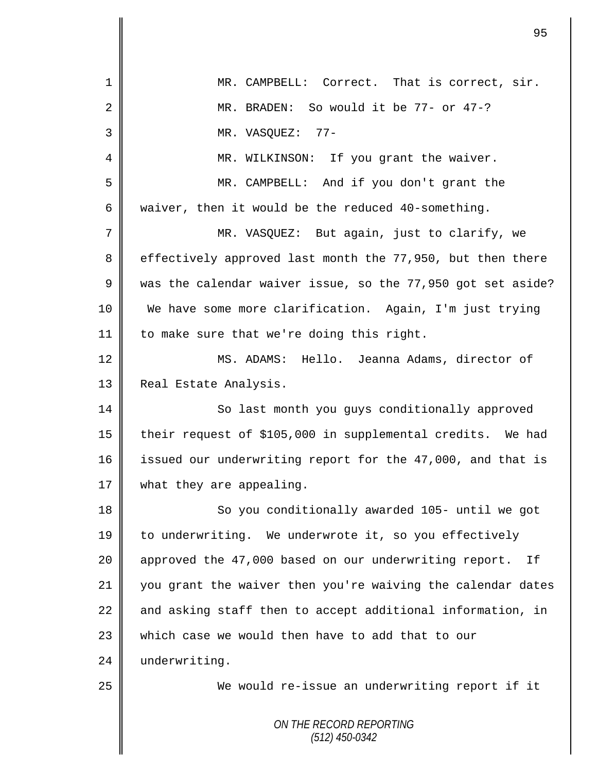MR. CAMPBELL: Correct. That is correct, sir.

MR. BRADEN: So would it be 77- or 47-?

MR. VASQUEZ: 77-

MR. WILKINSON: If you grant the waiver.

MR. CAMPBELL: And if you don't grant the waiver, then it would be the reduced 40-something.

MR. VASQUEZ: But again, just to clarify, we effectively approved last month the 77,950, but then there was the calendar waiver issue, so the 77,950 got set aside? We have some more clarification. Again, I'm just trying to make sure that we're doing this right.

MS. ADAMS: Hello. Jeanna Adams, director of Real Estate Analysis.

So last month you guys conditionally approved their request of $105,000 in supplemental credits. We had issued our underwriting report for the 47,000, and that is what they are appealing.

So you conditionally awarded 105- until we got to underwriting. We underwrote it, so you effectively approved the 47,000 based on our underwriting report. If you grant the waiver then you're waiving the calendar dates and asking staff then to accept additional information, in which case we would then have to add that to our underwriting.

We would re-issue an underwriting report if it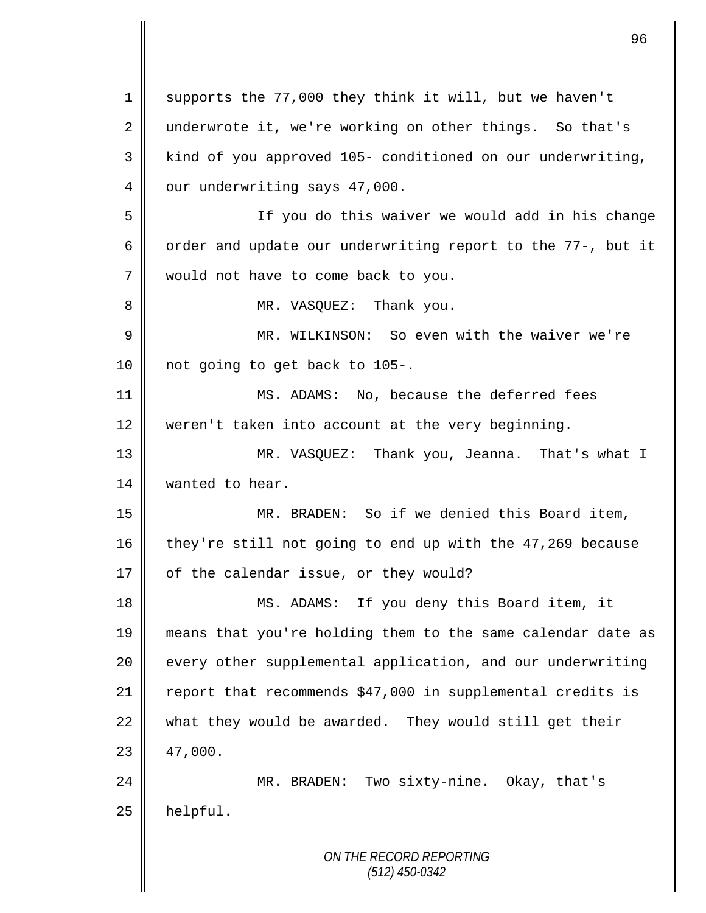supports the 77,000 they think it will, but we haven't underwrote it, we're working on other things. So that's kind of you approved 105- conditioned on our underwriting, our underwriting says 47,000.

If you do this waiver we would add in his change order and update our underwriting report to the 77-, but it would not have to come back to you.

MR. VASQUEZ: Thank you.

MR. WILKINSON: So even with the waiver we're not going to get back to 105-.

MS. ADAMS: No, because the deferred fees weren't taken into account at the very beginning.

MR. VASQUEZ: Thank you, Jeanna. That's what I wanted to hear.

MR. BRADEN: So if we denied this Board item, they're still not going to end up with the 47,269 because of the calendar issue, or they would?

MS. ADAMS: If you deny this Board item, it means that you're holding them to the same calendar date as every other supplemental application, and our underwriting report that recommends $47,000 in supplemental credits is what they would be awarded. They would still get their 47,000.

MR. BRADEN: Two sixty-nine. Okay, that's helpful.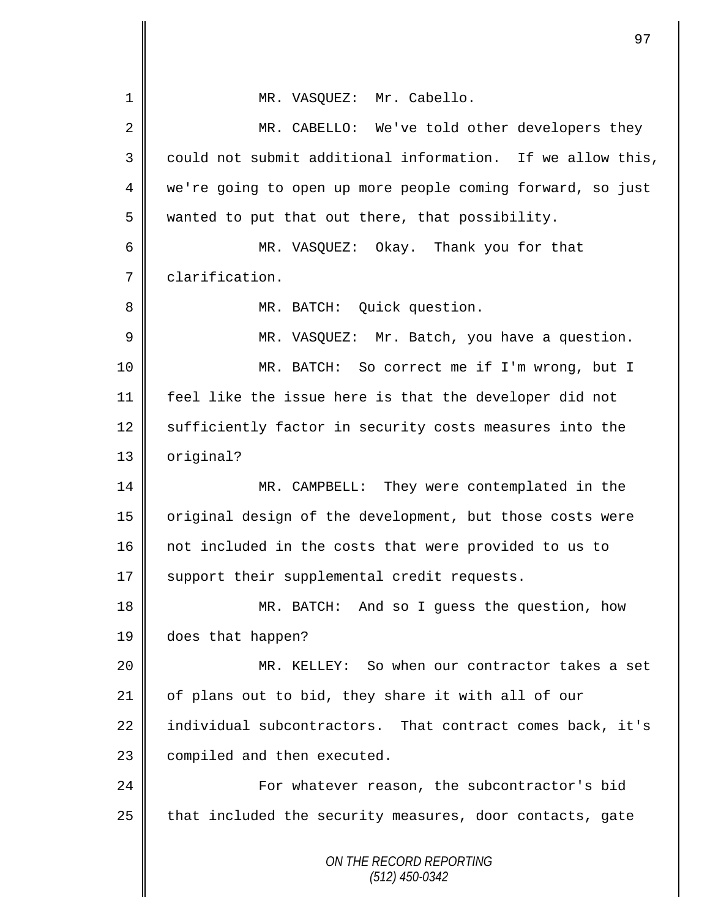MR. VASQUEZ: Mr. Cabello.

MR. CABELLO: We've told other developers they could not submit additional information. If we allow this, we're going to open up more people coming forward, so just wanted to put that out there, that possibility.

MR. VASQUEZ: Okay. Thank you for that clarification.

MR. BATCH: Quick question.

MR. VASQUEZ: Mr. Batch, you have a question.

MR. BATCH: So correct me if I'm wrong, but I feel like the issue here is that the developer did not sufficiently factor in security costs measures into the original?

MR. CAMPBELL: They were contemplated in the original design of the development, but those costs were not included in the costs that were provided to us to support their supplemental credit requests.

MR. BATCH: And so I guess the question, how does that happen?

MR. KELLEY: So when our contractor takes a set of plans out to bid, they share it with all of our individual subcontractors. That contract comes back, it's compiled and then executed.

For whatever reason, the subcontractor's bid that included the security measures, door contacts, gate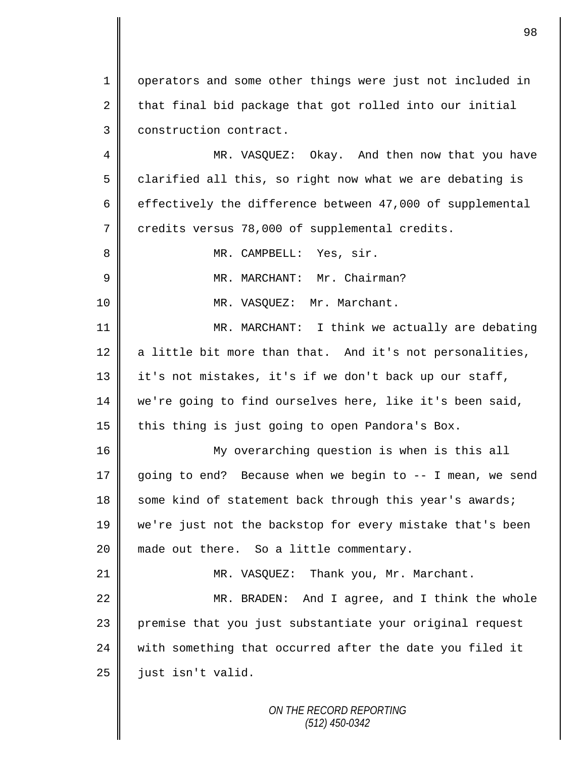operators and some other things were just not included in that final bid package that got rolled into our initial construction contract.

MR. VASQUEZ: Okay. And then now that you have clarified all this, so right now what we are debating is effectively the difference between 47,000 of supplemental credits versus 78,000 of supplemental credits.

MR. CAMPBELL: Yes, sir.

MR. MARCHANT: Mr. Chairman?

MR. VASQUEZ: Mr. Marchant.

MR. MARCHANT: I think we actually are debating a little bit more than that. And it's not personalities, it's not mistakes, it's if we don't back up our staff, we're going to find ourselves here, like it's been said, this thing is just going to open Pandora's Box.

My overarching question is when is this all going to end? Because when we begin to -- I mean, we send some kind of statement back through this year's awards; we're just not the backstop for every mistake that's been made out there. So a little commentary.

MR. VASQUEZ: Thank you, Mr. Marchant.

MR. BRADEN: And I agree, and I think the whole premise that you just substantiate your original request with something that occurred after the date you filed it just isn't valid.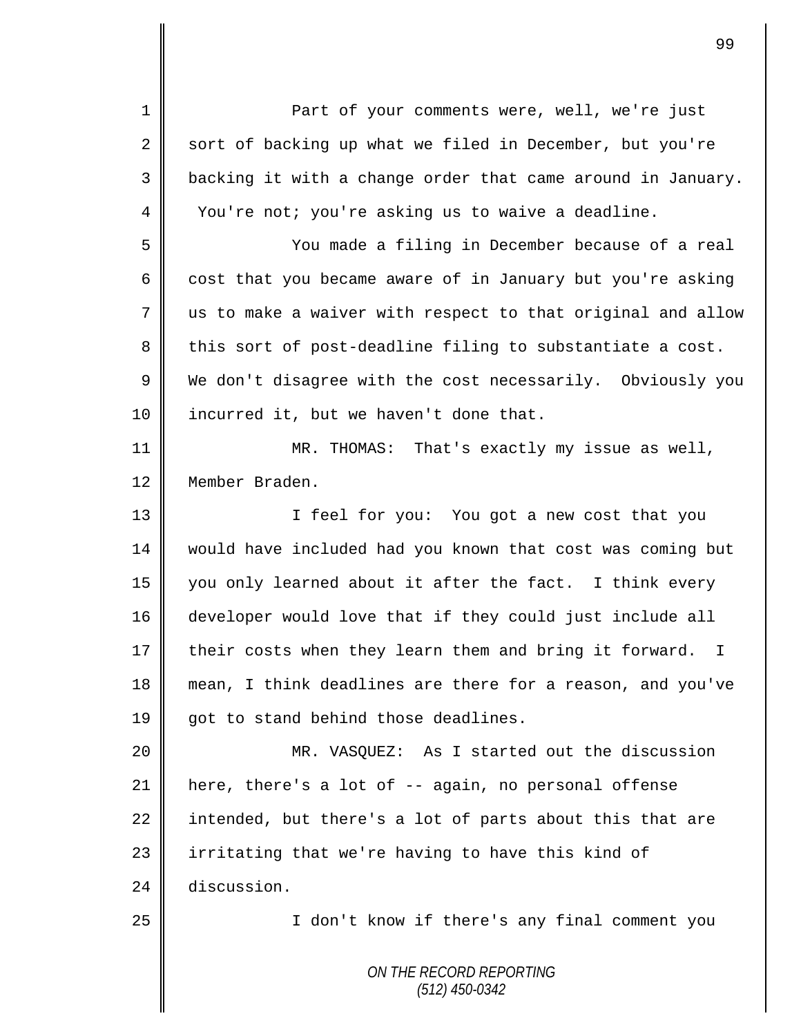Part of your comments were, well, we're just sort of backing up what we filed in December, but you're backing it with a change order that came around in January. You're not; you're asking us to waive a deadline.

You made a filing in December because of a real cost that you became aware of in January but you're asking us to make a waiver with respect to that original and allow this sort of post-deadline filing to substantiate a cost. We don't disagree with the cost necessarily. Obviously you incurred it, but we haven't done that.

MR. THOMAS: That's exactly my issue as well, Member Braden.

I feel for you: You got a new cost that you would have included had you known that cost was coming but you only learned about it after the fact. I think every developer would love that if they could just include all their costs when they learn them and bring it forward. I mean, I think deadlines are there for a reason, and you've got to stand behind those deadlines.

MR. VASQUEZ: As I started out the discussion here, there's a lot of -- again, no personal offense intended, but there's a lot of parts about this that are irritating that we're having to have this kind of discussion.

I don't know if there's any final comment you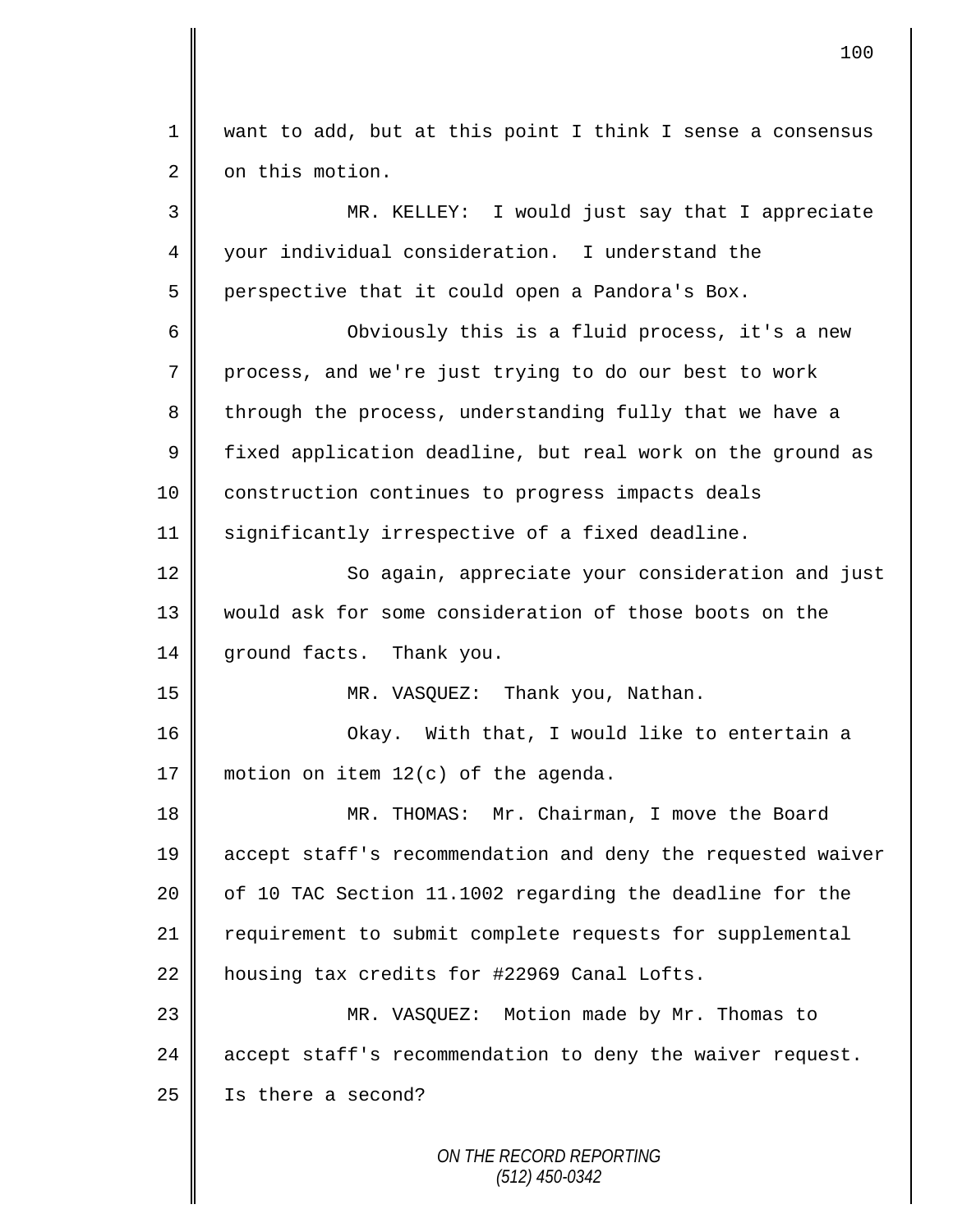want to add, but at this point I think I sense a consensus on this motion.

MR. KELLEY: I would just say that I appreciate your individual consideration. I understand the perspective that it could open a Pandora's Box.

Obviously this is a fluid process, it's a new process, and we're just trying to do our best to work through the process, understanding fully that we have a fixed application deadline, but real work on the ground as construction continues to progress impacts deals significantly irrespective of a fixed deadline.

So again, appreciate your consideration and just would ask for some consideration of those boots on the ground facts. Thank you.

MR. VASQUEZ: Thank you, Nathan.

Okay. With that, I would like to entertain a motion on item 12(c) of the agenda.

MR. THOMAS: Mr. Chairman, I move the Board accept staff's recommendation and deny the requested waiver of 10 TAC Section 11.1002 regarding the deadline for the requirement to submit complete requests for supplemental housing tax credits for #22969 Canal Lofts.

MR. VASQUEZ: Motion made by Mr. Thomas to accept staff's recommendation to deny the waiver request. Is there a second?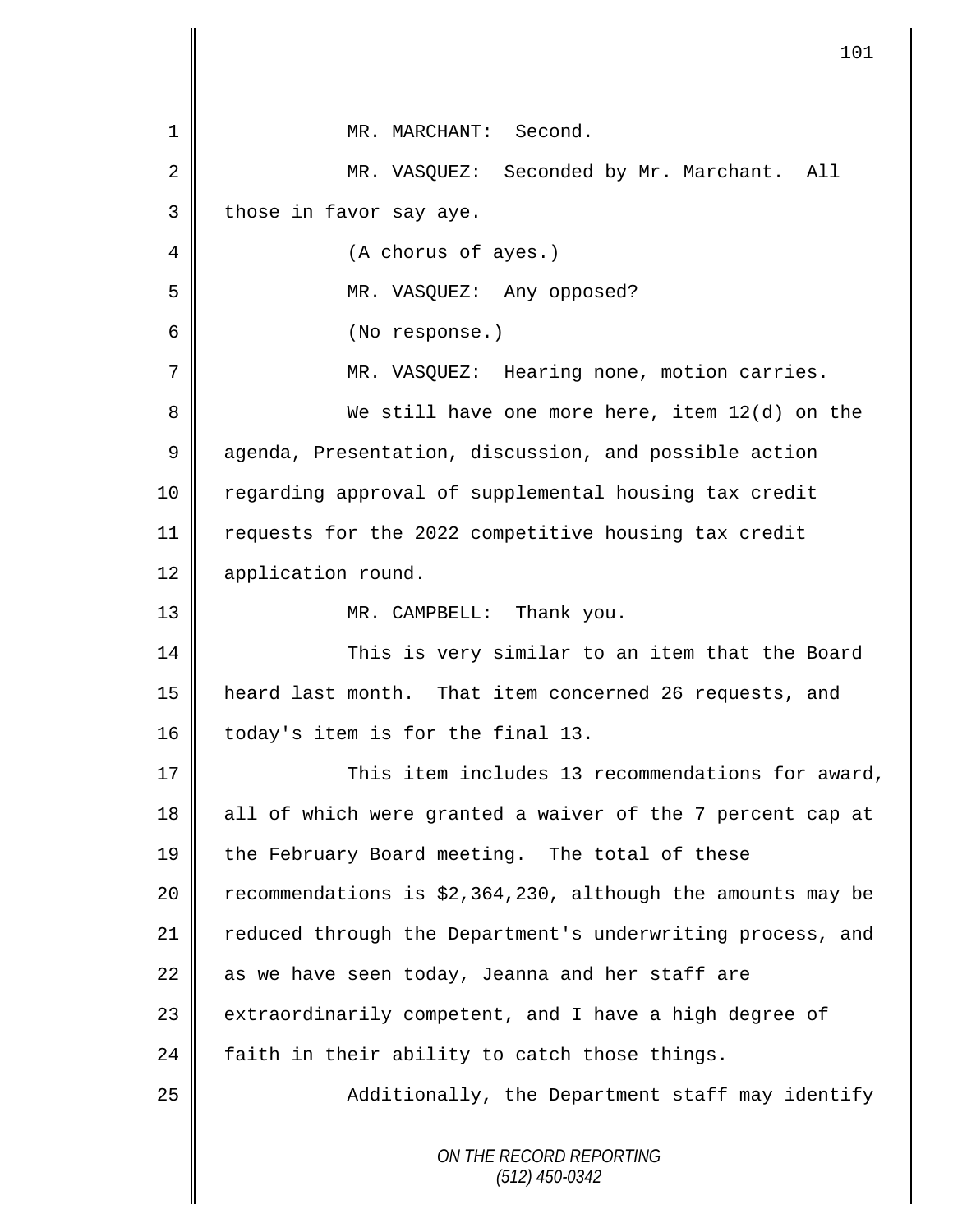MR. MARCHANT: Second.

MR. VASQUEZ: Seconded by Mr. Marchant. All those in favor say aye.

(A chorus of ayes.)

MR. VASQUEZ: Any opposed?

(No response.)

MR. VASQUEZ: Hearing none, motion carries.

We still have one more here, item 12(d) on the agenda, Presentation, discussion, and possible action regarding approval of supplemental housing tax credit requests for the 2022 competitive housing tax credit application round.

MR. CAMPBELL: Thank you.

This is very similar to an item that the Board heard last month. That item concerned 26 requests, and today's item is for the final 13.

This item includes 13 recommendations for award, all of which were granted a waiver of the 7 percent cap at the February Board meeting. The total of these recommendations is $2,364,230, although the amounts may be reduced through the Department's underwriting process, and as we have seen today, Jeanna and her staff are extraordinarily competent, and I have a high degree of faith in their ability to catch those things.

Additionally, the Department staff may identify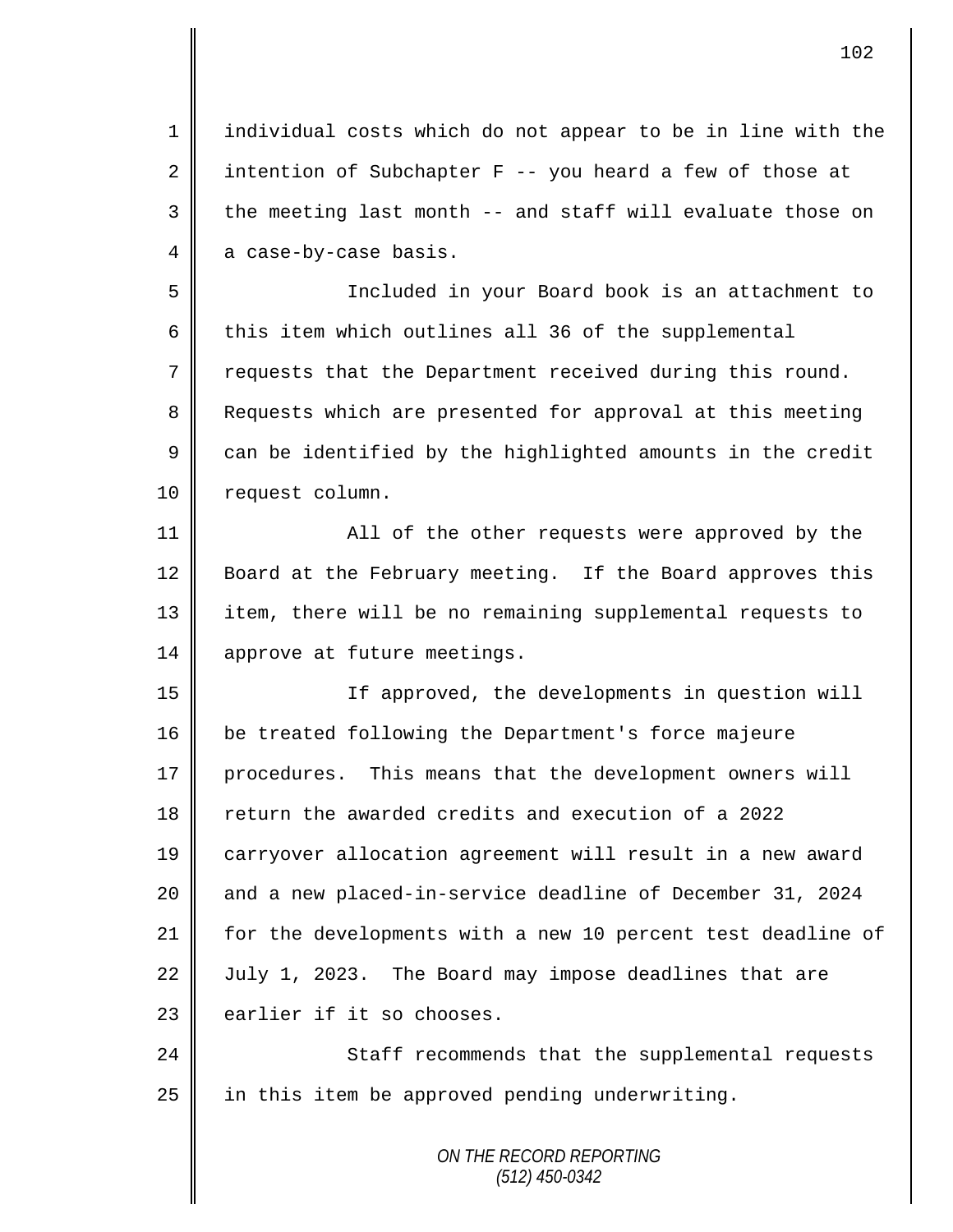individual costs which do not appear to be in line with the intention of Subchapter F -- you heard a few of those at the meeting last month -- and staff will evaluate those on a case-by-case basis.

Included in your Board book is an attachment to this item which outlines all 36 of the supplemental requests that the Department received during this round. Requests which are presented for approval at this meeting can be identified by the highlighted amounts in the credit request column.

All of the other requests were approved by the Board at the February meeting. If the Board approves this item, there will be no remaining supplemental requests to approve at future meetings.

If approved, the developments in question will be treated following the Department's force majeure procedures. This means that the development owners will return the awarded credits and execution of a 2022 carryover allocation agreement will result in a new award and a new placed-in-service deadline of December 31, 2024 for the developments with a new 10 percent test deadline of July 1, 2023. The Board may impose deadlines that are earlier if it so chooses.

Staff recommends that the supplemental requests in this item be approved pending underwriting.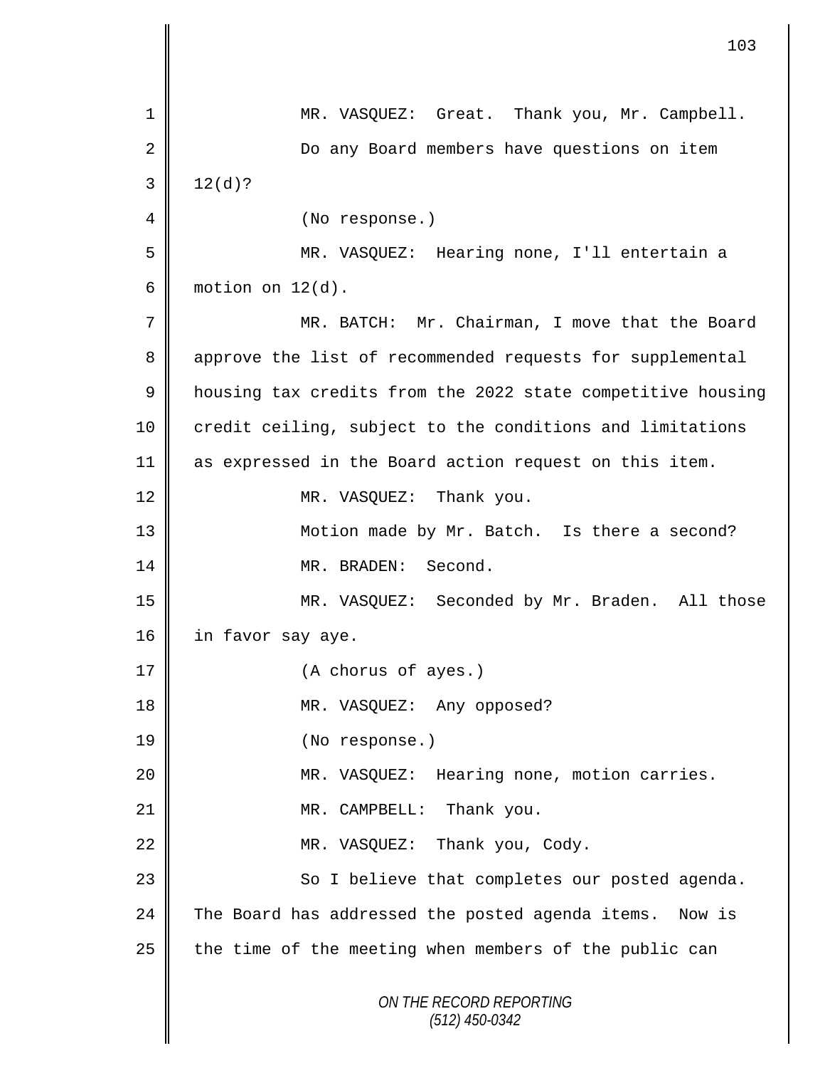MR. VASQUEZ: Great. Thank you, Mr. Campbell.

Do any Board members have questions on item 12(d)?

(No response.)

MR. VASQUEZ: Hearing none, I'll entertain a motion on 12(d).

MR. BATCH: Mr. Chairman, I move that the Board approve the list of recommended requests for supplemental housing tax credits from the 2022 state competitive housing credit ceiling, subject to the conditions and limitations as expressed in the Board action request on this item.

MR. VASQUEZ: Thank you.

Motion made by Mr. Batch. Is there a second?

MR. BRADEN: Second.

MR. VASQUEZ: Seconded by Mr. Braden. All those in favor say aye.

(A chorus of ayes.)

MR. VASQUEZ: Any opposed?

(No response.)

MR. VASQUEZ: Hearing none, motion carries.

MR. CAMPBELL: Thank you.

MR. VASQUEZ: Thank you, Cody.

So I believe that completes our posted agenda. The Board has addressed the posted agenda items. Now is the time of the meeting when members of the public can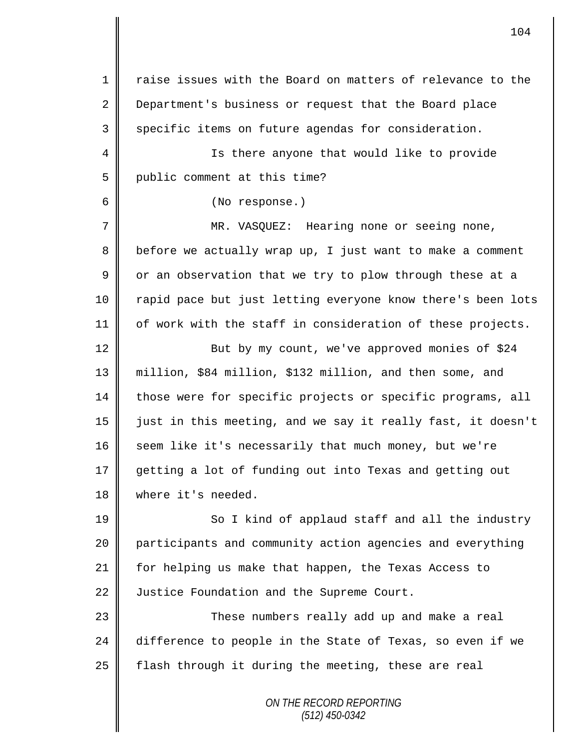raise issues with the Board on matters of relevance to the Department's business or request that the Board place specific items on future agendas for consideration.

Is there anyone that would like to provide public comment at this time?

(No response.)

MR. VASQUEZ: Hearing none or seeing none, before we actually wrap up, I just want to make a comment or an observation that we try to plow through these at a rapid pace but just letting everyone know there's been lots of work with the staff in consideration of these projects.

But by my count, we've approved monies of $24 million, $84 million, $132 million, and then some, and those were for specific projects or specific programs, all just in this meeting, and we say it really fast, it doesn't seem like it's necessarily that much money, but we're getting a lot of funding out into Texas and getting out where it's needed.

So I kind of applaud staff and all the industry participants and community action agencies and everything for helping us make that happen, the Texas Access to Justice Foundation and the Supreme Court.

These numbers really add up and make a real difference to people in the State of Texas, so even if we flash through it during the meeting, these are real

*ON THE RECORD REPORTING*
*(512) 450-0342*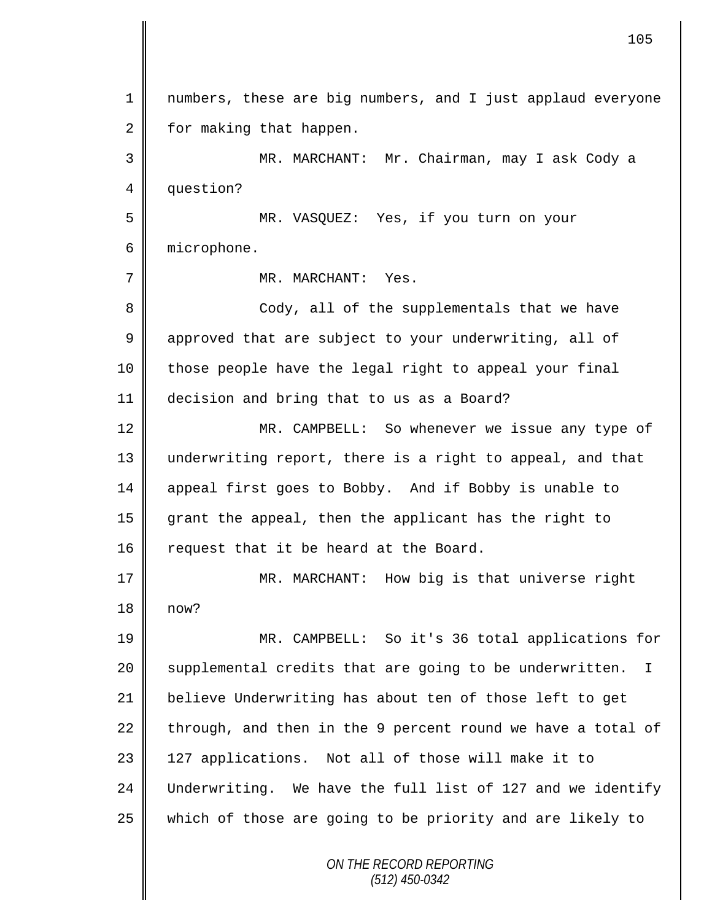numbers, these are big numbers, and I just applaud everyone for making that happen.

MR. MARCHANT: Mr. Chairman, may I ask Cody a question?

MR. VASQUEZ: Yes, if you turn on your microphone.

MR. MARCHANT: Yes.

Cody, all of the supplementals that we have approved that are subject to your underwriting, all of those people have the legal right to appeal your final decision and bring that to us as a Board?

MR. CAMPBELL: So whenever we issue any type of underwriting report, there is a right to appeal, and that appeal first goes to Bobby. And if Bobby is unable to grant the appeal, then the applicant has the right to request that it be heard at the Board.

MR. MARCHANT: How big is that universe right now?

MR. CAMPBELL: So it's 36 total applications for supplemental credits that are going to be underwritten. I believe Underwriting has about ten of those left to get through, and then in the 9 percent round we have a total of 127 applications. Not all of those will make it to Underwriting. We have the full list of 127 and we identify which of those are going to be priority and are likely to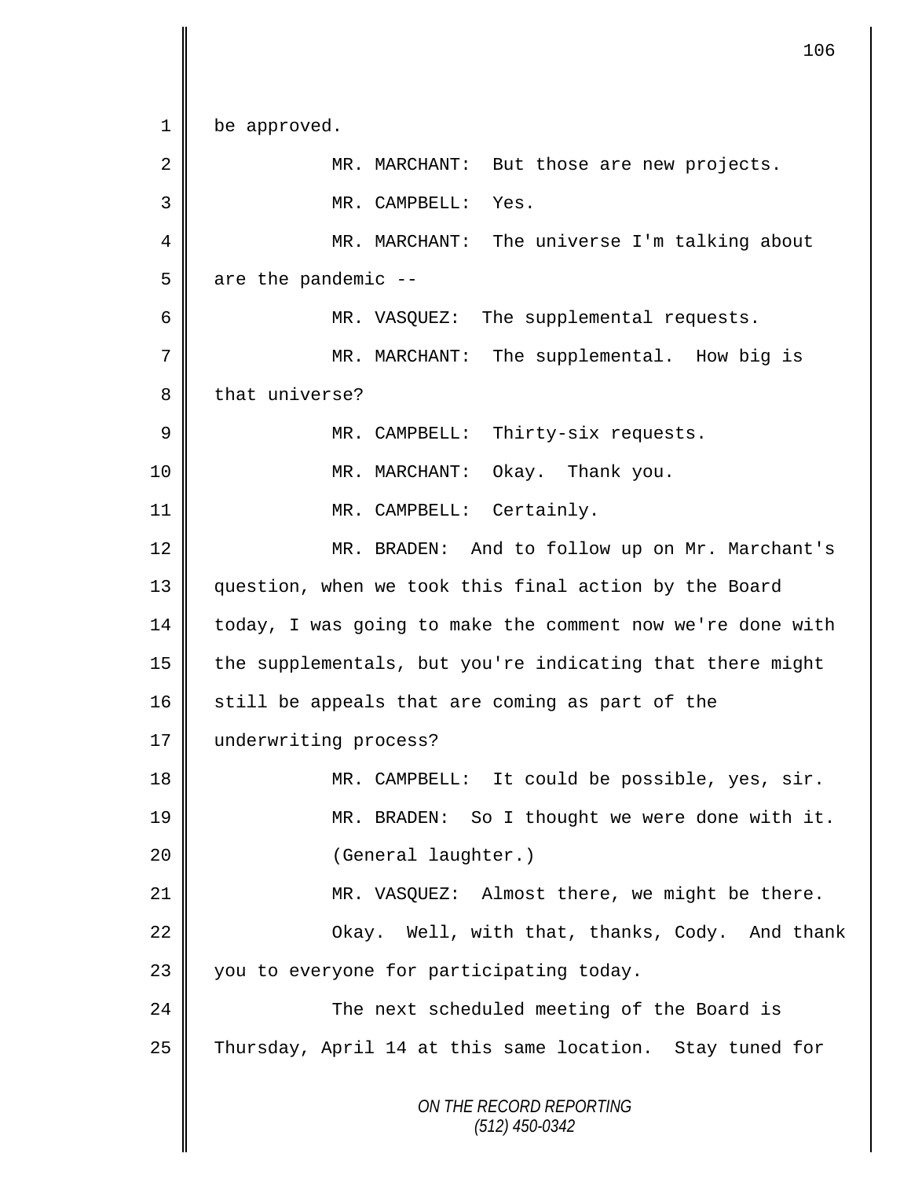be approved.

MR. MARCHANT: But those are new projects.

MR. CAMPBELL: Yes.

MR. MARCHANT: The universe I'm talking about are the pandemic --

MR. VASQUEZ: The supplemental requests.

MR. MARCHANT: The supplemental. How big is that universe?

MR. CAMPBELL: Thirty-six requests.

MR. MARCHANT: Okay. Thank you.

MR. CAMPBELL: Certainly.

MR. BRADEN: And to follow up on Mr. Marchant's question, when we took this final action by the Board today, I was going to make the comment now we're done with the supplementals, but you're indicating that there might still be appeals that are coming as part of the underwriting process?

MR. CAMPBELL: It could be possible, yes, sir.

MR. BRADEN: So I thought we were done with it.

(General laughter.)

MR. VASQUEZ: Almost there, we might be there.

Okay. Well, with that, thanks, Cody. And thank you to everyone for participating today.

The next scheduled meeting of the Board is Thursday, April 14 at this same location. Stay tuned for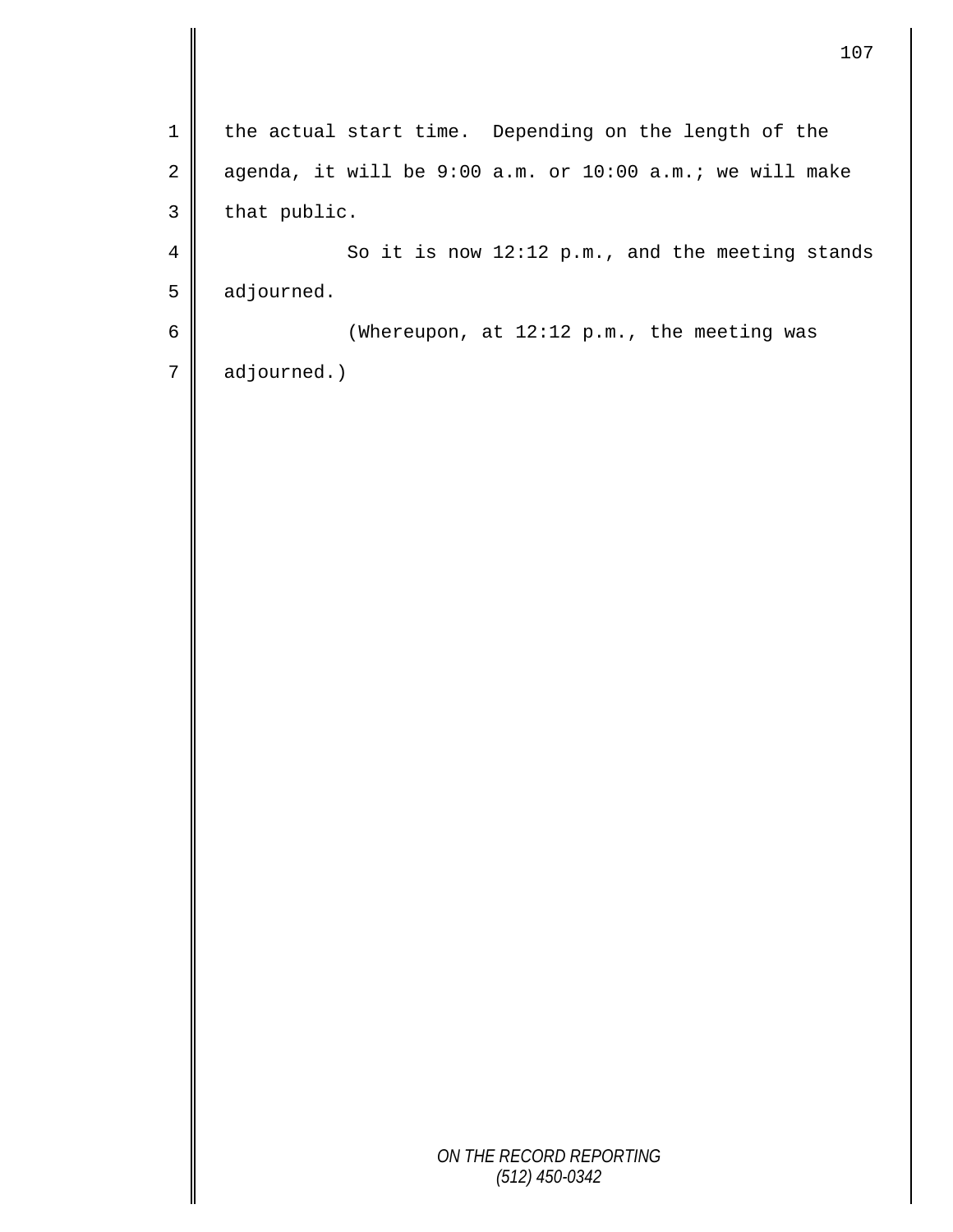the actual start time.  Depending on the length of the agenda, it will be 9:00 a.m. or 10:00 a.m.; we will make that public.

So it is now 12:12 p.m., and the meeting stands adjourned.

(Whereupon, at 12:12 p.m., the meeting was adjourned.)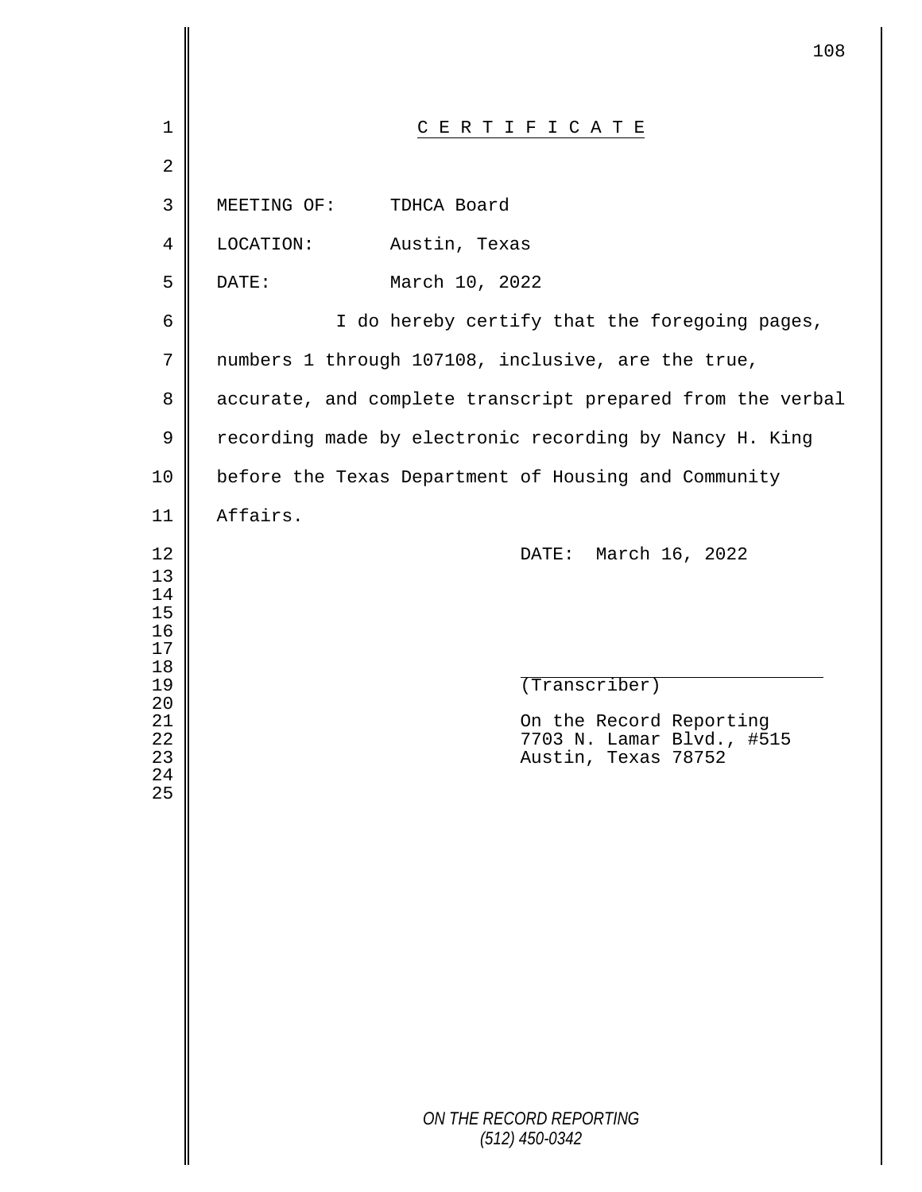# C E R T I F I C A T E

MEETING OF: TDHCA Board

LOCATION: Austin, Texas

DATE: March 10, 2022

I do hereby certify that the foregoing pages, numbers 1 through 107108, inclusive, are the true, accurate, and complete transcript prepared from the verbal recording made by electronic recording by Nancy H. King before the Texas Department of Housing and Community Affairs.

DATE: March 16, 2022

(Transcriber)

On the Record Reporting
7703 N. Lamar Blvd., #515
Austin, Texas 78752